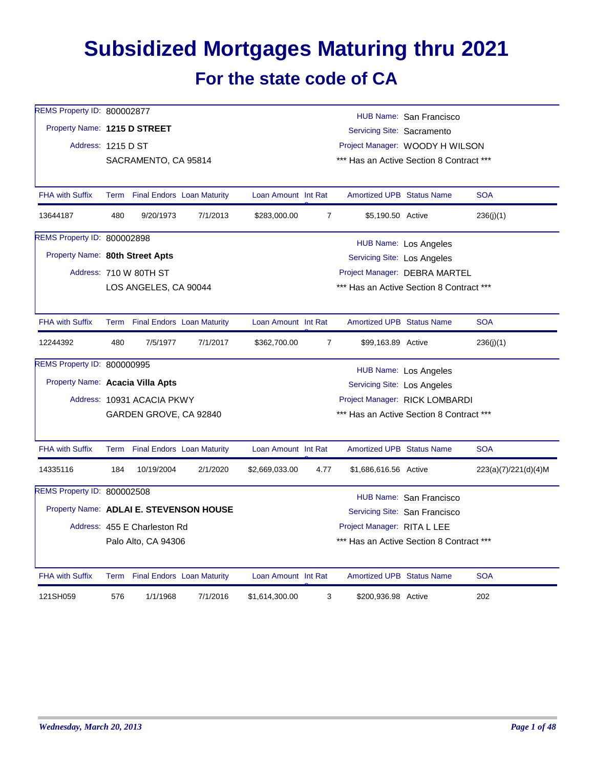# Subsidized Mortgages Maturing thru 2021

## For the state code of CA

REMS Property ID: 800002877
Property Name: **1215 D STREET**
Address: 1215 D ST
SACRAMENTO, CA 95814

HUB Name: San Francisco
Servicing Site: Sacramento
Project Manager: WOODY H WILSON
*** Has an Active Section 8 Contract ***

| FHA with Suffix | Term | Final Endors | Loan Maturity | Loan Amount | Int Rate | Amortized UPB | Status Name | SOA |
|---|---|---|---|---|---|---|---|---|
| 13644187 | 480 | 9/20/1973 | 7/1/2013 | $283,000.00 | 7 | $5,190.50 | Active | 236(j)(1) |

REMS Property ID: 800002898
Property Name: **80th Street Apts**
Address: 710 W 80TH ST
LOS ANGELES, CA 90044

HUB Name: Los Angeles
Servicing Site: Los Angeles
Project Manager: DEBRA MARTEL
*** Has an Active Section 8 Contract ***

| FHA with Suffix | Term | Final Endors | Loan Maturity | Loan Amount | Int Rate | Amortized UPB | Status Name | SOA |
|---|---|---|---|---|---|---|---|---|
| 12244392 | 480 | 7/5/1977 | 7/1/2017 | $362,700.00 | 7 | $99,163.89 | Active | 236(j)(1) |

REMS Property ID: 800000995
Property Name: **Acacia Villa Apts**
Address: 10931 ACACIA PKWY
GARDEN GROVE, CA 92840

HUB Name: Los Angeles
Servicing Site: Los Angeles
Project Manager: RICK LOMBARDI
*** Has an Active Section 8 Contract ***

| FHA with Suffix | Term | Final Endors | Loan Maturity | Loan Amount | Int Rate | Amortized UPB | Status Name | SOA |
|---|---|---|---|---|---|---|---|---|
| 14335116 | 184 | 10/19/2004 | 2/1/2020 | $2,669,033.00 | 4.77 | $1,686,616.56 | Active | 223(a)(7)/221(d)(4)M |

REMS Property ID: 800002508
Property Name: **ADLAI E. STEVENSON HOUSE**
Address: 455 E Charleston Rd
Palo Alto, CA 94306

HUB Name: San Francisco
Servicing Site: San Francisco
Project Manager: RITA L LEE
*** Has an Active Section 8 Contract ***

| FHA with Suffix | Term | Final Endors | Loan Maturity | Loan Amount | Int Rate | Amortized UPB | Status Name | SOA |
|---|---|---|---|---|---|---|---|---|
| 121SH059 | 576 | 1/1/1968 | 7/1/2016 | $1,614,300.00 | 3 | $200,936.98 | Active | 202 |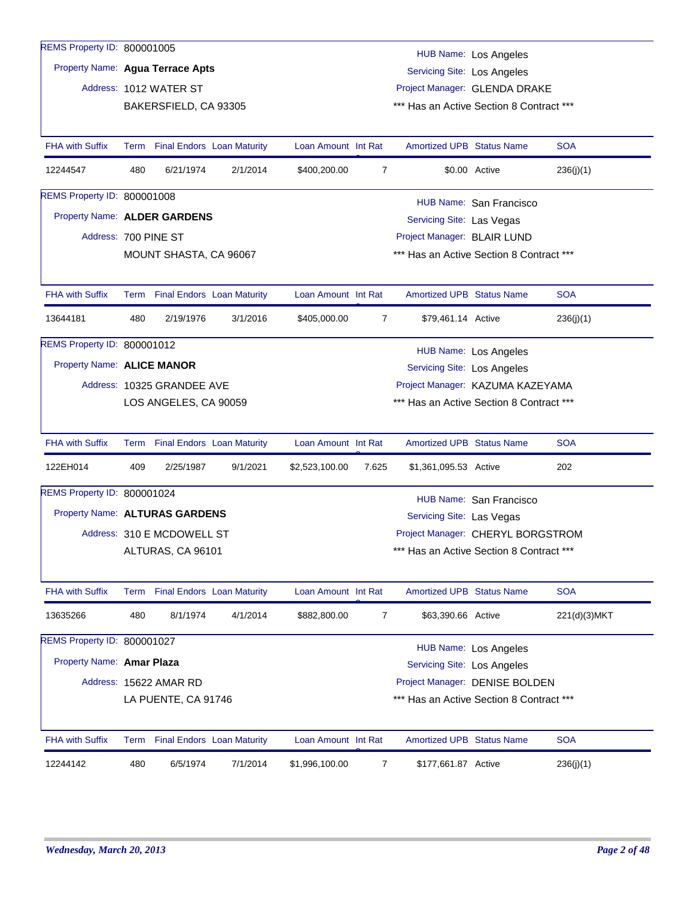**REMS Property ID:** 800001005

**Property Name:** Agua Terrace Apts

**Address:** 1012 WATER ST
BAKERSFIELD, CA 93305

**HUB Name:** Los Angeles
**Servicing Site:** Los Angeles
**Project Manager:** GLENDA DRAKE
*** Has an Active Section 8 Contract ***

| FHA with Suffix | Term | Final Endors | Loan Maturity | Loan Amount | Int Rat | Amortized UPB | Status Name | SOA |
|---|---|---|---|---|---|---|---|---|
| 12244547 | 480 | 6/21/1974 | 2/1/2014 | $400,200.00 | 7 | $0.00 | Active | 236(j)(1) |

**REMS Property ID:** 800001008

**Property Name:** ALDER GARDENS

**Address:** 700 PINE ST
MOUNT SHASTA, CA 96067

**HUB Name:** San Francisco
**Servicing Site:** Las Vegas
**Project Manager:** BLAIR LUND
*** Has an Active Section 8 Contract ***

| FHA with Suffix | Term | Final Endors | Loan Maturity | Loan Amount | Int Rat | Amortized UPB | Status Name | SOA |
|---|---|---|---|---|---|---|---|---|
| 13644181 | 480 | 2/19/1976 | 3/1/2016 | $405,000.00 | 7 | $79,461.14 | Active | 236(j)(1) |

**REMS Property ID:** 800001012

**Property Name:** ALICE MANOR

**Address:** 10325 GRANDEE AVE
LOS ANGELES, CA 90059

**HUB Name:** Los Angeles
**Servicing Site:** Los Angeles
**Project Manager:** KAZUMA KAZEYAMA
*** Has an Active Section 8 Contract ***

| FHA with Suffix | Term | Final Endors | Loan Maturity | Loan Amount | Int Rat | Amortized UPB | Status Name | SOA |
|---|---|---|---|---|---|---|---|---|
| 122EH014 | 409 | 2/25/1987 | 9/1/2021 | $2,523,100.00 | 7.625 | $1,361,095.53 | Active | 202 |

**REMS Property ID:** 800001024

**Property Name:** ALTURAS GARDENS

**Address:** 310 E MCDOWELL ST
ALTURAS, CA 96101

**HUB Name:** San Francisco
**Servicing Site:** Las Vegas
**Project Manager:** CHERYL BORGSTROM
*** Has an Active Section 8 Contract ***

| FHA with Suffix | Term | Final Endors | Loan Maturity | Loan Amount | Int Rat | Amortized UPB | Status Name | SOA |
|---|---|---|---|---|---|---|---|---|
| 13635266 | 480 | 8/1/1974 | 4/1/2014 | $882,800.00 | 7 | $63,390.66 | Active | 221(d)(3)MKT |

**REMS Property ID:** 800001027

**Property Name:** Amar Plaza

**Address:** 15622 AMAR RD
LA PUENTE, CA 91746

**HUB Name:** Los Angeles
**Servicing Site:** Los Angeles
**Project Manager:** DENISE BOLDEN
*** Has an Active Section 8 Contract ***

| FHA with Suffix | Term | Final Endors | Loan Maturity | Loan Amount | Int Rat | Amortized UPB | Status Name | SOA |
|---|---|---|---|---|---|---|---|---|
| 12244142 | 480 | 6/5/1974 | 7/1/2014 | $1,996,100.00 | 7 | $177,661.87 | Active | 236(j)(1) |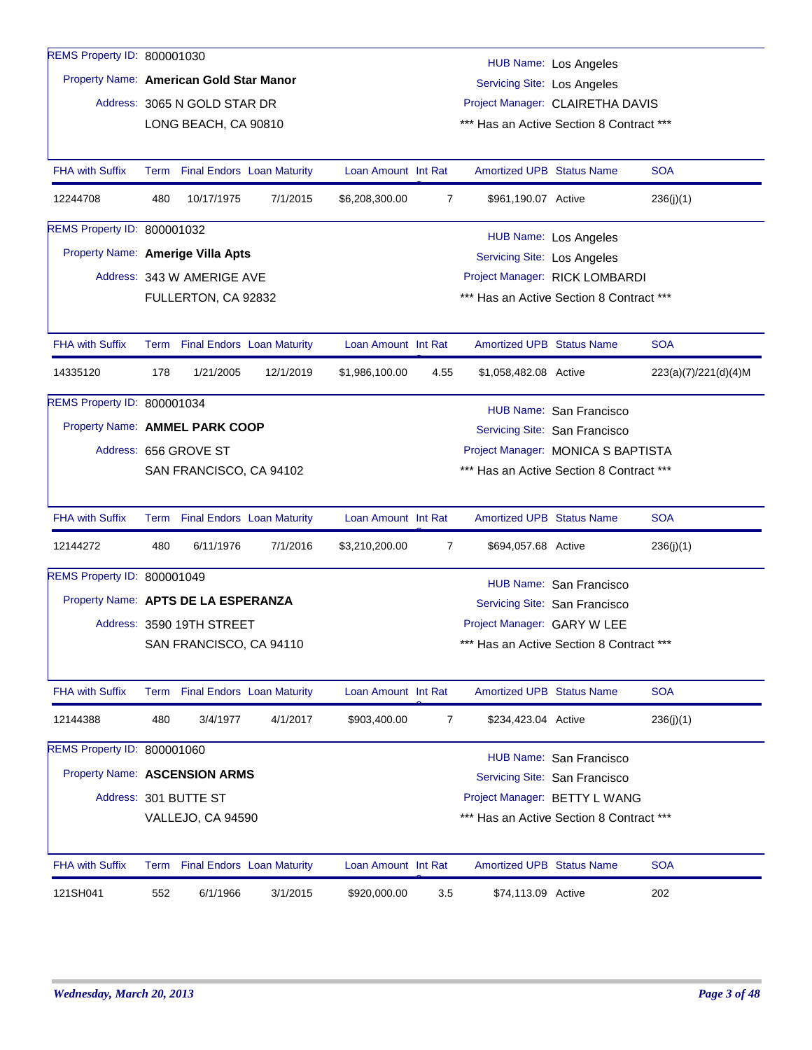REMS Property ID: 800001030

Property Name: **American Gold Star Manor**

Address: 3065 N GOLD STAR DR
LONG BEACH, CA 90810

HUB Name: Los Angeles
Servicing Site: Los Angeles
Project Manager: CLAIRETHA DAVIS
\*\*\* Has an Active Section 8 Contract \*\*\*

| FHA with Suffix | Term | Final Endors | Loan Maturity | Loan Amount | Int Rate | Amortized UPB | Status Name | SOA |
|---|---|---|---|---|---|---|---|---|
| 12244708 | 480 | 10/17/1975 | 7/1/2015 | $6,208,300.00 | 7 | $961,190.07 | Active | 236(j)(1) |

REMS Property ID: 800001032

Property Name: **Amerige Villa Apts**

Address: 343 W AMERIGE AVE
FULLERTON, CA 92832

HUB Name: Los Angeles
Servicing Site: Los Angeles
Project Manager: RICK LOMBARDI
\*\*\* Has an Active Section 8 Contract \*\*\*

| FHA with Suffix | Term | Final Endors | Loan Maturity | Loan Amount | Int Rate | Amortized UPB | Status Name | SOA |
|---|---|---|---|---|---|---|---|---|
| 14335120 | 178 | 1/21/2005 | 12/1/2019 | $1,986,100.00 | 4.55 | $1,058,482.08 | Active | 223(a)(7)/221(d)(4)M |

REMS Property ID: 800001034

Property Name: **AMMEL PARK COOP**

Address: 656 GROVE ST
SAN FRANCISCO, CA 94102

HUB Name: San Francisco
Servicing Site: San Francisco
Project Manager: MONICA S BAPTISTA
\*\*\* Has an Active Section 8 Contract \*\*\*

| FHA with Suffix | Term | Final Endors | Loan Maturity | Loan Amount | Int Rate | Amortized UPB | Status Name | SOA |
|---|---|---|---|---|---|---|---|---|
| 12144272 | 480 | 6/11/1976 | 7/1/2016 | $3,210,200.00 | 7 | $694,057.68 | Active | 236(j)(1) |

REMS Property ID: 800001049

Property Name: **APTS DE LA ESPERANZA**

Address: 3590 19TH STREET
SAN FRANCISCO, CA 94110

HUB Name: San Francisco
Servicing Site: San Francisco
Project Manager: GARY W LEE
\*\*\* Has an Active Section 8 Contract \*\*\*

| FHA with Suffix | Term | Final Endors | Loan Maturity | Loan Amount | Int Rate | Amortized UPB | Status Name | SOA |
|---|---|---|---|---|---|---|---|---|
| 12144388 | 480 | 3/4/1977 | 4/1/2017 | $903,400.00 | 7 | $234,423.04 | Active | 236(j)(1) |

REMS Property ID: 800001060

Property Name: **ASCENSION ARMS**

Address: 301 BUTTE ST
VALLEJO, CA 94590

HUB Name: San Francisco
Servicing Site: San Francisco
Project Manager: BETTY L WANG
\*\*\* Has an Active Section 8 Contract \*\*\*

| FHA with Suffix | Term | Final Endors | Loan Maturity | Loan Amount | Int Rate | Amortized UPB | Status Name | SOA |
|---|---|---|---|---|---|---|---|---|
| 121SH041 | 552 | 6/1/1966 | 3/1/2015 | $920,000.00 | 3.5 | $74,113.09 | Active | 202 |

*Wednesday, March 20, 2013*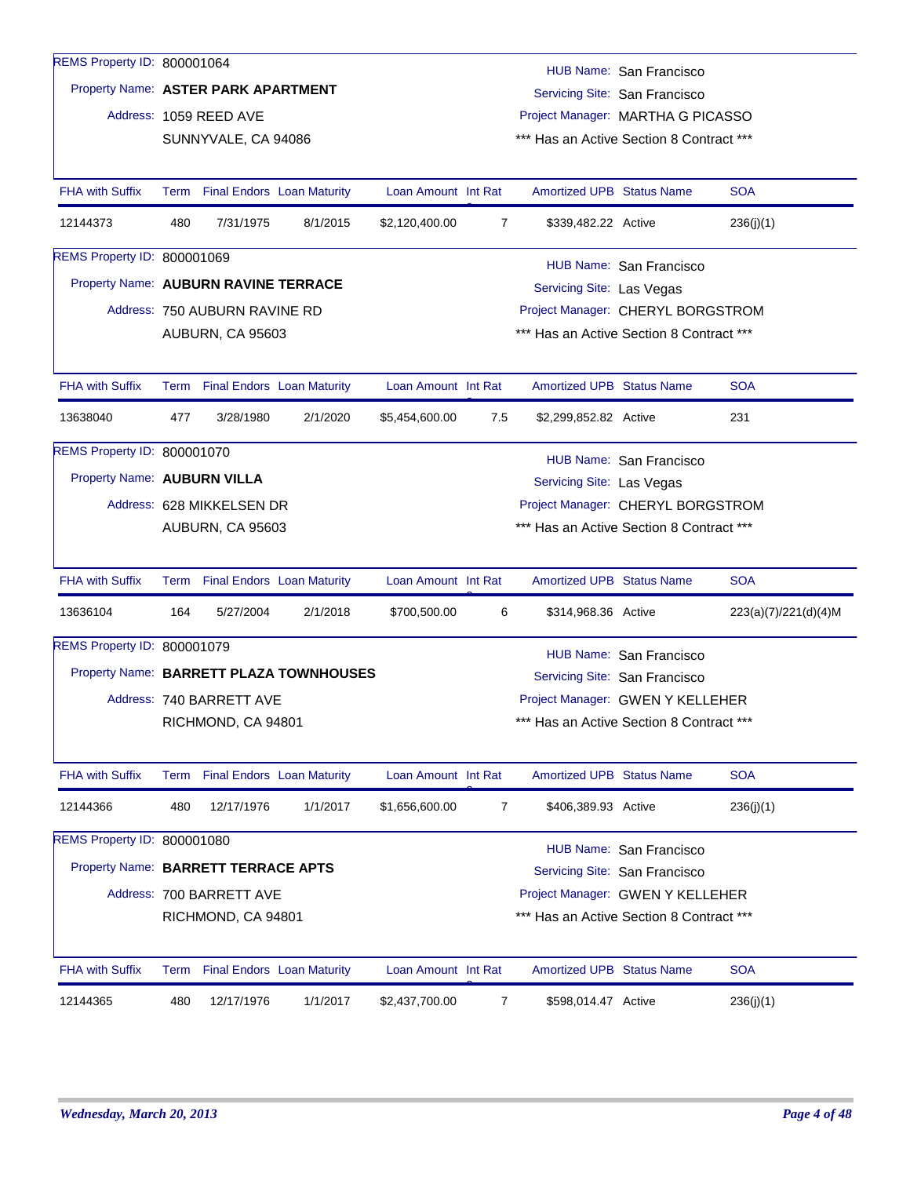REMS Property ID: 800001064

Property Name: **ASTER PARK APARTMENT**

Address: 1059 REED AVE
SUNNYVALE, CA 94086

HUB Name: San Francisco
Servicing Site: San Francisco
Project Manager: MARTHA G PICASSO
*** Has an Active Section 8 Contract ***

| FHA with Suffix | Term | Final Endors | Loan Maturity | Loan Amount | Int Rate | Amortized UPB | Status Name | SOA |
|---|---|---|---|---|---|---|---|---|
| 12144373 | 480 | 7/31/1975 | 8/1/2015 | $2,120,400.00 | 7 | $339,482.22 | Active | 236(j)(1) |

REMS Property ID: 800001069

Property Name: **AUBURN RAVINE TERRACE**

Address: 750 AUBURN RAVINE RD
AUBURN, CA 95603

HUB Name: San Francisco
Servicing Site: Las Vegas
Project Manager: CHERYL BORGSTROM
*** Has an Active Section 8 Contract ***

| FHA with Suffix | Term | Final Endors | Loan Maturity | Loan Amount | Int Rate | Amortized UPB | Status Name | SOA |
|---|---|---|---|---|---|---|---|---|
| 13638040 | 477 | 3/28/1980 | 2/1/2020 | $5,454,600.00 | 7.5 | $2,299,852.82 | Active | 231 |

REMS Property ID: 800001070

Property Name: **AUBURN VILLA**

Address: 628 MIKKELSEN DR
AUBURN, CA 95603

HUB Name: San Francisco
Servicing Site: Las Vegas
Project Manager: CHERYL BORGSTROM
*** Has an Active Section 8 Contract ***

| FHA with Suffix | Term | Final Endors | Loan Maturity | Loan Amount | Int Rate | Amortized UPB | Status Name | SOA |
|---|---|---|---|---|---|---|---|---|
| 13636104 | 164 | 5/27/2004 | 2/1/2018 | $700,500.00 | 6 | $314,968.36 | Active | 223(a)(7)/221(d)(4)M |

REMS Property ID: 800001079

Property Name: **BARRETT PLAZA TOWNHOUSES**

Address: 740 BARRETT AVE
RICHMOND, CA 94801

HUB Name: San Francisco
Servicing Site: San Francisco
Project Manager: GWEN Y KELLEHER
*** Has an Active Section 8 Contract ***

| FHA with Suffix | Term | Final Endors | Loan Maturity | Loan Amount | Int Rate | Amortized UPB | Status Name | SOA |
|---|---|---|---|---|---|---|---|---|
| 12144366 | 480 | 12/17/1976 | 1/1/2017 | $1,656,600.00 | 7 | $406,389.93 | Active | 236(j)(1) |

REMS Property ID: 800001080

Property Name: **BARRETT TERRACE APTS**

Address: 700 BARRETT AVE
RICHMOND, CA 94801

HUB Name: San Francisco
Servicing Site: San Francisco
Project Manager: GWEN Y KELLEHER
*** Has an Active Section 8 Contract ***

| FHA with Suffix | Term | Final Endors | Loan Maturity | Loan Amount | Int Rate | Amortized UPB | Status Name | SOA |
|---|---|---|---|---|---|---|---|---|
| 12144365 | 480 | 12/17/1976 | 1/1/2017 | $2,437,700.00 | 7 | $598,014.47 | Active | 236(j)(1) |

*Wednesday, March 20, 2013*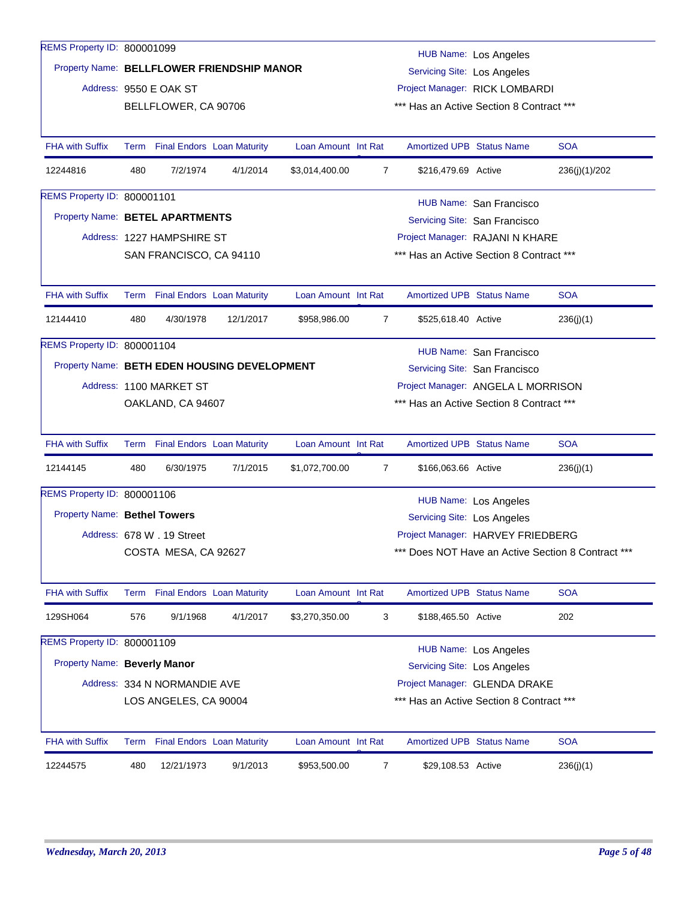REMS Property ID: 800001099

Property Name: **BELLFLOWER FRIENDSHIP MANOR**

Address: 9550 E OAK ST
BELLFLOWER, CA 90706

HUB Name: Los Angeles
Servicing Site: Los Angeles
Project Manager: RICK LOMBARDI
*** Has an Active Section 8 Contract ***

| FHA with Suffix | Term | Final Endors | Loan Maturity | Loan Amount | Int Rat | Amortized UPB | Status Name | SOA |
|---|---|---|---|---|---|---|---|---|
| 12244816 | 480 | 7/2/1974 | 4/1/2014 | $3,014,400.00 | 7 | $216,479.69 | Active | 236(j)(1)/202 |

REMS Property ID: 800001101

Property Name: **BETEL APARTMENTS**

Address: 1227 HAMPSHIRE ST
SAN FRANCISCO, CA 94110

HUB Name: San Francisco
Servicing Site: San Francisco
Project Manager: RAJANI N KHARE
*** Has an Active Section 8 Contract ***

| FHA with Suffix | Term | Final Endors | Loan Maturity | Loan Amount | Int Rat | Amortized UPB | Status Name | SOA |
|---|---|---|---|---|---|---|---|---|
| 12144410 | 480 | 4/30/1978 | 12/1/2017 | $958,986.00 | 7 | $525,618.40 | Active | 236(j)(1) |

REMS Property ID: 800001104

Property Name: **BETH EDEN HOUSING DEVELOPMENT**

Address: 1100 MARKET ST
OAKLAND, CA 94607

HUB Name: San Francisco
Servicing Site: San Francisco
Project Manager: ANGELA L MORRISON
*** Has an Active Section 8 Contract ***

| FHA with Suffix | Term | Final Endors | Loan Maturity | Loan Amount | Int Rat | Amortized UPB | Status Name | SOA |
|---|---|---|---|---|---|---|---|---|
| 12144145 | 480 | 6/30/1975 | 7/1/2015 | $1,072,700.00 | 7 | $166,063.66 | Active | 236(j)(1) |

REMS Property ID: 800001106

Property Name: **Bethel Towers**

Address: 678 W . 19 Street
COSTA MESA, CA 92627

HUB Name: Los Angeles
Servicing Site: Los Angeles
Project Manager: HARVEY FRIEDBERG
*** Does NOT Have an Active Section 8 Contract ***

| FHA with Suffix | Term | Final Endors | Loan Maturity | Loan Amount | Int Rat | Amortized UPB | Status Name | SOA |
|---|---|---|---|---|---|---|---|---|
| 129SH064 | 576 | 9/1/1968 | 4/1/2017 | $3,270,350.00 | 3 | $188,465.50 | Active | 202 |

REMS Property ID: 800001109

Property Name: **Beverly Manor**

Address: 334 N NORMANDIE AVE
LOS ANGELES, CA 90004

HUB Name: Los Angeles
Servicing Site: Los Angeles
Project Manager: GLENDA DRAKE
*** Has an Active Section 8 Contract ***

| FHA with Suffix | Term | Final Endors | Loan Maturity | Loan Amount | Int Rat | Amortized UPB | Status Name | SOA |
|---|---|---|---|---|---|---|---|---|
| 12244575 | 480 | 12/21/1973 | 9/1/2013 | $953,500.00 | 7 | $29,108.53 | Active | 236(j)(1) |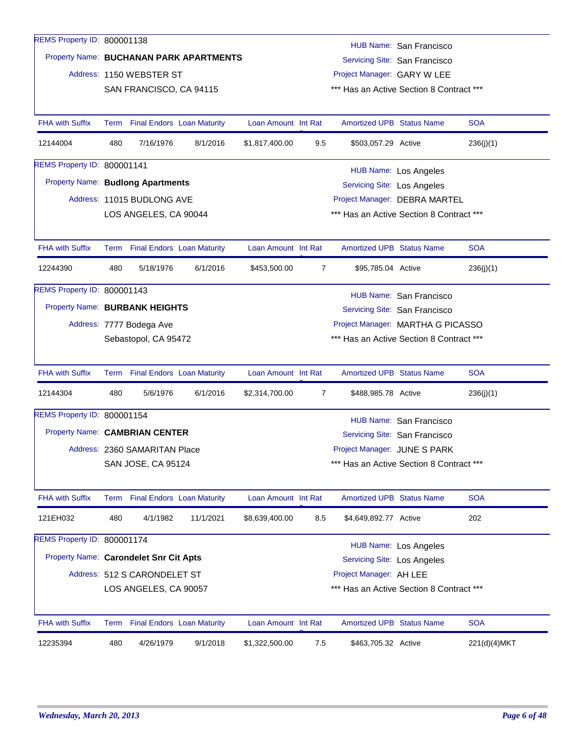REMS Property ID: 800001138

Property Name: **BUCHANAN PARK APARTMENTS**

Address: 1150 WEBSTER ST
SAN FRANCISCO, CA 94115

HUB Name: San Francisco
Servicing Site: San Francisco
Project Manager: GARY W LEE
*** Has an Active Section 8 Contract ***

| FHA with Suffix | Term | Final Endors | Loan Maturity | Loan Amount | Int Rat | Amortized UPB | Status Name | SOA |
|---|---|---|---|---|---|---|---|---|
| 12144004 | 480 | 7/16/1976 | 8/1/2016 | $1,817,400.00 | 9.5 | $503,057.29 | Active | 236(j)(1) |

REMS Property ID: 800001141

Property Name: **Budlong Apartments**

Address: 11015 BUDLONG AVE
LOS ANGELES, CA 90044

HUB Name: Los Angeles
Servicing Site: Los Angeles
Project Manager: DEBRA MARTEL
*** Has an Active Section 8 Contract ***

| FHA with Suffix | Term | Final Endors | Loan Maturity | Loan Amount | Int Rat | Amortized UPB | Status Name | SOA |
|---|---|---|---|---|---|---|---|---|
| 12244390 | 480 | 5/18/1976 | 6/1/2016 | $453,500.00 | 7 | $95,785.04 | Active | 236(j)(1) |

REMS Property ID: 800001143

Property Name: **BURBANK HEIGHTS**

Address: 7777 Bodega Ave
Sebastopol, CA 95472

HUB Name: San Francisco
Servicing Site: San Francisco
Project Manager: MARTHA G PICASSO
*** Has an Active Section 8 Contract ***

| FHA with Suffix | Term | Final Endors | Loan Maturity | Loan Amount | Int Rat | Amortized UPB | Status Name | SOA |
|---|---|---|---|---|---|---|---|---|
| 12144304 | 480 | 5/6/1976 | 6/1/2016 | $2,314,700.00 | 7 | $488,985.78 | Active | 236(j)(1) |

REMS Property ID: 800001154

Property Name: **CAMBRIAN CENTER**

Address: 2360 SAMARITAN Place
SAN JOSE, CA 95124

HUB Name: San Francisco
Servicing Site: San Francisco
Project Manager: JUNE S PARK
*** Has an Active Section 8 Contract ***

| FHA with Suffix | Term | Final Endors | Loan Maturity | Loan Amount | Int Rat | Amortized UPB | Status Name | SOA |
|---|---|---|---|---|---|---|---|---|
| 121EH032 | 480 | 4/1/1982 | 11/1/2021 | $8,639,400.00 | 8.5 | $4,649,892.77 | Active | 202 |

REMS Property ID: 800001174

Property Name: **Carondelet Snr Cit Apts**

Address: 512 S CARONDELET ST
LOS ANGELES, CA 90057

HUB Name: Los Angeles
Servicing Site: Los Angeles
Project Manager: AH LEE
*** Has an Active Section 8 Contract ***

| FHA with Suffix | Term | Final Endors | Loan Maturity | Loan Amount | Int Rat | Amortized UPB | Status Name | SOA |
|---|---|---|---|---|---|---|---|---|
| 12235394 | 480 | 4/26/1979 | 9/1/2018 | $1,322,500.00 | 7.5 | $463,705.32 | Active | 221(d)(4)MKT |

*Wednesday, March 20, 2013*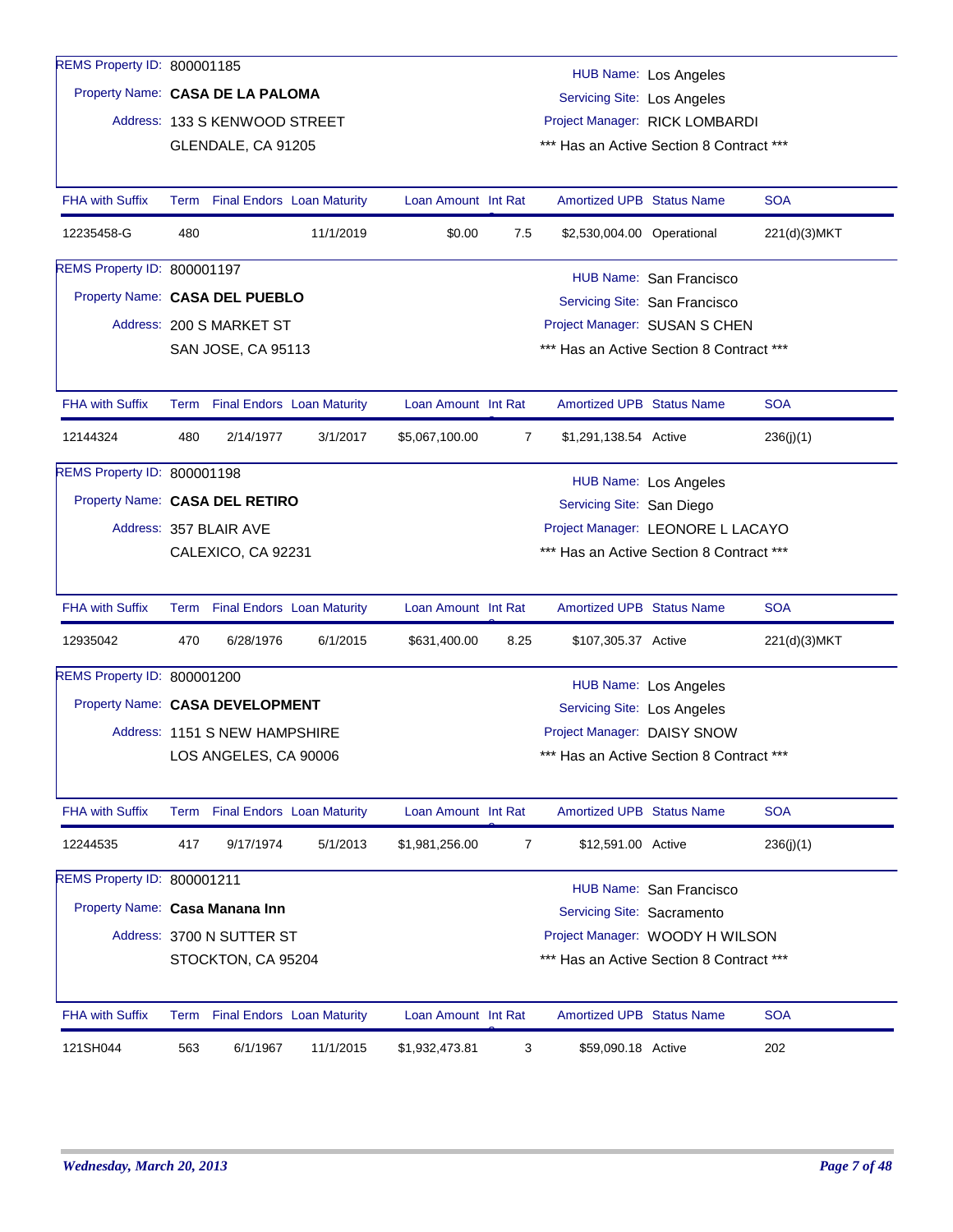REMS Property ID: 800001185

Property Name: **CASA DE LA PALOMA**

Address: 133 S KENWOOD STREET
GLENDALE, CA 91205

HUB Name: Los Angeles
Servicing Site: Los Angeles
Project Manager: RICK LOMBARDI
*** Has an Active Section 8 Contract ***

| FHA with Suffix | Term | Final Endors | Loan Maturity | Loan Amount | Int Rat | Amortized UPB | Status Name | SOA |
|---|---|---|---|---|---|---|---|---|
| 12235458-G | 480 | | 11/1/2019 | $0.00 | 7.5 | $2,530,004.00 | Operational | 221(d)(3)MKT |

REMS Property ID: 800001197

Property Name: **CASA DEL PUEBLO**

Address: 200 S MARKET ST
SAN JOSE, CA 95113

HUB Name: San Francisco
Servicing Site: San Francisco
Project Manager: SUSAN S CHEN
*** Has an Active Section 8 Contract ***

| FHA with Suffix | Term | Final Endors | Loan Maturity | Loan Amount | Int Rat | Amortized UPB | Status Name | SOA |
|---|---|---|---|---|---|---|---|---|
| 12144324 | 480 | 2/14/1977 | 3/1/2017 | $5,067,100.00 | 7 | $1,291,138.54 | Active | 236(j)(1) |

REMS Property ID: 800001198

Property Name: **CASA DEL RETIRO**

Address: 357 BLAIR AVE
CALEXICO, CA 92231

HUB Name: Los Angeles
Servicing Site: San Diego
Project Manager: LEONORE L LACAYO
*** Has an Active Section 8 Contract ***

| FHA with Suffix | Term | Final Endors | Loan Maturity | Loan Amount | Int Rat | Amortized UPB | Status Name | SOA |
|---|---|---|---|---|---|---|---|---|
| 12935042 | 470 | 6/28/1976 | 6/1/2015 | $631,400.00 | 8.25 | $107,305.37 | Active | 221(d)(3)MKT |

REMS Property ID: 800001200

Property Name: **CASA DEVELOPMENT**

Address: 1151 S NEW HAMPSHIRE
LOS ANGELES, CA 90006

HUB Name: Los Angeles
Servicing Site: Los Angeles
Project Manager: DAISY SNOW
*** Has an Active Section 8 Contract ***

| FHA with Suffix | Term | Final Endors | Loan Maturity | Loan Amount | Int Rat | Amortized UPB | Status Name | SOA |
|---|---|---|---|---|---|---|---|---|
| 12244535 | 417 | 9/17/1974 | 5/1/2013 | $1,981,256.00 | 7 | $12,591.00 | Active | 236(j)(1) |

REMS Property ID: 800001211

Property Name: **Casa Manana Inn**

Address: 3700 N SUTTER ST
STOCKTON, CA 95204

HUB Name: San Francisco
Servicing Site: Sacramento
Project Manager: WOODY H WILSON
*** Has an Active Section 8 Contract ***

| FHA with Suffix | Term | Final Endors | Loan Maturity | Loan Amount | Int Rat | Amortized UPB | Status Name | SOA |
|---|---|---|---|---|---|---|---|---|
| 121SH044 | 563 | 6/1/1967 | 11/1/2015 | $1,932,473.81 | 3 | $59,090.18 | Active | 202 |

*Wednesday, March 20, 2013*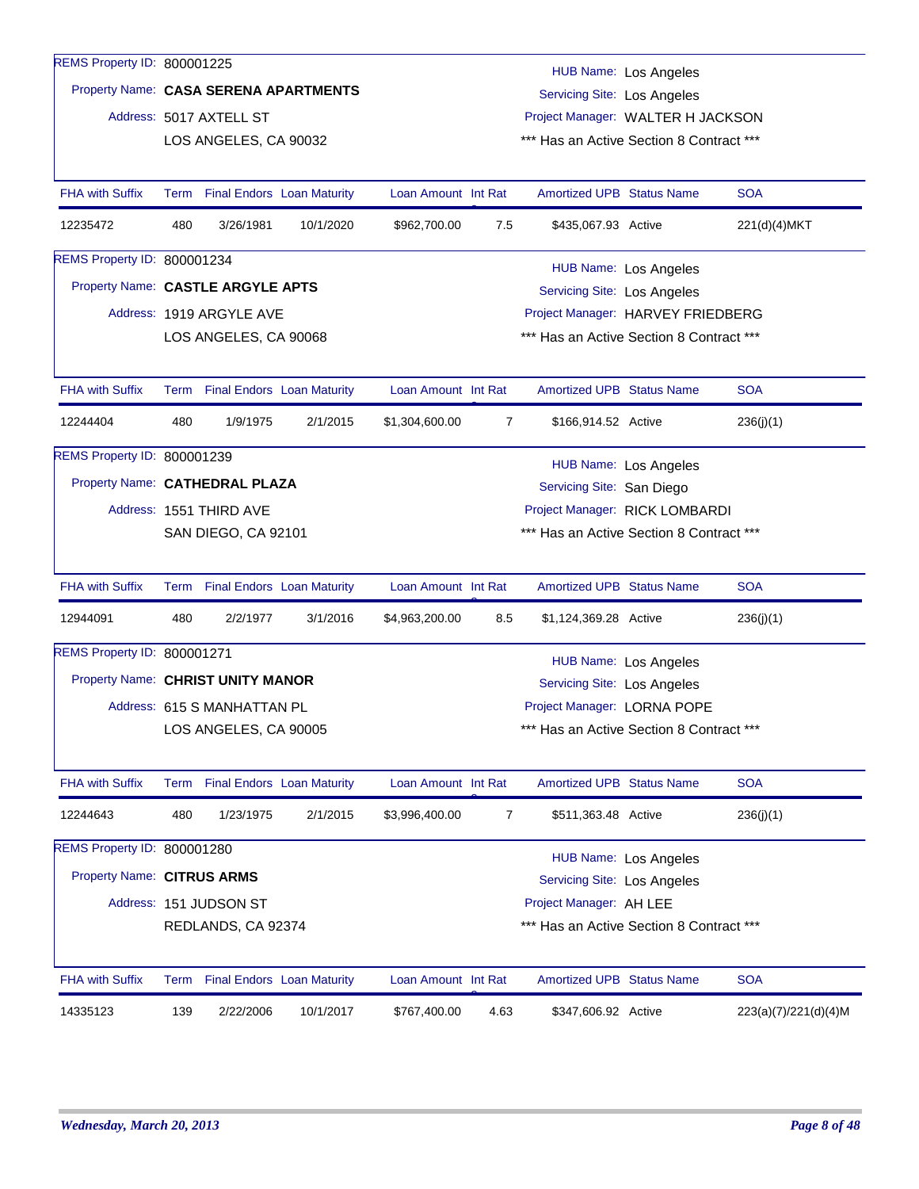REMS Property ID: 800001225

Property Name: **CASA SERENA APARTMENTS**

Address: 5017 AXTELL ST
LOS ANGELES, CA 90032

HUB Name: Los Angeles
Servicing Site: Los Angeles
Project Manager: WALTER H JACKSON
*** Has an Active Section 8 Contract ***

| FHA with Suffix | Term | Final Endors | Loan Maturity | Loan Amount | Int Rat | Amortized UPB | Status Name | SOA |
|---|---|---|---|---|---|---|---|---|
| 12235472 | 480 | 3/26/1981 | 10/1/2020 | $962,700.00 | 7.5 | $435,067.93 | Active | 221(d)(4)MKT |

REMS Property ID: 800001234

Property Name: **CASTLE ARGYLE APTS**

Address: 1919 ARGYLE AVE
LOS ANGELES, CA 90068

HUB Name: Los Angeles
Servicing Site: Los Angeles
Project Manager: HARVEY FRIEDBERG
*** Has an Active Section 8 Contract ***

| FHA with Suffix | Term | Final Endors | Loan Maturity | Loan Amount | Int Rat | Amortized UPB | Status Name | SOA |
|---|---|---|---|---|---|---|---|---|
| 12244404 | 480 | 1/9/1975 | 2/1/2015 | $1,304,600.00 | 7 | $166,914.52 | Active | 236(j)(1) |

REMS Property ID: 800001239

Property Name: **CATHEDRAL PLAZA**

Address: 1551 THIRD AVE
SAN DIEGO, CA 92101

HUB Name: Los Angeles
Servicing Site: San Diego
Project Manager: RICK LOMBARDI
*** Has an Active Section 8 Contract ***

| FHA with Suffix | Term | Final Endors | Loan Maturity | Loan Amount | Int Rat | Amortized UPB | Status Name | SOA |
|---|---|---|---|---|---|---|---|---|
| 12944091 | 480 | 2/2/1977 | 3/1/2016 | $4,963,200.00 | 8.5 | $1,124,369.28 | Active | 236(j)(1) |

REMS Property ID: 800001271

Property Name: **CHRIST UNITY MANOR**

Address: 615 S MANHATTAN PL
LOS ANGELES, CA 90005

HUB Name: Los Angeles
Servicing Site: Los Angeles
Project Manager: LORNA POPE
*** Has an Active Section 8 Contract ***

| FHA with Suffix | Term | Final Endors | Loan Maturity | Loan Amount | Int Rat | Amortized UPB | Status Name | SOA |
|---|---|---|---|---|---|---|---|---|
| 12244643 | 480 | 1/23/1975 | 2/1/2015 | $3,996,400.00 | 7 | $511,363.48 | Active | 236(j)(1) |

REMS Property ID: 800001280

Property Name: **CITRUS ARMS**

Address: 151 JUDSON ST
REDLANDS, CA 92374

HUB Name: Los Angeles
Servicing Site: Los Angeles
Project Manager: AH LEE
*** Has an Active Section 8 Contract ***

| FHA with Suffix | Term | Final Endors | Loan Maturity | Loan Amount | Int Rat | Amortized UPB | Status Name | SOA |
|---|---|---|---|---|---|---|---|---|
| 14335123 | 139 | 2/22/2006 | 10/1/2017 | $767,400.00 | 4.63 | $347,606.92 | Active | 223(a)(7)/221(d)(4)M |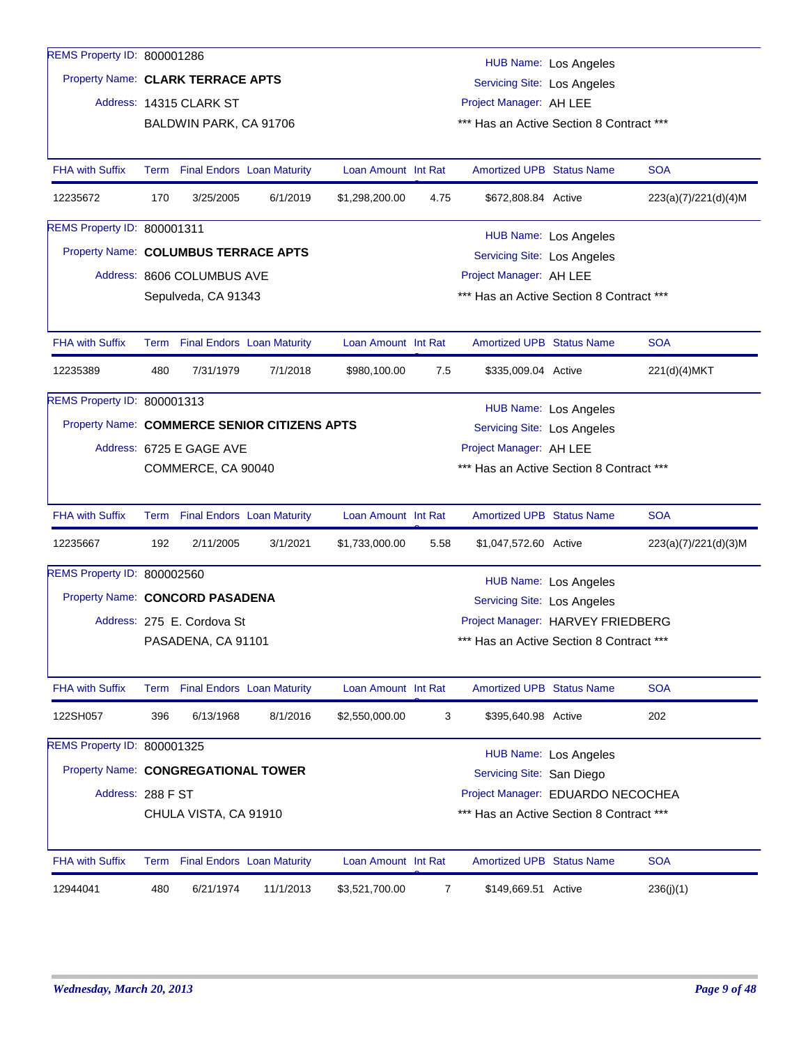REMS Property ID: 800001286
Property Name: **CLARK TERRACE APTS**
Address: 14315 CLARK ST
BALDWIN PARK, CA 91706

HUB Name: Los Angeles
Servicing Site: Los Angeles
Project Manager: AH LEE
*** Has an Active Section 8 Contract ***

| FHA with Suffix | Term | Final Endors | Loan Maturity | Loan Amount | Int Rat | Amortized UPB | Status Name | SOA |
|---|---|---|---|---|---|---|---|---|
| 12235672 | 170 | 3/25/2005 | 6/1/2019 | $1,298,200.00 | 4.75 | $672,808.84 | Active | 223(a)(7)/221(d)(4)M |

REMS Property ID: 800001311
Property Name: **COLUMBUS TERRACE APTS**
Address: 8606 COLUMBUS AVE
Sepulveda, CA 91343

HUB Name: Los Angeles
Servicing Site: Los Angeles
Project Manager: AH LEE
*** Has an Active Section 8 Contract ***

| FHA with Suffix | Term | Final Endors | Loan Maturity | Loan Amount | Int Rat | Amortized UPB | Status Name | SOA |
|---|---|---|---|---|---|---|---|---|
| 12235389 | 480 | 7/31/1979 | 7/1/2018 | $980,100.00 | 7.5 | $335,009.04 | Active | 221(d)(4)MKT |

REMS Property ID: 800001313
Property Name: **COMMERCE SENIOR CITIZENS APTS**
Address: 6725 E GAGE AVE
COMMERCE, CA 90040

HUB Name: Los Angeles
Servicing Site: Los Angeles
Project Manager: AH LEE
*** Has an Active Section 8 Contract ***

| FHA with Suffix | Term | Final Endors | Loan Maturity | Loan Amount | Int Rat | Amortized UPB | Status Name | SOA |
|---|---|---|---|---|---|---|---|---|
| 12235667 | 192 | 2/11/2005 | 3/1/2021 | $1,733,000.00 | 5.58 | $1,047,572.60 | Active | 223(a)(7)/221(d)(3)M |

REMS Property ID: 800002560
Property Name: **CONCORD PASADENA**
Address: 275 E. Cordova St
PASADENA, CA 91101

HUB Name: Los Angeles
Servicing Site: Los Angeles
Project Manager: HARVEY FRIEDBERG
*** Has an Active Section 8 Contract ***

| FHA with Suffix | Term | Final Endors | Loan Maturity | Loan Amount | Int Rat | Amortized UPB | Status Name | SOA |
|---|---|---|---|---|---|---|---|---|
| 122SH057 | 396 | 6/13/1968 | 8/1/2016 | $2,550,000.00 | 3 | $395,640.98 | Active | 202 |

REMS Property ID: 800001325
Property Name: **CONGREGATIONAL TOWER**
Address: 288 F ST
CHULA VISTA, CA 91910

HUB Name: Los Angeles
Servicing Site: San Diego
Project Manager: EDUARDO NECOCHEA
*** Has an Active Section 8 Contract ***

| FHA with Suffix | Term | Final Endors | Loan Maturity | Loan Amount | Int Rat | Amortized UPB | Status Name | SOA |
|---|---|---|---|---|---|---|---|---|
| 12944041 | 480 | 6/21/1974 | 11/1/2013 | $3,521,700.00 | 7 | $149,669.51 | Active | 236(j)(1) |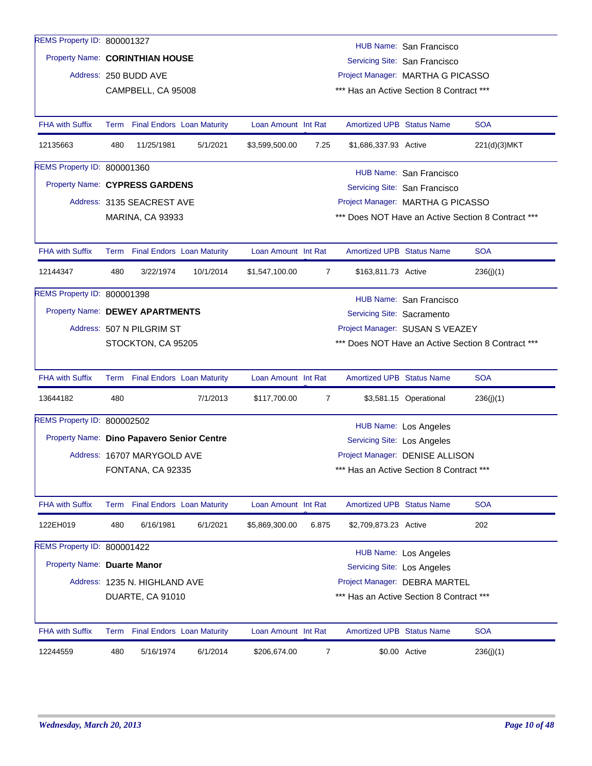REMS Property ID: 800001327

Property Name: **CORINTHIAN HOUSE**

Address: 250 BUDD AVE
CAMPBELL, CA 95008

HUB Name: San Francisco
Servicing Site: San Francisco
Project Manager: MARTHA G PICASSO
*** Has an Active Section 8 Contract ***

| FHA with Suffix | Term | Final Endors | Loan Maturity | Loan Amount | Int Rat | Amortized UPB | Status Name | SOA |
|---|---|---|---|---|---|---|---|---|
| 12135663 | 480 | 11/25/1981 | 5/1/2021 | $3,599,500.00 | 7.25 | $1,686,337.93 | Active | 221(d)(3)MKT |

REMS Property ID: 800001360

Property Name: **CYPRESS GARDENS**

Address: 3135 SEACREST AVE
MARINA, CA 93933

HUB Name: San Francisco
Servicing Site: San Francisco
Project Manager: MARTHA G PICASSO
*** Does NOT Have an Active Section 8 Contract ***

| FHA with Suffix | Term | Final Endors | Loan Maturity | Loan Amount | Int Rat | Amortized UPB | Status Name | SOA |
|---|---|---|---|---|---|---|---|---|
| 12144347 | 480 | 3/22/1974 | 10/1/2014 | $1,547,100.00 | 7 | $163,811.73 | Active | 236(j)(1) |

REMS Property ID: 800001398

Property Name: **DEWEY APARTMENTS**

Address: 507 N PILGRIM ST
STOCKTON, CA 95205

HUB Name: San Francisco
Servicing Site: Sacramento
Project Manager: SUSAN S VEAZEY
*** Does NOT Have an Active Section 8 Contract ***

| FHA with Suffix | Term | Final Endors | Loan Maturity | Loan Amount | Int Rat | Amortized UPB | Status Name | SOA |
|---|---|---|---|---|---|---|---|---|
| 13644182 | 480 | | 7/1/2013 | $117,700.00 | 7 | $3,581.15 | Operational | 236(j)(1) |

REMS Property ID: 800002502

Property Name: **Dino Papavero Senior Centre**

Address: 16707 MARYGOLD AVE
FONTANA, CA 92335

HUB Name: Los Angeles
Servicing Site: Los Angeles
Project Manager: DENISE ALLISON
*** Has an Active Section 8 Contract ***

| FHA with Suffix | Term | Final Endors | Loan Maturity | Loan Amount | Int Rat | Amortized UPB | Status Name | SOA |
|---|---|---|---|---|---|---|---|---|
| 122EH019 | 480 | 6/16/1981 | 6/1/2021 | $5,869,300.00 | 6.875 | $2,709,873.23 | Active | 202 |

REMS Property ID: 800001422

Property Name: **Duarte Manor**

Address: 1235 N. HIGHLAND AVE
DUARTE, CA 91010

HUB Name: Los Angeles
Servicing Site: Los Angeles
Project Manager: DEBRA MARTEL
*** Has an Active Section 8 Contract ***

| FHA with Suffix | Term | Final Endors | Loan Maturity | Loan Amount | Int Rat | Amortized UPB | Status Name | SOA |
|---|---|---|---|---|---|---|---|---|
| 12244559 | 480 | 5/16/1974 | 6/1/2014 | $206,674.00 | 7 | $0.00 | Active | 236(j)(1) |

*Wednesday, March 20, 2013*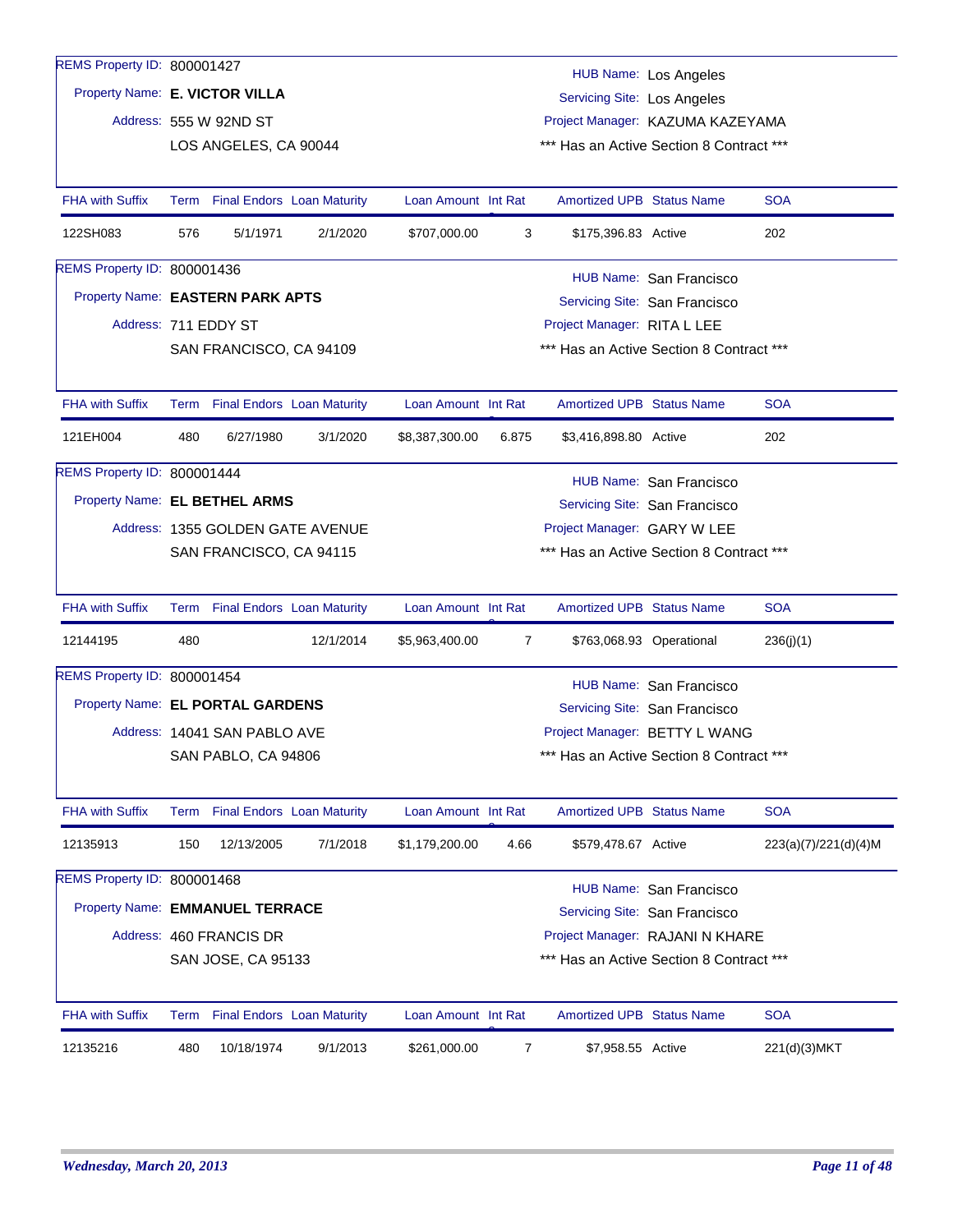REMS Property ID: 800001427

Property Name: **E. VICTOR VILLA**

Address: 555 W 92ND ST
LOS ANGELES, CA 90044

HUB Name: Los Angeles
Servicing Site: Los Angeles
Project Manager: KAZUMA KAZEYAMA
*** Has an Active Section 8 Contract ***

| FHA with Suffix | Term | Final Endors | Loan Maturity | Loan Amount | Int Rat | Amortized UPB | Status Name | SOA |
|---|---|---|---|---|---|---|---|---|
| 122SH083 | 576 | 5/1/1971 | 2/1/2020 | $707,000.00 | 3 | $175,396.83 | Active | 202 |

REMS Property ID: 800001436

Property Name: **EASTERN PARK APTS**

Address: 711 EDDY ST
SAN FRANCISCO, CA 94109

HUB Name: San Francisco
Servicing Site: San Francisco
Project Manager: RITA L LEE
*** Has an Active Section 8 Contract ***

| FHA with Suffix | Term | Final Endors | Loan Maturity | Loan Amount | Int Rat | Amortized UPB | Status Name | SOA |
|---|---|---|---|---|---|---|---|---|
| 121EH004 | 480 | 6/27/1980 | 3/1/2020 | $8,387,300.00 | 6.875 | $3,416,898.80 | Active | 202 |

REMS Property ID: 800001444

Property Name: **EL BETHEL ARMS**

Address: 1355 GOLDEN GATE AVENUE
SAN FRANCISCO, CA 94115

HUB Name: San Francisco
Servicing Site: San Francisco
Project Manager: GARY W LEE
*** Has an Active Section 8 Contract ***

| FHA with Suffix | Term | Final Endors | Loan Maturity | Loan Amount | Int Rat | Amortized UPB | Status Name | SOA |
|---|---|---|---|---|---|---|---|---|
| 12144195 | 480 | | 12/1/2014 | $5,963,400.00 | 7 | $763,068.93 | Operational | 236(j)(1) |

REMS Property ID: 800001454

Property Name: **EL PORTAL GARDENS**

Address: 14041 SAN PABLO AVE
SAN PABLO, CA 94806

HUB Name: San Francisco
Servicing Site: San Francisco
Project Manager: BETTY L WANG
*** Has an Active Section 8 Contract ***

| FHA with Suffix | Term | Final Endors | Loan Maturity | Loan Amount | Int Rat | Amortized UPB | Status Name | SOA |
|---|---|---|---|---|---|---|---|---|
| 12135913 | 150 | 12/13/2005 | 7/1/2018 | $1,179,200.00 | 4.66 | $579,478.67 | Active | 223(a)(7)/221(d)(4)M |

REMS Property ID: 800001468

Property Name: **EMMANUEL TERRACE**

Address: 460 FRANCIS DR
SAN JOSE, CA 95133

HUB Name: San Francisco
Servicing Site: San Francisco
Project Manager: RAJANI N KHARE
*** Has an Active Section 8 Contract ***

| FHA with Suffix | Term | Final Endors | Loan Maturity | Loan Amount | Int Rat | Amortized UPB | Status Name | SOA |
|---|---|---|---|---|---|---|---|---|
| 12135216 | 480 | 10/18/1974 | 9/1/2013 | $261,000.00 | 7 | $7,958.55 | Active | 221(d)(3)MKT |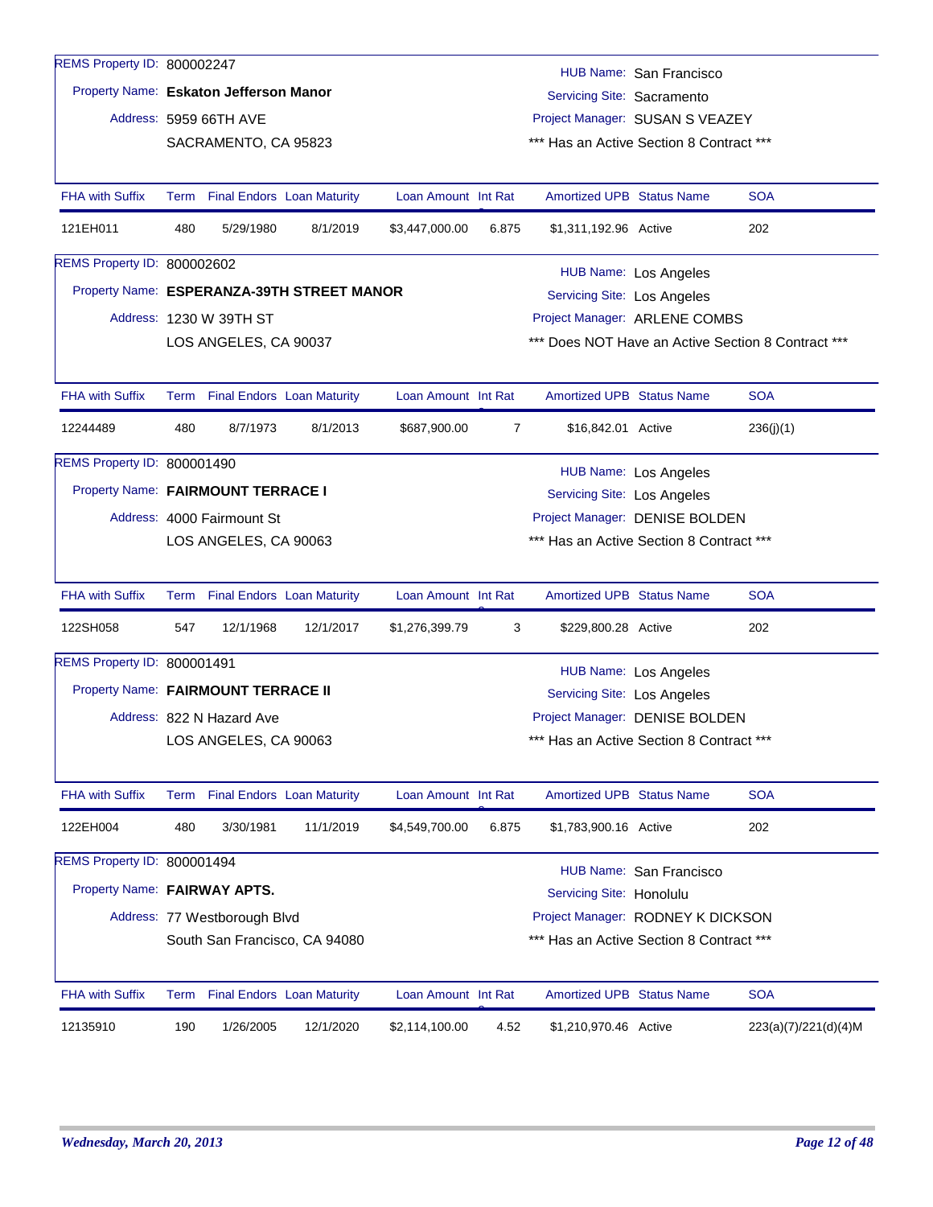REMS Property ID: 800002247

Property Name: **Eskaton Jefferson Manor**

Address: 5959 66TH AVE
SACRAMENTO, CA 95823

HUB Name: San Francisco
Servicing Site: Sacramento
Project Manager: SUSAN S VEAZEY
*** Has an Active Section 8 Contract ***

| FHA with Suffix | Term | Final Endors | Loan Maturity | Loan Amount | Int Rat | Amortized UPB | Status Name | SOA |
|---|---|---|---|---|---|---|---|---|
| 121EH011 | 480 | 5/29/1980 | 8/1/2019 | $3,447,000.00 | 6.875 | $1,311,192.96 | Active | 202 |

REMS Property ID: 800002602

Property Name: **ESPERANZA-39TH STREET MANOR**

Address: 1230 W 39TH ST
LOS ANGELES, CA 90037

HUB Name: Los Angeles
Servicing Site: Los Angeles
Project Manager: ARLENE COMBS
*** Does NOT Have an Active Section 8 Contract ***

| FHA with Suffix | Term | Final Endors | Loan Maturity | Loan Amount | Int Rat | Amortized UPB | Status Name | SOA |
|---|---|---|---|---|---|---|---|---|
| 12244489 | 480 | 8/7/1973 | 8/1/2013 | $687,900.00 | 7 | $16,842.01 | Active | 236(j)(1) |

REMS Property ID: 800001490

Property Name: **FAIRMOUNT TERRACE I**

Address: 4000 Fairmount St
LOS ANGELES, CA 90063

HUB Name: Los Angeles
Servicing Site: Los Angeles
Project Manager: DENISE BOLDEN
*** Has an Active Section 8 Contract ***

| FHA with Suffix | Term | Final Endors | Loan Maturity | Loan Amount | Int Rat | Amortized UPB | Status Name | SOA |
|---|---|---|---|---|---|---|---|---|
| 122SH058 | 547 | 12/1/1968 | 12/1/2017 | $1,276,399.79 | 3 | $229,800.28 | Active | 202 |

REMS Property ID: 800001491

Property Name: **FAIRMOUNT TERRACE II**

Address: 822 N Hazard Ave
LOS ANGELES, CA 90063

HUB Name: Los Angeles
Servicing Site: Los Angeles
Project Manager: DENISE BOLDEN
*** Has an Active Section 8 Contract ***

| FHA with Suffix | Term | Final Endors | Loan Maturity | Loan Amount | Int Rat | Amortized UPB | Status Name | SOA |
|---|---|---|---|---|---|---|---|---|
| 122EH004 | 480 | 3/30/1981 | 11/1/2019 | $4,549,700.00 | 6.875 | $1,783,900.16 | Active | 202 |

REMS Property ID: 800001494

Property Name: **FAIRWAY APTS.**

Address: 77 Westborough Blvd
South San Francisco, CA 94080

HUB Name: San Francisco
Servicing Site: Honolulu
Project Manager: RODNEY K DICKSON
*** Has an Active Section 8 Contract ***

| FHA with Suffix | Term | Final Endors | Loan Maturity | Loan Amount | Int Rat | Amortized UPB | Status Name | SOA |
|---|---|---|---|---|---|---|---|---|
| 12135910 | 190 | 1/26/2005 | 12/1/2020 | $2,114,100.00 | 4.52 | $1,210,970.46 | Active | 223(a)(7)/221(d)(4)M |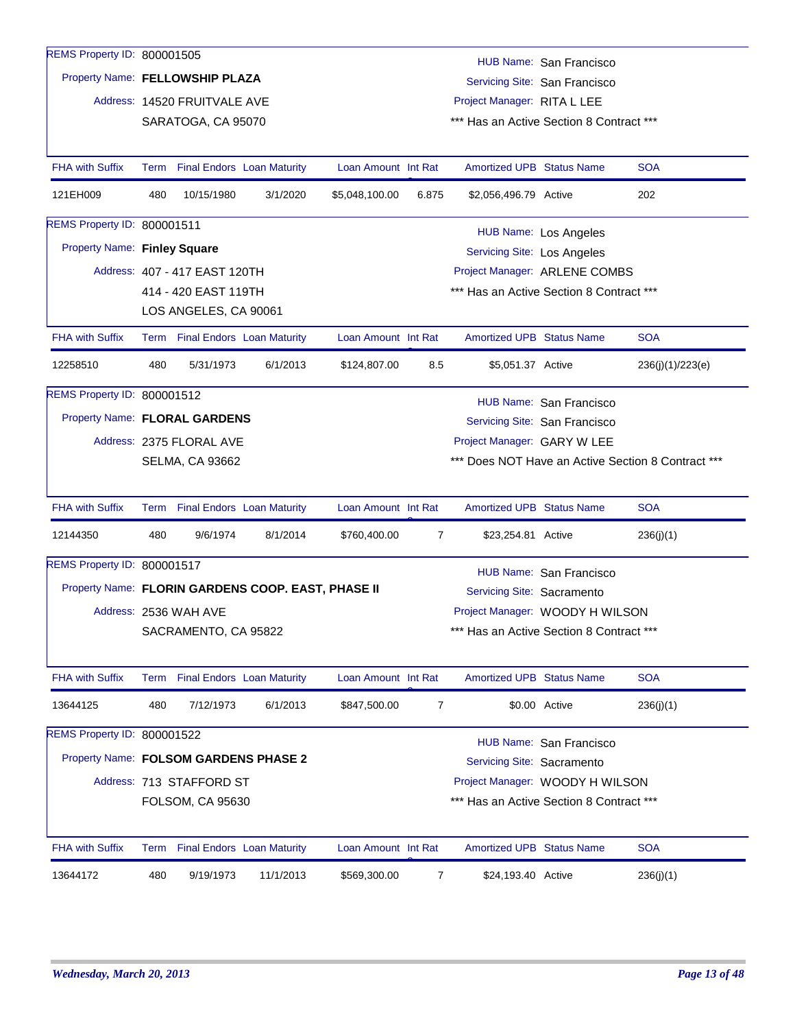REMS Property ID: 800001505

Property Name: **FELLOWSHIP PLAZA**

Address: 14520 FRUITVALE AVE
SARATOGA, CA 95070

HUB Name: San Francisco
Servicing Site: San Francisco
Project Manager: RITA L LEE
*** Has an Active Section 8 Contract ***

| FHA with Suffix | Term | Final Endors | Loan Maturity | Loan Amount | Int Rate | Amortized UPB | Status Name | SOA |
|---|---|---|---|---|---|---|---|---|
| 121EH009 | 480 | 10/15/1980 | 3/1/2020 | $5,048,100.00 | 6.875 | $2,056,496.79 | Active | 202 |

REMS Property ID: 800001511

Property Name: **Finley Square**

Address: 407 - 417 EAST 120TH
414 - 420 EAST 119TH
LOS ANGELES, CA 90061

HUB Name: Los Angeles
Servicing Site: Los Angeles
Project Manager: ARLENE COMBS
*** Has an Active Section 8 Contract ***

| FHA with Suffix | Term | Final Endors | Loan Maturity | Loan Amount | Int Rate | Amortized UPB | Status Name | SOA |
|---|---|---|---|---|---|---|---|---|
| 12258510 | 480 | 5/31/1973 | 6/1/2013 | $124,807.00 | 8.5 | $5,051.37 | Active | 236(j)(1)/223(e) |

REMS Property ID: 800001512

Property Name: **FLORAL GARDENS**

Address: 2375 FLORAL AVE
SELMA, CA 93662

HUB Name: San Francisco
Servicing Site: San Francisco
Project Manager: GARY W LEE
*** Does NOT Have an Active Section 8 Contract ***

| FHA with Suffix | Term | Final Endors | Loan Maturity | Loan Amount | Int Rate | Amortized UPB | Status Name | SOA |
|---|---|---|---|---|---|---|---|---|
| 12144350 | 480 | 9/6/1974 | 8/1/2014 | $760,400.00 | 7 | $23,254.81 | Active | 236(j)(1) |

REMS Property ID: 800001517

Property Name: **FLORIN GARDENS COOP. EAST, PHASE II**

Address: 2536 WAH AVE
SACRAMENTO, CA 95822

HUB Name: San Francisco
Servicing Site: Sacramento
Project Manager: WOODY H WILSON
*** Has an Active Section 8 Contract ***

| FHA with Suffix | Term | Final Endors | Loan Maturity | Loan Amount | Int Rate | Amortized UPB | Status Name | SOA |
|---|---|---|---|---|---|---|---|---|
| 13644125 | 480 | 7/12/1973 | 6/1/2013 | $847,500.00 | 7 | $0.00 | Active | 236(j)(1) |

REMS Property ID: 800001522

Property Name: **FOLSOM GARDENS PHASE 2**

Address: 713 STAFFORD ST
FOLSOM, CA 95630

HUB Name: San Francisco
Servicing Site: Sacramento
Project Manager: WOODY H WILSON
*** Has an Active Section 8 Contract ***

| FHA with Suffix | Term | Final Endors | Loan Maturity | Loan Amount | Int Rate | Amortized UPB | Status Name | SOA |
|---|---|---|---|---|---|---|---|---|
| 13644172 | 480 | 9/19/1973 | 11/1/2013 | $569,300.00 | 7 | $24,193.40 | Active | 236(j)(1) |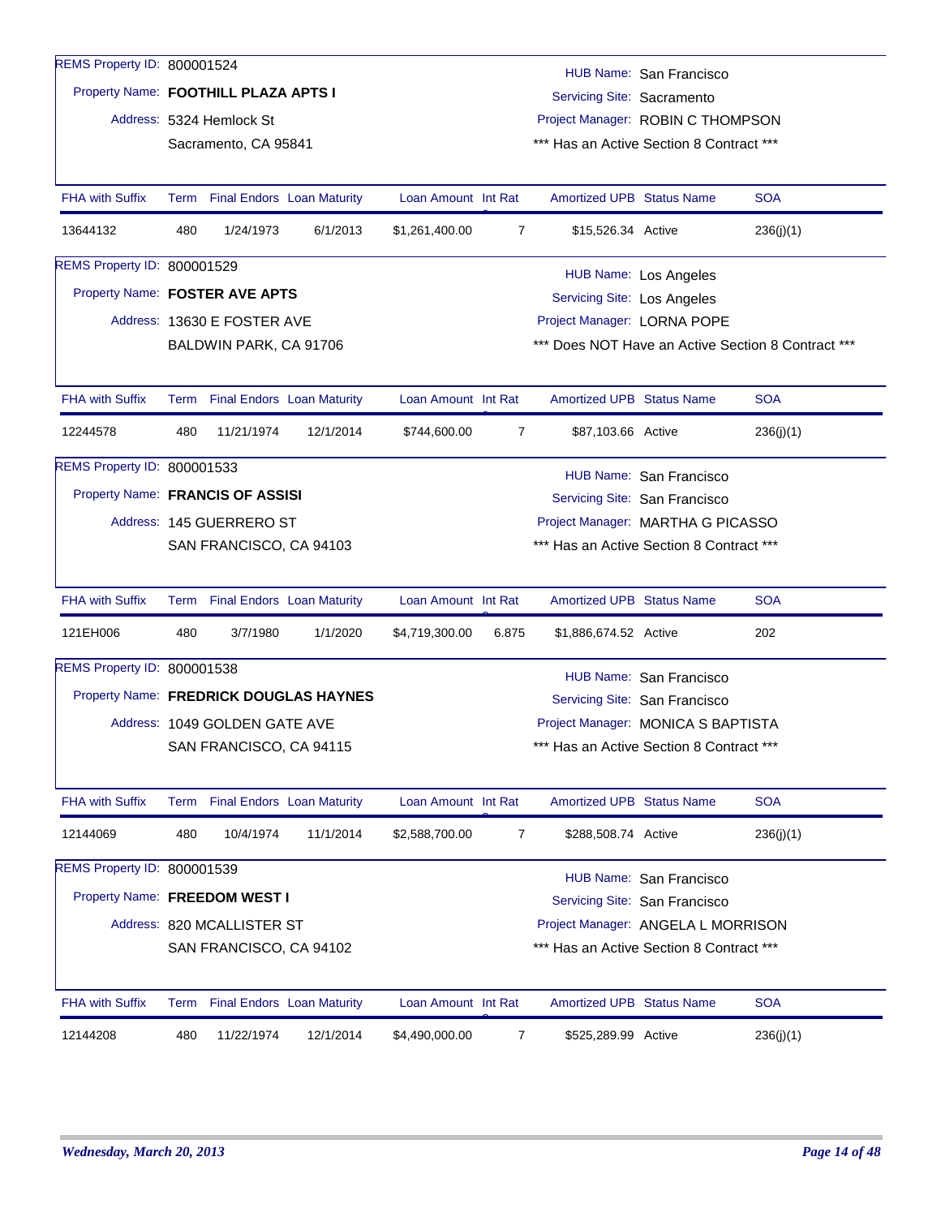REMS Property ID: 800001524

Property Name: **FOOTHILL PLAZA APTS I**

Address: 5324 Hemlock St
Sacramento, CA 95841

HUB Name: San Francisco
Servicing Site: Sacramento
Project Manager: ROBIN C THOMPSON
*** Has an Active Section 8 Contract ***

| FHA with Suffix | Term | Final Endors | Loan Maturity | Loan Amount | Int Rate | Amortized UPB | Status Name | SOA |
|---|---|---|---|---|---|---|---|---|
| 13644132 | 480 | 1/24/1973 | 6/1/2013 | $1,261,400.00 | 7 | $15,526.34 | Active | 236(j)(1) |

REMS Property ID: 800001529

Property Name: **FOSTER AVE APTS**

Address: 13630 E FOSTER AVE
BALDWIN PARK, CA 91706

HUB Name: Los Angeles
Servicing Site: Los Angeles
Project Manager: LORNA POPE
*** Does NOT Have an Active Section 8 Contract ***

| FHA with Suffix | Term | Final Endors | Loan Maturity | Loan Amount | Int Rate | Amortized UPB | Status Name | SOA |
|---|---|---|---|---|---|---|---|---|
| 12244578 | 480 | 11/21/1974 | 12/1/2014 | $744,600.00 | 7 | $87,103.66 | Active | 236(j)(1) |

REMS Property ID: 800001533

Property Name: **FRANCIS OF ASSISI**

Address: 145 GUERRERO ST
SAN FRANCISCO, CA 94103

HUB Name: San Francisco
Servicing Site: San Francisco
Project Manager: MARTHA G PICASSO
*** Has an Active Section 8 Contract ***

| FHA with Suffix | Term | Final Endors | Loan Maturity | Loan Amount | Int Rate | Amortized UPB | Status Name | SOA |
|---|---|---|---|---|---|---|---|---|
| 121EH006 | 480 | 3/7/1980 | 1/1/2020 | $4,719,300.00 | 6.875 | $1,886,674.52 | Active | 202 |

REMS Property ID: 800001538

Property Name: **FREDRICK DOUGLAS HAYNES**

Address: 1049 GOLDEN GATE AVE
SAN FRANCISCO, CA 94115

HUB Name: San Francisco
Servicing Site: San Francisco
Project Manager: MONICA S BAPTISTA
*** Has an Active Section 8 Contract ***

| FHA with Suffix | Term | Final Endors | Loan Maturity | Loan Amount | Int Rate | Amortized UPB | Status Name | SOA |
|---|---|---|---|---|---|---|---|---|
| 12144069 | 480 | 10/4/1974 | 11/1/2014 | $2,588,700.00 | 7 | $288,508.74 | Active | 236(j)(1) |

REMS Property ID: 800001539

Property Name: **FREEDOM WEST I**

Address: 820 MCALLISTER ST
SAN FRANCISCO, CA 94102

HUB Name: San Francisco
Servicing Site: San Francisco
Project Manager: ANGELA L MORRISON
*** Has an Active Section 8 Contract ***

| FHA with Suffix | Term | Final Endors | Loan Maturity | Loan Amount | Int Rate | Amortized UPB | Status Name | SOA |
|---|---|---|---|---|---|---|---|---|
| 12144208 | 480 | 11/22/1974 | 12/1/2014 | $4,490,000.00 | 7 | $525,289.99 | Active | 236(j)(1) |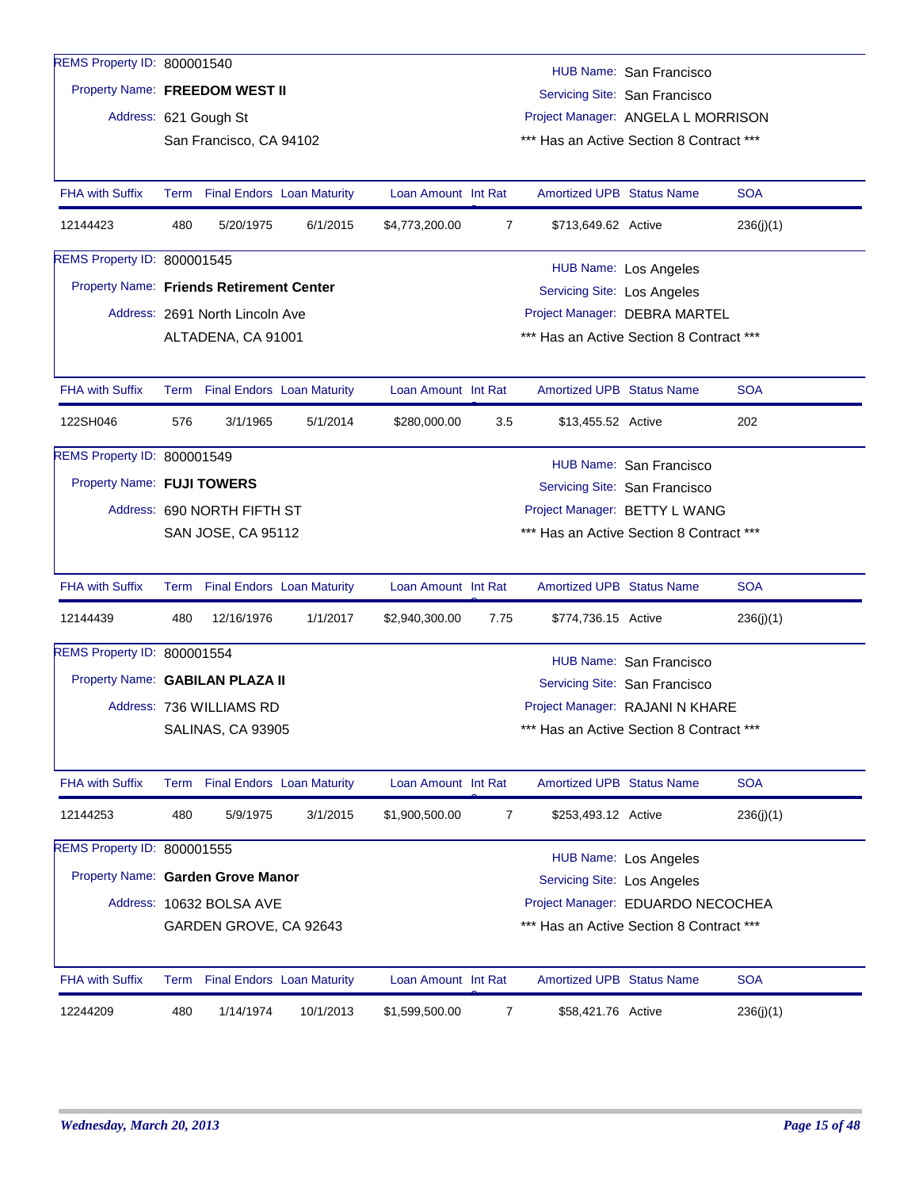REMS Property ID: 800001540

Property Name: **FREEDOM WEST II**

Address: 621 Gough St
San Francisco, CA 94102

HUB Name: San Francisco
Servicing Site: San Francisco
Project Manager: ANGELA L MORRISON
*** Has an Active Section 8 Contract ***

| FHA with Suffix | Term | Final Endors | Loan Maturity | Loan Amount | Int Rat | Amortized UPB | Status Name | SOA |
|---|---|---|---|---|---|---|---|---|
| 12144423 | 480 | 5/20/1975 | 6/1/2015 | $4,773,200.00 | 7 | $713,649.62 | Active | 236(j)(1) |

REMS Property ID: 800001545

Property Name: **Friends Retirement Center**

Address: 2691 North Lincoln Ave
ALTADENA, CA 91001

HUB Name: Los Angeles
Servicing Site: Los Angeles
Project Manager: DEBRA MARTEL
*** Has an Active Section 8 Contract ***

| FHA with Suffix | Term | Final Endors | Loan Maturity | Loan Amount | Int Rat | Amortized UPB | Status Name | SOA |
|---|---|---|---|---|---|---|---|---|
| 122SH046 | 576 | 3/1/1965 | 5/1/2014 | $280,000.00 | 3.5 | $13,455.52 | Active | 202 |

REMS Property ID: 800001549

Property Name: **FUJI TOWERS**

Address: 690 NORTH FIFTH ST
SAN JOSE, CA 95112

HUB Name: San Francisco
Servicing Site: San Francisco
Project Manager: BETTY L WANG
*** Has an Active Section 8 Contract ***

| FHA with Suffix | Term | Final Endors | Loan Maturity | Loan Amount | Int Rat | Amortized UPB | Status Name | SOA |
|---|---|---|---|---|---|---|---|---|
| 12144439 | 480 | 12/16/1976 | 1/1/2017 | $2,940,300.00 | 7.75 | $774,736.15 | Active | 236(j)(1) |

REMS Property ID: 800001554

Property Name: **GABILAN PLAZA II**

Address: 736 WILLIAMS RD
SALINAS, CA 93905

HUB Name: San Francisco
Servicing Site: San Francisco
Project Manager: RAJANI N KHARE
*** Has an Active Section 8 Contract ***

| FHA with Suffix | Term | Final Endors | Loan Maturity | Loan Amount | Int Rat | Amortized UPB | Status Name | SOA |
|---|---|---|---|---|---|---|---|---|
| 12144253 | 480 | 5/9/1975 | 3/1/2015 | $1,900,500.00 | 7 | $253,493.12 | Active | 236(j)(1) |

REMS Property ID: 800001555

Property Name: **Garden Grove Manor**

Address: 10632 BOLSA AVE
GARDEN GROVE, CA 92643

HUB Name: Los Angeles
Servicing Site: Los Angeles
Project Manager: EDUARDO NECOCHEA
*** Has an Active Section 8 Contract ***

| FHA with Suffix | Term | Final Endors | Loan Maturity | Loan Amount | Int Rat | Amortized UPB | Status Name | SOA |
|---|---|---|---|---|---|---|---|---|
| 12244209 | 480 | 1/14/1974 | 10/1/2013 | $1,599,500.00 | 7 | $58,421.76 | Active | 236(j)(1) |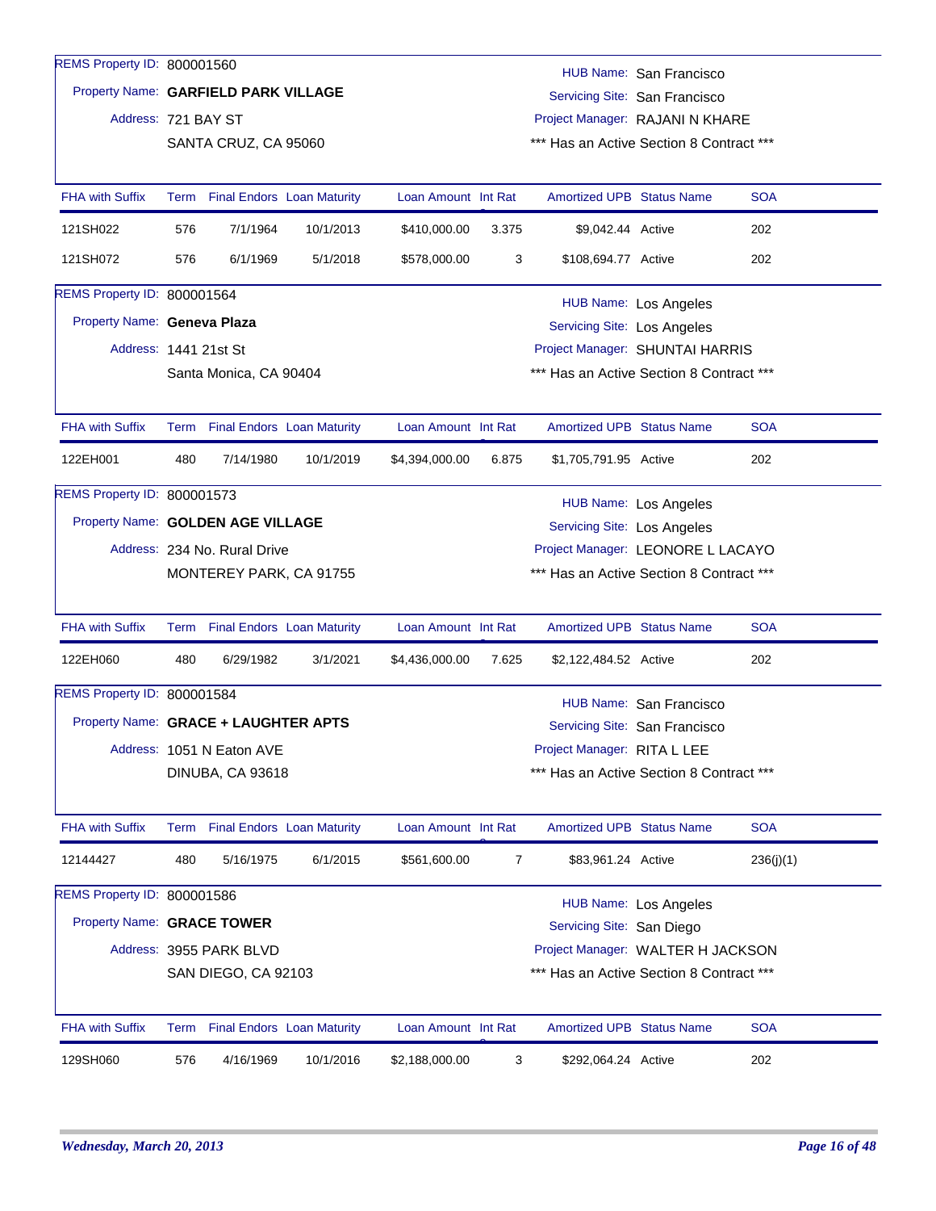REMS Property ID: 800001560

Property Name: **GARFIELD PARK VILLAGE**

Address: 721 BAY ST
SANTA CRUZ, CA 95060

HUB Name: San Francisco
Servicing Site: San Francisco
Project Manager: RAJANI N KHARE
*** Has an Active Section 8 Contract ***

| FHA with Suffix | Term | Final Endors | Loan Maturity | Loan Amount | Int Rat | Amortized UPB | Status Name | SOA |
|---|---|---|---|---|---|---|---|---|
| 121SH022 | 576 | 7/1/1964 | 10/1/2013 | $410,000.00 | 3.375 | $9,042.44 | Active | 202 |
| 121SH072 | 576 | 6/1/1969 | 5/1/2018 | $578,000.00 | 3 | $108,694.77 | Active | 202 |

REMS Property ID: 800001564

Property Name: **Geneva Plaza**

Address: 1441 21st St
Santa Monica, CA 90404

HUB Name: Los Angeles
Servicing Site: Los Angeles
Project Manager: SHUNTAI HARRIS
*** Has an Active Section 8 Contract ***

| FHA with Suffix | Term | Final Endors | Loan Maturity | Loan Amount | Int Rat | Amortized UPB | Status Name | SOA |
|---|---|---|---|---|---|---|---|---|
| 122EH001 | 480 | 7/14/1980 | 10/1/2019 | $4,394,000.00 | 6.875 | $1,705,791.95 | Active | 202 |

REMS Property ID: 800001573

Property Name: **GOLDEN AGE VILLAGE**

Address: 234 No. Rural Drive
MONTEREY PARK, CA 91755

HUB Name: Los Angeles
Servicing Site: Los Angeles
Project Manager: LEONORE L LACAYO
*** Has an Active Section 8 Contract ***

| FHA with Suffix | Term | Final Endors | Loan Maturity | Loan Amount | Int Rat | Amortized UPB | Status Name | SOA |
|---|---|---|---|---|---|---|---|---|
| 122EH060 | 480 | 6/29/1982 | 3/1/2021 | $4,436,000.00 | 7.625 | $2,122,484.52 | Active | 202 |

REMS Property ID: 800001584

Property Name: **GRACE + LAUGHTER APTS**

Address: 1051 N Eaton AVE
DINUBA, CA 93618

HUB Name: San Francisco
Servicing Site: San Francisco
Project Manager: RITA L LEE
*** Has an Active Section 8 Contract ***

| FHA with Suffix | Term | Final Endors | Loan Maturity | Loan Amount | Int Rat | Amortized UPB | Status Name | SOA |
|---|---|---|---|---|---|---|---|---|
| 12144427 | 480 | 5/16/1975 | 6/1/2015 | $561,600.00 | 7 | $83,961.24 | Active | 236(j)(1) |

REMS Property ID: 800001586

Property Name: **GRACE TOWER**

Address: 3955 PARK BLVD
SAN DIEGO, CA 92103

HUB Name: Los Angeles
Servicing Site: San Diego
Project Manager: WALTER H JACKSON
*** Has an Active Section 8 Contract ***

| FHA with Suffix | Term | Final Endors | Loan Maturity | Loan Amount | Int Rat | Amortized UPB | Status Name | SOA |
|---|---|---|---|---|---|---|---|---|
| 129SH060 | 576 | 4/16/1969 | 10/1/2016 | $2,188,000.00 | 3 | $292,064.24 | Active | 202 |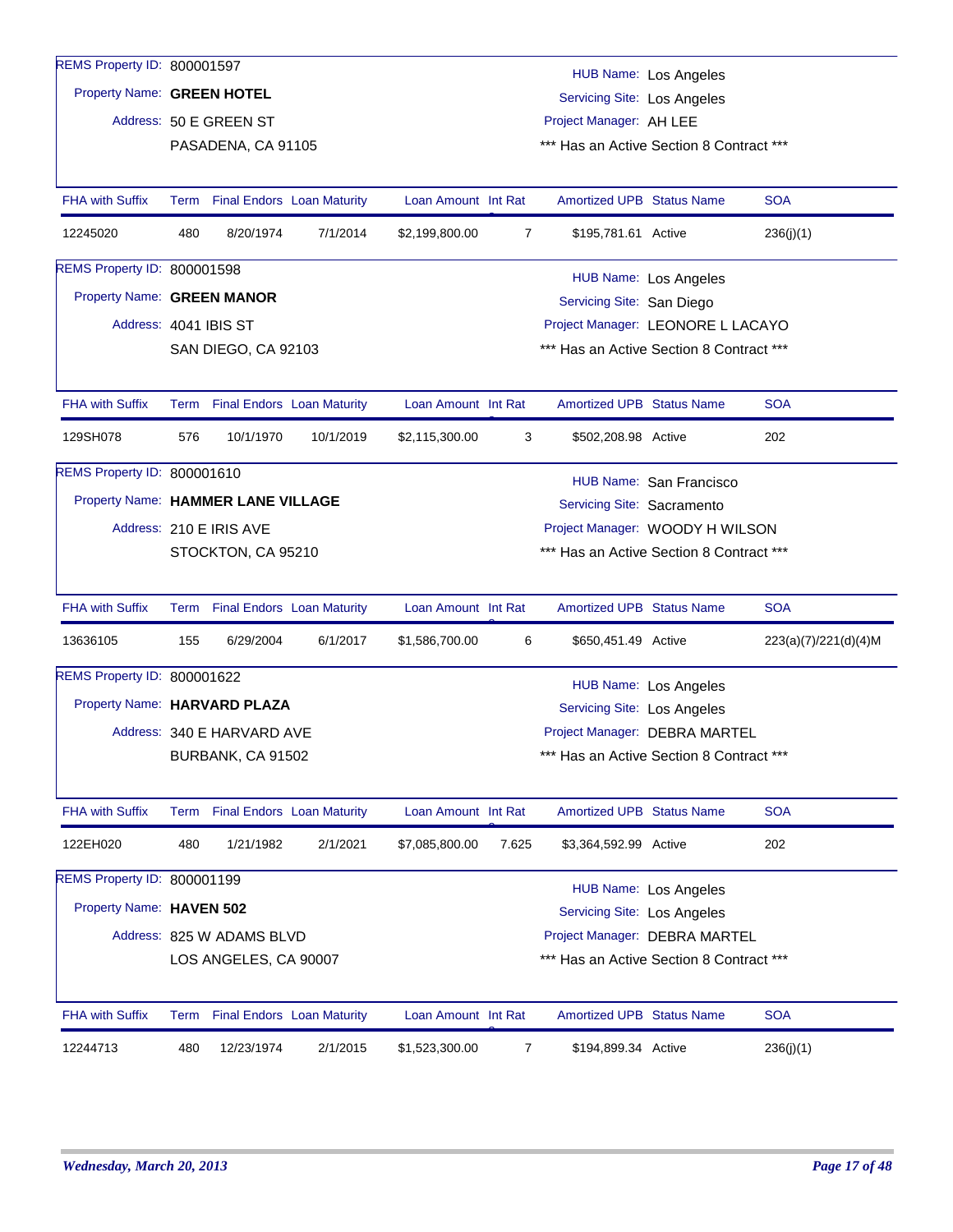REMS Property ID: 800001597
Property Name: **GREEN HOTEL**
Address: 50 E GREEN ST
PASADENA, CA 91105

HUB Name: Los Angeles
Servicing Site: Los Angeles
Project Manager: AH LEE
*** Has an Active Section 8 Contract ***

| FHA with Suffix | Term | Final Endors | Loan Maturity | Loan Amount | Int Rat | Amortized UPB | Status Name | SOA |
|---|---|---|---|---|---|---|---|---|
| 12245020 | 480 | 8/20/1974 | 7/1/2014 | $2,199,800.00 | 7 | $195,781.61 | Active | 236(j)(1) |

REMS Property ID: 800001598
Property Name: **GREEN MANOR**
Address: 4041 IBIS ST
SAN DIEGO, CA 92103

HUB Name: Los Angeles
Servicing Site: San Diego
Project Manager: LEONORE L LACAYO
*** Has an Active Section 8 Contract ***

| FHA with Suffix | Term | Final Endors | Loan Maturity | Loan Amount | Int Rat | Amortized UPB | Status Name | SOA |
|---|---|---|---|---|---|---|---|---|
| 129SH078 | 576 | 10/1/1970 | 10/1/2019 | $2,115,300.00 | 3 | $502,208.98 | Active | 202 |

REMS Property ID: 800001610
Property Name: **HAMMER LANE VILLAGE**
Address: 210 E IRIS AVE
STOCKTON, CA 95210

HUB Name: San Francisco
Servicing Site: Sacramento
Project Manager: WOODY H WILSON
*** Has an Active Section 8 Contract ***

| FHA with Suffix | Term | Final Endors | Loan Maturity | Loan Amount | Int Rat | Amortized UPB | Status Name | SOA |
|---|---|---|---|---|---|---|---|---|
| 13636105 | 155 | 6/29/2004 | 6/1/2017 | $1,586,700.00 | 6 | $650,451.49 | Active | 223(a)(7)/221(d)(4)M |

REMS Property ID: 800001622
Property Name: **HARVARD PLAZA**
Address: 340 E HARVARD AVE
BURBANK, CA 91502

HUB Name: Los Angeles
Servicing Site: Los Angeles
Project Manager: DEBRA MARTEL
*** Has an Active Section 8 Contract ***

| FHA with Suffix | Term | Final Endors | Loan Maturity | Loan Amount | Int Rat | Amortized UPB | Status Name | SOA |
|---|---|---|---|---|---|---|---|---|
| 122EH020 | 480 | 1/21/1982 | 2/1/2021 | $7,085,800.00 | 7.625 | $3,364,592.99 | Active | 202 |

REMS Property ID: 800001199
Property Name: **HAVEN 502**
Address: 825 W ADAMS BLVD
LOS ANGELES, CA 90007

HUB Name: Los Angeles
Servicing Site: Los Angeles
Project Manager: DEBRA MARTEL
*** Has an Active Section 8 Contract ***

| FHA with Suffix | Term | Final Endors | Loan Maturity | Loan Amount | Int Rat | Amortized UPB | Status Name | SOA |
|---|---|---|---|---|---|---|---|---|
| 12244713 | 480 | 12/23/1974 | 2/1/2015 | $1,523,300.00 | 7 | $194,899.34 | Active | 236(j)(1) |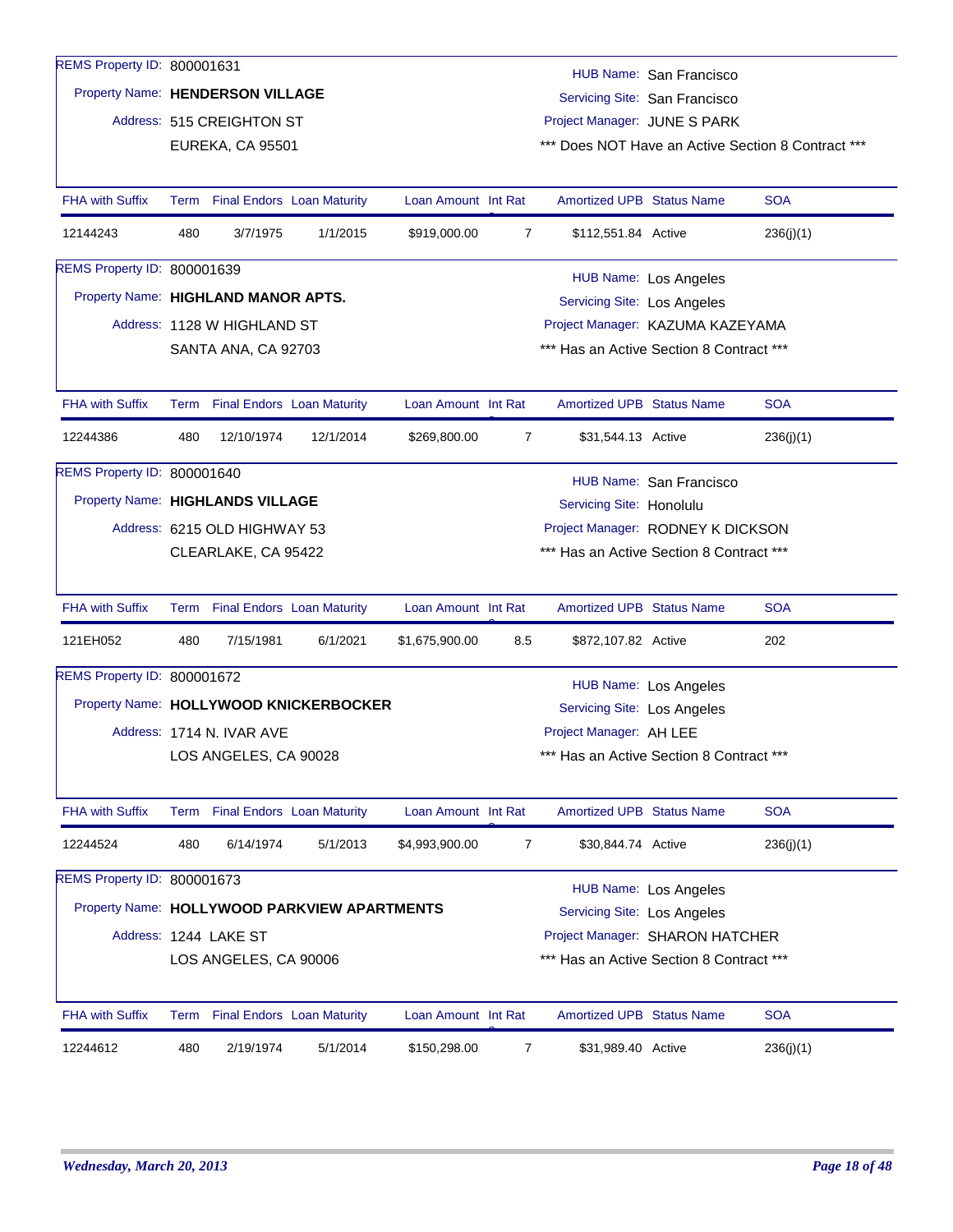REMS Property ID: 800001631

Property Name: **HENDERSON VILLAGE**

Address: 515 CREIGHTON ST
EUREKA, CA 95501

HUB Name: San Francisco
Servicing Site: San Francisco
Project Manager: JUNE S PARK
*** Does NOT Have an Active Section 8 Contract ***

| FHA with Suffix | Term | Final Endors | Loan Maturity | Loan Amount | Int Rat | Amortized UPB | Status Name | SOA |
|---|---|---|---|---|---|---|---|---|
| 12144243 | 480 | 3/7/1975 | 1/1/2015 | $919,000.00 | 7 | $112,551.84 | Active | 236(j)(1) |

REMS Property ID: 800001639

Property Name: **HIGHLAND MANOR APTS.**

Address: 1128 W HIGHLAND ST
SANTA ANA, CA 92703

HUB Name: Los Angeles
Servicing Site: Los Angeles
Project Manager: KAZUMA KAZEYAMA
*** Has an Active Section 8 Contract ***

| FHA with Suffix | Term | Final Endors | Loan Maturity | Loan Amount | Int Rat | Amortized UPB | Status Name | SOA |
|---|---|---|---|---|---|---|---|---|
| 12244386 | 480 | 12/10/1974 | 12/1/2014 | $269,800.00 | 7 | $31,544.13 | Active | 236(j)(1) |

REMS Property ID: 800001640

Property Name: **HIGHLANDS VILLAGE**

Address: 6215 OLD HIGHWAY 53
CLEARLAKE, CA 95422

HUB Name: San Francisco
Servicing Site: Honolulu
Project Manager: RODNEY K DICKSON
*** Has an Active Section 8 Contract ***

| FHA with Suffix | Term | Final Endors | Loan Maturity | Loan Amount | Int Rat | Amortized UPB | Status Name | SOA |
|---|---|---|---|---|---|---|---|---|
| 121EH052 | 480 | 7/15/1981 | 6/1/2021 | $1,675,900.00 | 8.5 | $872,107.82 | Active | 202 |

REMS Property ID: 800001672

Property Name: **HOLLYWOOD KNICKERBOCKER**

Address: 1714 N. IVAR AVE
LOS ANGELES, CA 90028

HUB Name: Los Angeles
Servicing Site: Los Angeles
Project Manager: AH LEE
*** Has an Active Section 8 Contract ***

| FHA with Suffix | Term | Final Endors | Loan Maturity | Loan Amount | Int Rat | Amortized UPB | Status Name | SOA |
|---|---|---|---|---|---|---|---|---|
| 12244524 | 480 | 6/14/1974 | 5/1/2013 | $4,993,900.00 | 7 | $30,844.74 | Active | 236(j)(1) |

REMS Property ID: 800001673

Property Name: **HOLLYWOOD PARKVIEW APARTMENTS**

Address: 1244 LAKE ST
LOS ANGELES, CA 90006

HUB Name: Los Angeles
Servicing Site: Los Angeles
Project Manager: SHARON HATCHER
*** Has an Active Section 8 Contract ***

| FHA with Suffix | Term | Final Endors | Loan Maturity | Loan Amount | Int Rat | Amortized UPB | Status Name | SOA |
|---|---|---|---|---|---|---|---|---|
| 12244612 | 480 | 2/19/1974 | 5/1/2014 | $150,298.00 | 7 | $31,989.40 | Active | 236(j)(1) |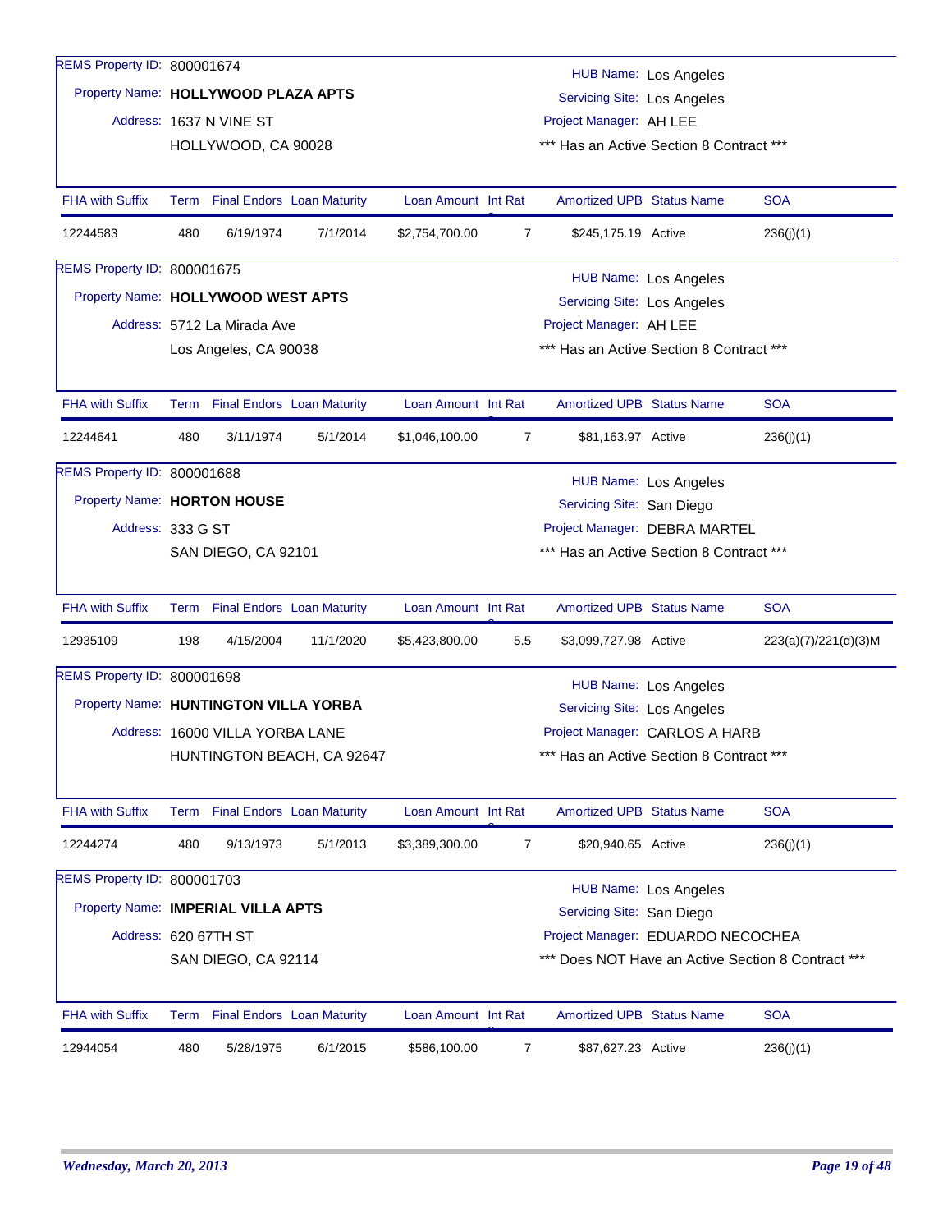REMS Property ID: 800001674

Property Name: **HOLLYWOOD PLAZA APTS**

Address: 1637 N VINE ST
HOLLYWOOD, CA 90028

HUB Name: Los Angeles
Servicing Site: Los Angeles
Project Manager: AH LEE
*** Has an Active Section 8 Contract ***

| FHA with Suffix | Term | Final Endors | Loan Maturity | Loan Amount | Int Rat | Amortized UPB | Status Name | SOA |
|---|---|---|---|---|---|---|---|---|
| 12244583 | 480 | 6/19/1974 | 7/1/2014 | $2,754,700.00 | 7 | $245,175.19 | Active | 236(j)(1) |

REMS Property ID: 800001675

Property Name: **HOLLYWOOD WEST APTS**

Address: 5712 La Mirada Ave
Los Angeles, CA 90038

HUB Name: Los Angeles
Servicing Site: Los Angeles
Project Manager: AH LEE
*** Has an Active Section 8 Contract ***

| FHA with Suffix | Term | Final Endors | Loan Maturity | Loan Amount | Int Rat | Amortized UPB | Status Name | SOA |
|---|---|---|---|---|---|---|---|---|
| 12244641 | 480 | 3/11/1974 | 5/1/2014 | $1,046,100.00 | 7 | $81,163.97 | Active | 236(j)(1) |

REMS Property ID: 800001688

Property Name: **HORTON HOUSE**

Address: 333 G ST
SAN DIEGO, CA 92101

HUB Name: Los Angeles
Servicing Site: San Diego
Project Manager: DEBRA MARTEL
*** Has an Active Section 8 Contract ***

| FHA with Suffix | Term | Final Endors | Loan Maturity | Loan Amount | Int Rat | Amortized UPB | Status Name | SOA |
|---|---|---|---|---|---|---|---|---|
| 12935109 | 198 | 4/15/2004 | 11/1/2020 | $5,423,800.00 | 5.5 | $3,099,727.98 | Active | 223(a)(7)/221(d)(3)M |

REMS Property ID: 800001698

Property Name: **HUNTINGTON VILLA YORBA**

Address: 16000 VILLA YORBA LANE
HUNTINGTON BEACH, CA 92647

HUB Name: Los Angeles
Servicing Site: Los Angeles
Project Manager: CARLOS A HARB
*** Has an Active Section 8 Contract ***

| FHA with Suffix | Term | Final Endors | Loan Maturity | Loan Amount | Int Rat | Amortized UPB | Status Name | SOA |
|---|---|---|---|---|---|---|---|---|
| 12244274 | 480 | 9/13/1973 | 5/1/2013 | $3,389,300.00 | 7 | $20,940.65 | Active | 236(j)(1) |

REMS Property ID: 800001703

Property Name: **IMPERIAL VILLA APTS**

Address: 620 67TH ST
SAN DIEGO, CA 92114

HUB Name: Los Angeles
Servicing Site: San Diego
Project Manager: EDUARDO NECOCHEA
*** Does NOT Have an Active Section 8 Contract ***

| FHA with Suffix | Term | Final Endors | Loan Maturity | Loan Amount | Int Rat | Amortized UPB | Status Name | SOA |
|---|---|---|---|---|---|---|---|---|
| 12944054 | 480 | 5/28/1975 | 6/1/2015 | $586,100.00 | 7 | $87,627.23 | Active | 236(j)(1) |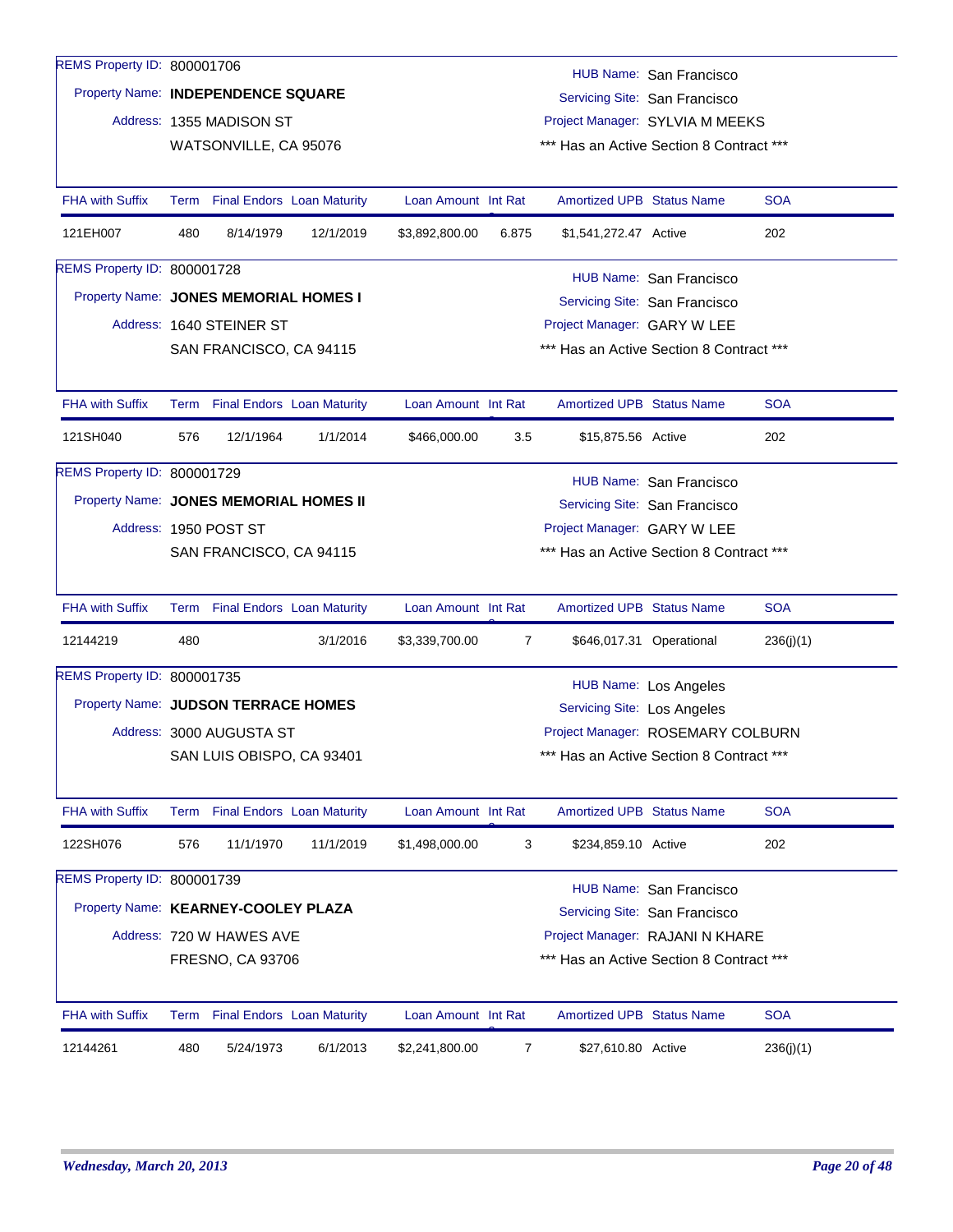REMS Property ID: 800001706

Property Name: **INDEPENDENCE SQUARE**

Address: 1355 MADISON ST
WATSONVILLE, CA 95076

HUB Name: San Francisco
Servicing Site: San Francisco
Project Manager: SYLVIA M MEEKS
*** Has an Active Section 8 Contract ***

| FHA with Suffix | Term | Final Endors | Loan Maturity | Loan Amount | Int Rat | Amortized UPB | Status Name | SOA |
|---|---|---|---|---|---|---|---|---|
| 121EH007 | 480 | 8/14/1979 | 12/1/2019 | $3,892,800.00 | 6.875 | $1,541,272.47 | Active | 202 |

REMS Property ID: 800001728

Property Name: **JONES MEMORIAL HOMES I**

Address: 1640 STEINER ST
SAN FRANCISCO, CA 94115

HUB Name: San Francisco
Servicing Site: San Francisco
Project Manager: GARY W LEE
*** Has an Active Section 8 Contract ***

| FHA with Suffix | Term | Final Endors | Loan Maturity | Loan Amount | Int Rat | Amortized UPB | Status Name | SOA |
|---|---|---|---|---|---|---|---|---|
| 121SH040 | 576 | 12/1/1964 | 1/1/2014 | $466,000.00 | 3.5 | $15,875.56 | Active | 202 |

REMS Property ID: 800001729

Property Name: **JONES MEMORIAL HOMES II**

Address: 1950 POST ST
SAN FRANCISCO, CA 94115

HUB Name: San Francisco
Servicing Site: San Francisco
Project Manager: GARY W LEE
*** Has an Active Section 8 Contract ***

| FHA with Suffix | Term | Final Endors | Loan Maturity | Loan Amount | Int Rat | Amortized UPB | Status Name | SOA |
|---|---|---|---|---|---|---|---|---|
| 12144219 | 480 | | 3/1/2016 | $3,339,700.00 | 7 | $646,017.31 | Operational | 236(j)(1) |

REMS Property ID: 800001735

Property Name: **JUDSON TERRACE HOMES**

Address: 3000 AUGUSTA ST
SAN LUIS OBISPO, CA 93401

HUB Name: Los Angeles
Servicing Site: Los Angeles
Project Manager: ROSEMARY COLBURN
*** Has an Active Section 8 Contract ***

| FHA with Suffix | Term | Final Endors | Loan Maturity | Loan Amount | Int Rat | Amortized UPB | Status Name | SOA |
|---|---|---|---|---|---|---|---|---|
| 122SH076 | 576 | 11/1/1970 | 11/1/2019 | $1,498,000.00 | 3 | $234,859.10 | Active | 202 |

REMS Property ID: 800001739

Property Name: **KEARNEY-COOLEY PLAZA**

Address: 720 W HAWES AVE
FRESNO, CA 93706

HUB Name: San Francisco
Servicing Site: San Francisco
Project Manager: RAJANI N KHARE
*** Has an Active Section 8 Contract ***

| FHA with Suffix | Term | Final Endors | Loan Maturity | Loan Amount | Int Rat | Amortized UPB | Status Name | SOA |
|---|---|---|---|---|---|---|---|---|
| 12144261 | 480 | 5/24/1973 | 6/1/2013 | $2,241,800.00 | 7 | $27,610.80 | Active | 236(j)(1) |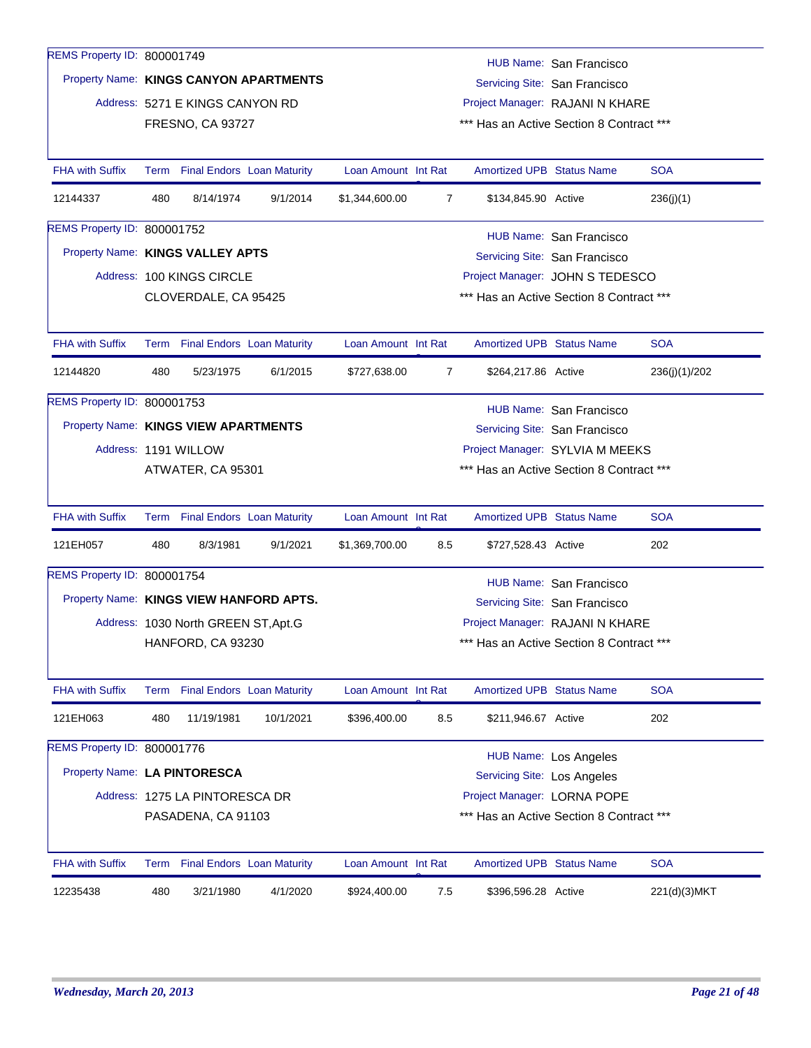REMS Property ID: 800001749

Property Name: **KINGS CANYON APARTMENTS**

Address: 5271 E KINGS CANYON RD
FRESNO, CA 93727

HUB Name: San Francisco
Servicing Site: San Francisco
Project Manager: RAJANI N KHARE
*** Has an Active Section 8 Contract ***

| FHA with Suffix | Term | Final Endors | Loan Maturity | Loan Amount | Int Rat | Amortized UPB | Status Name | SOA |
|---|---|---|---|---|---|---|---|---|
| 12144337 | 480 | 8/14/1974 | 9/1/2014 | $1,344,600.00 | 7 | $134,845.90 | Active | 236(j)(1) |

REMS Property ID: 800001752

Property Name: **KINGS VALLEY APTS**

Address: 100 KINGS CIRCLE
CLOVERDALE, CA 95425

HUB Name: San Francisco
Servicing Site: San Francisco
Project Manager: JOHN S TEDESCO
*** Has an Active Section 8 Contract ***

| FHA with Suffix | Term | Final Endors | Loan Maturity | Loan Amount | Int Rat | Amortized UPB | Status Name | SOA |
|---|---|---|---|---|---|---|---|---|
| 12144820 | 480 | 5/23/1975 | 6/1/2015 | $727,638.00 | 7 | $264,217.86 | Active | 236(j)(1)/202 |

REMS Property ID: 800001753

Property Name: **KINGS VIEW APARTMENTS**

Address: 1191 WILLOW
ATWATER, CA 95301

HUB Name: San Francisco
Servicing Site: San Francisco
Project Manager: SYLVIA M MEEKS
*** Has an Active Section 8 Contract ***

| FHA with Suffix | Term | Final Endors | Loan Maturity | Loan Amount | Int Rat | Amortized UPB | Status Name | SOA |
|---|---|---|---|---|---|---|---|---|
| 121EH057 | 480 | 8/3/1981 | 9/1/2021 | $1,369,700.00 | 8.5 | $727,528.43 | Active | 202 |

REMS Property ID: 800001754

Property Name: **KINGS VIEW HANFORD APTS.**

Address: 1030 North GREEN ST,Apt.G
HANFORD, CA 93230

HUB Name: San Francisco
Servicing Site: San Francisco
Project Manager: RAJANI N KHARE
*** Has an Active Section 8 Contract ***

| FHA with Suffix | Term | Final Endors | Loan Maturity | Loan Amount | Int Rat | Amortized UPB | Status Name | SOA |
|---|---|---|---|---|---|---|---|---|
| 121EH063 | 480 | 11/19/1981 | 10/1/2021 | $396,400.00 | 8.5 | $211,946.67 | Active | 202 |

REMS Property ID: 800001776

Property Name: **LA PINTORESCA**

Address: 1275 LA PINTORESCA DR
PASADENA, CA 91103

HUB Name: Los Angeles
Servicing Site: Los Angeles
Project Manager: LORNA POPE
*** Has an Active Section 8 Contract ***

| FHA with Suffix | Term | Final Endors | Loan Maturity | Loan Amount | Int Rat | Amortized UPB | Status Name | SOA |
|---|---|---|---|---|---|---|---|---|
| 12235438 | 480 | 3/21/1980 | 4/1/2020 | $924,400.00 | 7.5 | $396,596.28 | Active | 221(d)(3)MKT |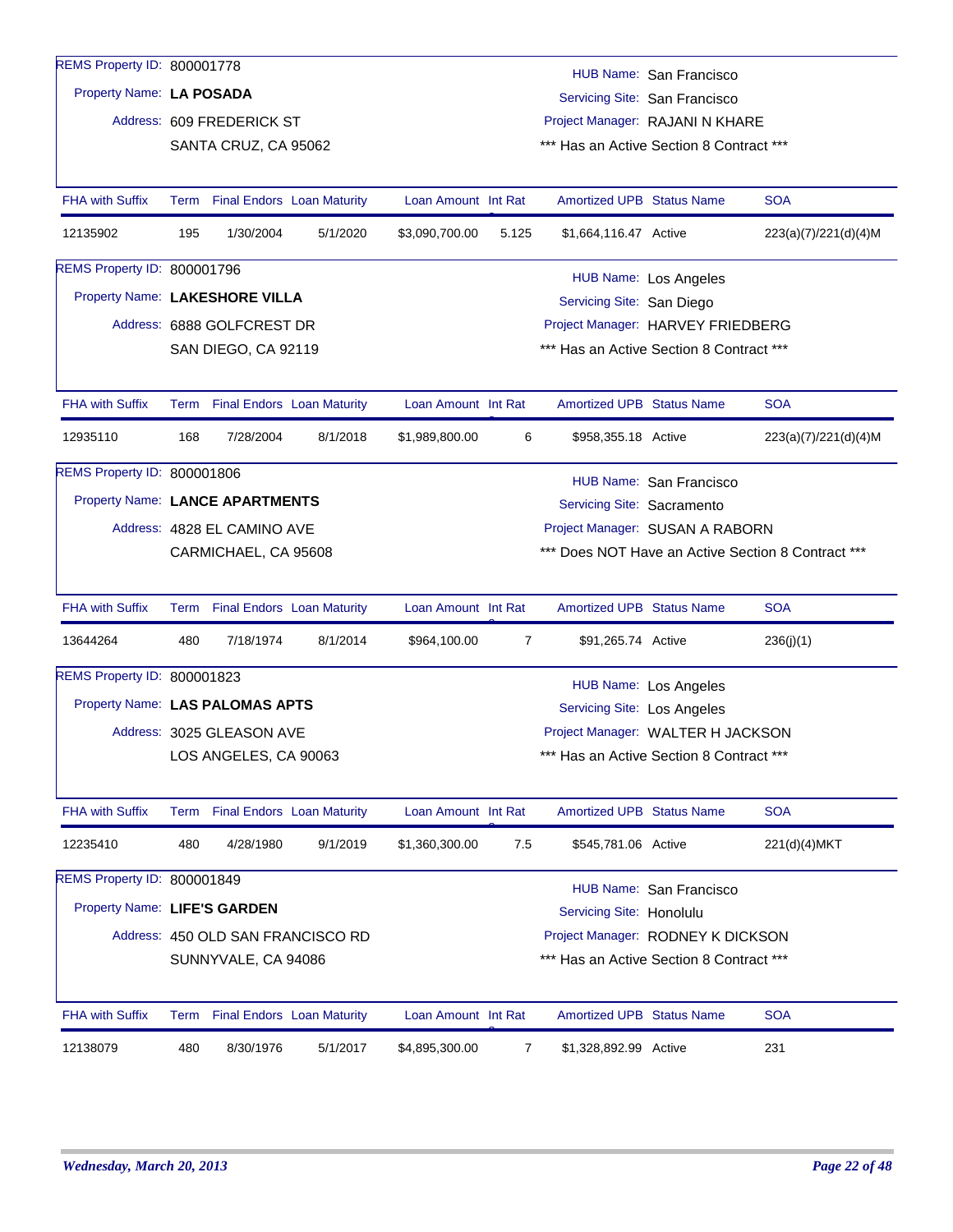REMS Property ID: 800001778

Property Name: **LA POSADA**

Address: 609 FREDERICK ST
SANTA CRUZ, CA 95062

HUB Name: San Francisco
Servicing Site: San Francisco
Project Manager: RAJANI N KHARE
*** Has an Active Section 8 Contract ***

| FHA with Suffix | Term | Final Endors | Loan Maturity | Loan Amount | Int Rate | Amortized UPB | Status Name | SOA |
|---|---|---|---|---|---|---|---|---|
| 12135902 | 195 | 1/30/2004 | 5/1/2020 | $3,090,700.00 | 5.125 | $1,664,116.47 | Active | 223(a)(7)/221(d)(4)M |

REMS Property ID: 800001796

Property Name: **LAKESHORE VILLA**

Address: 6888 GOLFCREST DR
SAN DIEGO, CA 92119

HUB Name: Los Angeles
Servicing Site: San Diego
Project Manager: HARVEY FRIEDBERG
*** Has an Active Section 8 Contract ***

| FHA with Suffix | Term | Final Endors | Loan Maturity | Loan Amount | Int Rate | Amortized UPB | Status Name | SOA |
|---|---|---|---|---|---|---|---|---|
| 12935110 | 168 | 7/28/2004 | 8/1/2018 | $1,989,800.00 | 6 | $958,355.18 | Active | 223(a)(7)/221(d)(4)M |

REMS Property ID: 800001806

Property Name: **LANCE APARTMENTS**

Address: 4828 EL CAMINO AVE
CARMICHAEL, CA 95608

HUB Name: San Francisco
Servicing Site: Sacramento
Project Manager: SUSAN A RABORN
*** Does NOT Have an Active Section 8 Contract ***

| FHA with Suffix | Term | Final Endors | Loan Maturity | Loan Amount | Int Rate | Amortized UPB | Status Name | SOA |
|---|---|---|---|---|---|---|---|---|
| 13644264 | 480 | 7/18/1974 | 8/1/2014 | $964,100.00 | 7 | $91,265.74 | Active | 236(j)(1) |

REMS Property ID: 800001823

Property Name: **LAS PALOMAS APTS**

Address: 3025 GLEASON AVE
LOS ANGELES, CA 90063

HUB Name: Los Angeles
Servicing Site: Los Angeles
Project Manager: WALTER H JACKSON
*** Has an Active Section 8 Contract ***

| FHA with Suffix | Term | Final Endors | Loan Maturity | Loan Amount | Int Rate | Amortized UPB | Status Name | SOA |
|---|---|---|---|---|---|---|---|---|
| 12235410 | 480 | 4/28/1980 | 9/1/2019 | $1,360,300.00 | 7.5 | $545,781.06 | Active | 221(d)(4)MKT |

REMS Property ID: 800001849

Property Name: **LIFE'S GARDEN**

Address: 450 OLD SAN FRANCISCO RD
SUNNYVALE, CA 94086

HUB Name: San Francisco
Servicing Site: Honolulu
Project Manager: RODNEY K DICKSON
*** Has an Active Section 8 Contract ***

| FHA with Suffix | Term | Final Endors | Loan Maturity | Loan Amount | Int Rate | Amortized UPB | Status Name | SOA |
|---|---|---|---|---|---|---|---|---|
| 12138079 | 480 | 8/30/1976 | 5/1/2017 | $4,895,300.00 | 7 | $1,328,892.99 | Active | 231 |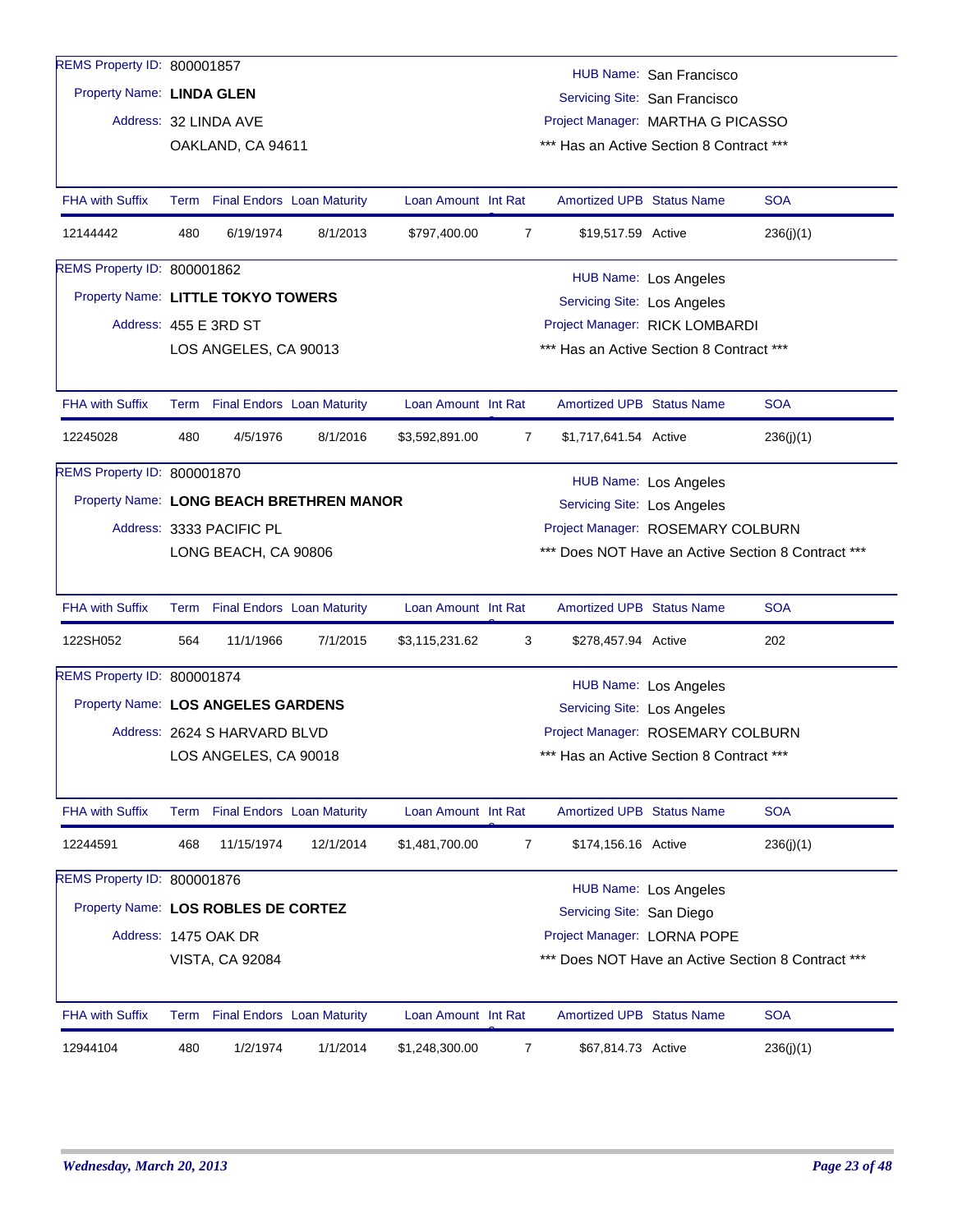REMS Property ID: 800001857
Property Name: **LINDA GLEN**
Address: 32 LINDA AVE
OAKLAND, CA 94611

HUB Name: San Francisco
Servicing Site: San Francisco
Project Manager: MARTHA G PICASSO
*** Has an Active Section 8 Contract ***

| FHA with Suffix | Term | Final Endors | Loan Maturity | Loan Amount | Int Rat | Amortized UPB | Status Name | SOA |
|---|---|---|---|---|---|---|---|---|
| 12144442 | 480 | 6/19/1974 | 8/1/2013 | $797,400.00 | 7 | $19,517.59 | Active | 236(j)(1) |

REMS Property ID: 800001862
Property Name: **LITTLE TOKYO TOWERS**
Address: 455 E 3RD ST
LOS ANGELES, CA 90013

HUB Name: Los Angeles
Servicing Site: Los Angeles
Project Manager: RICK LOMBARDI
*** Has an Active Section 8 Contract ***

| FHA with Suffix | Term | Final Endors | Loan Maturity | Loan Amount | Int Rat | Amortized UPB | Status Name | SOA |
|---|---|---|---|---|---|---|---|---|
| 12245028 | 480 | 4/5/1976 | 8/1/2016 | $3,592,891.00 | 7 | $1,717,641.54 | Active | 236(j)(1) |

REMS Property ID: 800001870
Property Name: **LONG BEACH BRETHREN MANOR**
Address: 3333 PACIFIC PL
LONG BEACH, CA 90806

HUB Name: Los Angeles
Servicing Site: Los Angeles
Project Manager: ROSEMARY COLBURN
*** Does NOT Have an Active Section 8 Contract ***

| FHA with Suffix | Term | Final Endors | Loan Maturity | Loan Amount | Int Rat | Amortized UPB | Status Name | SOA |
|---|---|---|---|---|---|---|---|---|
| 122SH052 | 564 | 11/1/1966 | 7/1/2015 | $3,115,231.62 | 3 | $278,457.94 | Active | 202 |

REMS Property ID: 800001874
Property Name: **LOS ANGELES GARDENS**
Address: 2624 S HARVARD BLVD
LOS ANGELES, CA 90018

HUB Name: Los Angeles
Servicing Site: Los Angeles
Project Manager: ROSEMARY COLBURN
*** Has an Active Section 8 Contract ***

| FHA with Suffix | Term | Final Endors | Loan Maturity | Loan Amount | Int Rat | Amortized UPB | Status Name | SOA |
|---|---|---|---|---|---|---|---|---|
| 12244591 | 468 | 11/15/1974 | 12/1/2014 | $1,481,700.00 | 7 | $174,156.16 | Active | 236(j)(1) |

REMS Property ID: 800001876
Property Name: **LOS ROBLES DE CORTEZ**
Address: 1475 OAK DR
VISTA, CA 92084

HUB Name: Los Angeles
Servicing Site: San Diego
Project Manager: LORNA POPE
*** Does NOT Have an Active Section 8 Contract ***

| FHA with Suffix | Term | Final Endors | Loan Maturity | Loan Amount | Int Rat | Amortized UPB | Status Name | SOA |
|---|---|---|---|---|---|---|---|---|
| 12944104 | 480 | 1/2/1974 | 1/1/2014 | $1,248,300.00 | 7 | $67,814.73 | Active | 236(j)(1) |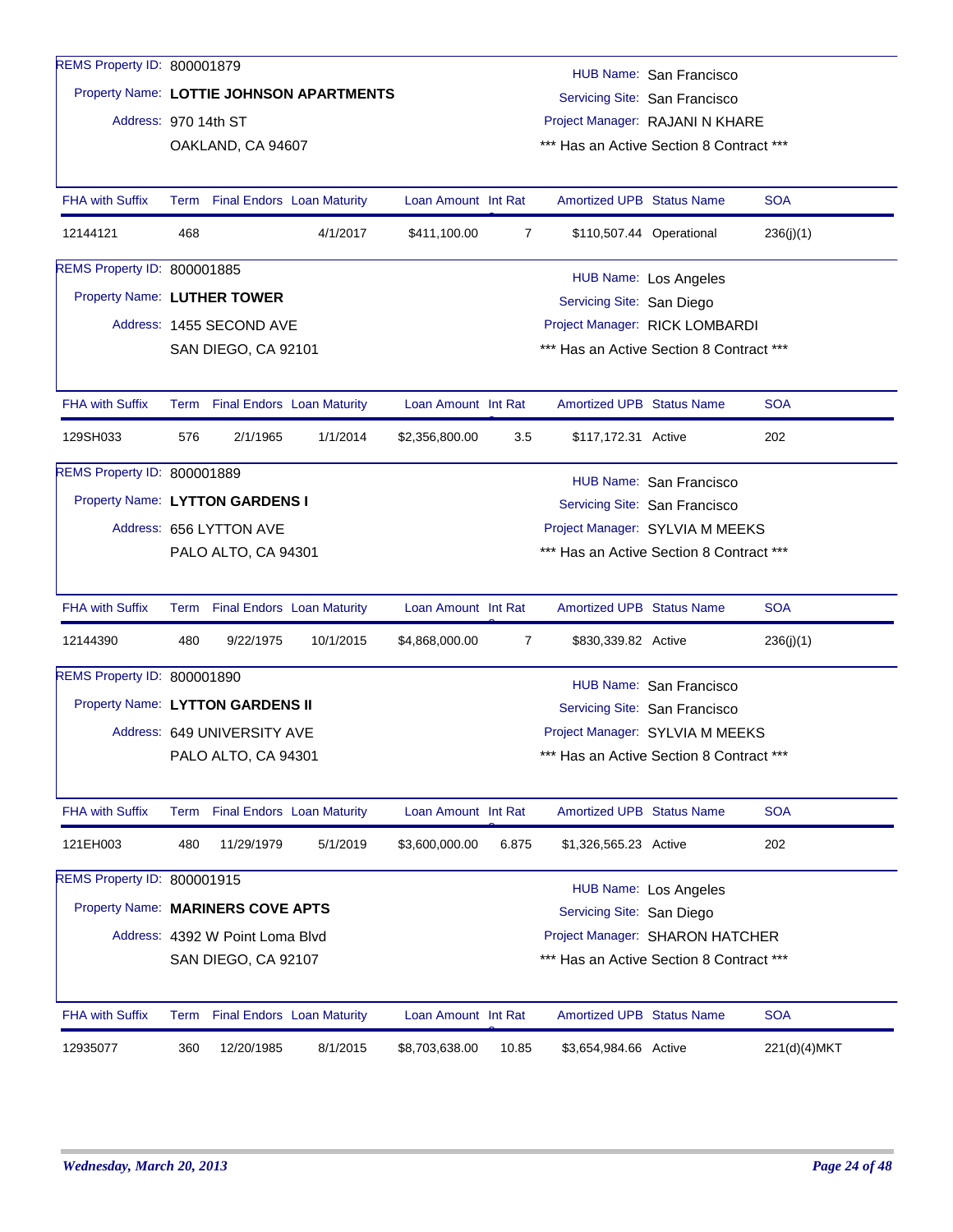REMS Property ID: 800001879

Property Name: **LOTTIE JOHNSON APARTMENTS**

Address: 970 14th ST
OAKLAND, CA 94607

HUB Name: San Francisco
Servicing Site: San Francisco
Project Manager: RAJANI N KHARE
*** Has an Active Section 8 Contract ***

| FHA with Suffix | Term | Final Endors | Loan Maturity | Loan Amount | Int Rate | Amortized UPB | Status Name | SOA |
|---|---|---|---|---|---|---|---|---|
| 12144121 | 468 | | 4/1/2017 | $411,100.00 | 7 | $110,507.44 | Operational | 236(j)(1) |

REMS Property ID: 800001885

Property Name: **LUTHER TOWER**

Address: 1455 SECOND AVE
SAN DIEGO, CA 92101

HUB Name: Los Angeles
Servicing Site: San Diego
Project Manager: RICK LOMBARDI
*** Has an Active Section 8 Contract ***

| FHA with Suffix | Term | Final Endors | Loan Maturity | Loan Amount | Int Rate | Amortized UPB | Status Name | SOA |
|---|---|---|---|---|---|---|---|---|
| 129SH033 | 576 | 2/1/1965 | 1/1/2014 | $2,356,800.00 | 3.5 | $117,172.31 | Active | 202 |

REMS Property ID: 800001889

Property Name: **LYTTON GARDENS I**

Address: 656 LYTTON AVE
PALO ALTO, CA 94301

HUB Name: San Francisco
Servicing Site: San Francisco
Project Manager: SYLVIA M MEEKS
*** Has an Active Section 8 Contract ***

| FHA with Suffix | Term | Final Endors | Loan Maturity | Loan Amount | Int Rate | Amortized UPB | Status Name | SOA |
|---|---|---|---|---|---|---|---|---|
| 12144390 | 480 | 9/22/1975 | 10/1/2015 | $4,868,000.00 | 7 | $830,339.82 | Active | 236(j)(1) |

REMS Property ID: 800001890

Property Name: **LYTTON GARDENS II**

Address: 649 UNIVERSITY AVE
PALO ALTO, CA 94301

HUB Name: San Francisco
Servicing Site: San Francisco
Project Manager: SYLVIA M MEEKS
*** Has an Active Section 8 Contract ***

| FHA with Suffix | Term | Final Endors | Loan Maturity | Loan Amount | Int Rate | Amortized UPB | Status Name | SOA |
|---|---|---|---|---|---|---|---|---|
| 121EH003 | 480 | 11/29/1979 | 5/1/2019 | $3,600,000.00 | 6.875 | $1,326,565.23 | Active | 202 |

REMS Property ID: 800001915

Property Name: **MARINERS COVE APTS**

Address: 4392 W Point Loma Blvd
SAN DIEGO, CA 92107

HUB Name: Los Angeles
Servicing Site: San Diego
Project Manager: SHARON HATCHER
*** Has an Active Section 8 Contract ***

| FHA with Suffix | Term | Final Endors | Loan Maturity | Loan Amount | Int Rate | Amortized UPB | Status Name | SOA |
|---|---|---|---|---|---|---|---|---|
| 12935077 | 360 | 12/20/1985 | 8/1/2015 | $8,703,638.00 | 10.85 | $3,654,984.66 | Active | 221(d)(4)MKT |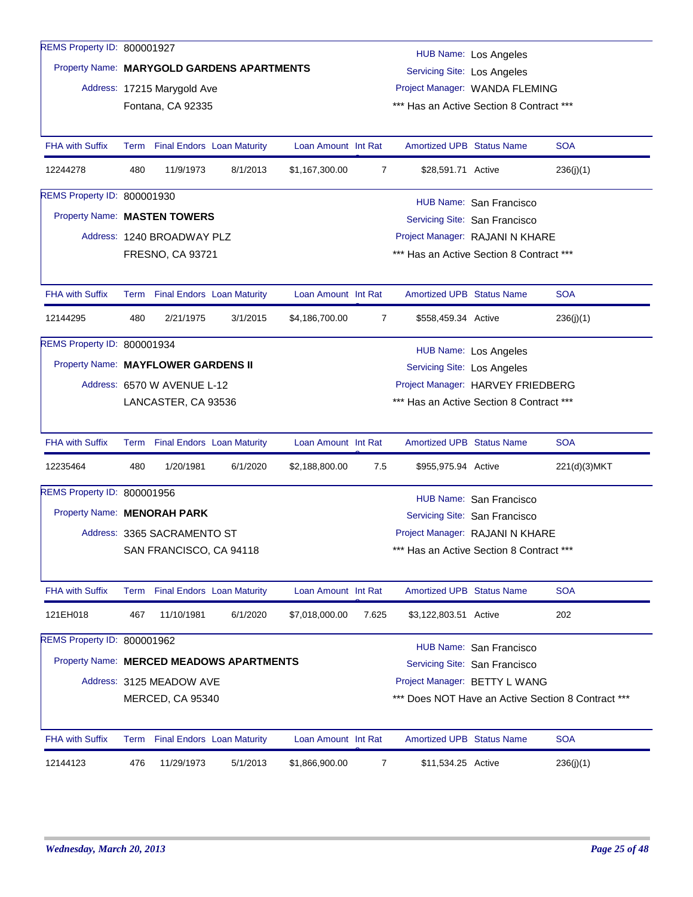REMS Property ID: 800001927

Property Name: **MARYGOLD GARDENS APARTMENTS**

Address: 17215 Marygold Ave
Fontana, CA 92335

HUB Name: Los Angeles
Servicing Site: Los Angeles
Project Manager: WANDA FLEMING
*** Has an Active Section 8 Contract ***

| FHA with Suffix | Term | Final Endors | Loan Maturity | Loan Amount | Int Rat | Amortized UPB | Status Name | SOA |
|---|---|---|---|---|---|---|---|---|
| 12244278 | 480 | 11/9/1973 | 8/1/2013 | $1,167,300.00 | 7 | $28,591.71 | Active | 236(j)(1) |

REMS Property ID: 800001930

Property Name: **MASTEN TOWERS**

Address: 1240 BROADWAY PLZ
FRESNO, CA 93721

HUB Name: San Francisco
Servicing Site: San Francisco
Project Manager: RAJANI N KHARE
*** Has an Active Section 8 Contract ***

| FHA with Suffix | Term | Final Endors | Loan Maturity | Loan Amount | Int Rat | Amortized UPB | Status Name | SOA |
|---|---|---|---|---|---|---|---|---|
| 12144295 | 480 | 2/21/1975 | 3/1/2015 | $4,186,700.00 | 7 | $558,459.34 | Active | 236(j)(1) |

REMS Property ID: 800001934

Property Name: **MAYFLOWER GARDENS II**

Address: 6570 W AVENUE L-12
LANCASTER, CA 93536

HUB Name: Los Angeles
Servicing Site: Los Angeles
Project Manager: HARVEY FRIEDBERG
*** Has an Active Section 8 Contract ***

| FHA with Suffix | Term | Final Endors | Loan Maturity | Loan Amount | Int Rat | Amortized UPB | Status Name | SOA |
|---|---|---|---|---|---|---|---|---|
| 12235464 | 480 | 1/20/1981 | 6/1/2020 | $2,188,800.00 | 7.5 | $955,975.94 | Active | 221(d)(3)MKT |

REMS Property ID: 800001956

Property Name: **MENORAH PARK**

Address: 3365 SACRAMENTO ST
SAN FRANCISCO, CA 94118

HUB Name: San Francisco
Servicing Site: San Francisco
Project Manager: RAJANI N KHARE
*** Has an Active Section 8 Contract ***

| FHA with Suffix | Term | Final Endors | Loan Maturity | Loan Amount | Int Rat | Amortized UPB | Status Name | SOA |
|---|---|---|---|---|---|---|---|---|
| 121EH018 | 467 | 11/10/1981 | 6/1/2020 | $7,018,000.00 | 7.625 | $3,122,803.51 | Active | 202 |

REMS Property ID: 800001962

Property Name: **MERCED MEADOWS APARTMENTS**

Address: 3125 MEADOW AVE
MERCED, CA 95340

HUB Name: San Francisco
Servicing Site: San Francisco
Project Manager: BETTY L WANG
*** Does NOT Have an Active Section 8 Contract ***

| FHA with Suffix | Term | Final Endors | Loan Maturity | Loan Amount | Int Rat | Amortized UPB | Status Name | SOA |
|---|---|---|---|---|---|---|---|---|
| 12144123 | 476 | 11/29/1973 | 5/1/2013 | $1,866,900.00 | 7 | $11,534.25 | Active | 236(j)(1) |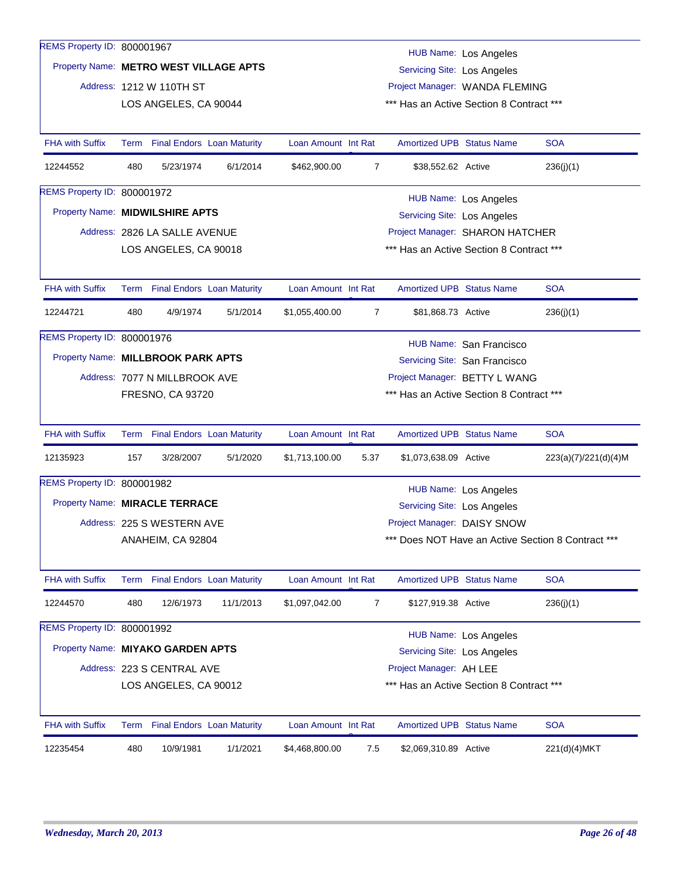REMS Property ID: 800001967

Property Name: **METRO WEST VILLAGE APTS**

Address: 1212 W 110TH ST
LOS ANGELES, CA 90044

HUB Name: Los Angeles
Servicing Site: Los Angeles
Project Manager: WANDA FLEMING
*** Has an Active Section 8 Contract ***

| FHA with Suffix | Term | Final Endors | Loan Maturity | Loan Amount | Int Rat | Amortized UPB | Status Name | SOA |
|---|---|---|---|---|---|---|---|---|
| 12244552 | 480 | 5/23/1974 | 6/1/2014 | $462,900.00 | 7 | $38,552.62 | Active | 236(j)(1) |

REMS Property ID: 800001972

Property Name: **MIDWILSHIRE APTS**

Address: 2826 LA SALLE AVENUE
LOS ANGELES, CA 90018

HUB Name: Los Angeles
Servicing Site: Los Angeles
Project Manager: SHARON HATCHER
*** Has an Active Section 8 Contract ***

| FHA with Suffix | Term | Final Endors | Loan Maturity | Loan Amount | Int Rat | Amortized UPB | Status Name | SOA |
|---|---|---|---|---|---|---|---|---|
| 12244721 | 480 | 4/9/1974 | 5/1/2014 | $1,055,400.00 | 7 | $81,868.73 | Active | 236(j)(1) |

REMS Property ID: 800001976

Property Name: **MILLBROOK PARK APTS**

Address: 7077 N MILLBROOK AVE
FRESNO, CA 93720

HUB Name: San Francisco
Servicing Site: San Francisco
Project Manager: BETTY L WANG
*** Has an Active Section 8 Contract ***

| FHA with Suffix | Term | Final Endors | Loan Maturity | Loan Amount | Int Rat | Amortized UPB | Status Name | SOA |
|---|---|---|---|---|---|---|---|---|
| 12135923 | 157 | 3/28/2007 | 5/1/2020 | $1,713,100.00 | 5.37 | $1,073,638.09 | Active | 223(a)(7)/221(d)(4)M |

REMS Property ID: 800001982

Property Name: **MIRACLE TERRACE**

Address: 225 S WESTERN AVE
ANAHEIM, CA 92804

HUB Name: Los Angeles
Servicing Site: Los Angeles
Project Manager: DAISY SNOW
*** Does NOT Have an Active Section 8 Contract ***

| FHA with Suffix | Term | Final Endors | Loan Maturity | Loan Amount | Int Rat | Amortized UPB | Status Name | SOA |
|---|---|---|---|---|---|---|---|---|
| 12244570 | 480 | 12/6/1973 | 11/1/2013 | $1,097,042.00 | 7 | $127,919.38 | Active | 236(j)(1) |

REMS Property ID: 800001992

Property Name: **MIYAKO GARDEN APTS**

Address: 223 S CENTRAL AVE
LOS ANGELES, CA 90012

HUB Name: Los Angeles
Servicing Site: Los Angeles
Project Manager: AH LEE
*** Has an Active Section 8 Contract ***

| FHA with Suffix | Term | Final Endors | Loan Maturity | Loan Amount | Int Rat | Amortized UPB | Status Name | SOA |
|---|---|---|---|---|---|---|---|---|
| 12235454 | 480 | 10/9/1981 | 1/1/2021 | $4,468,800.00 | 7.5 | $2,069,310.89 | Active | 221(d)(4)MKT |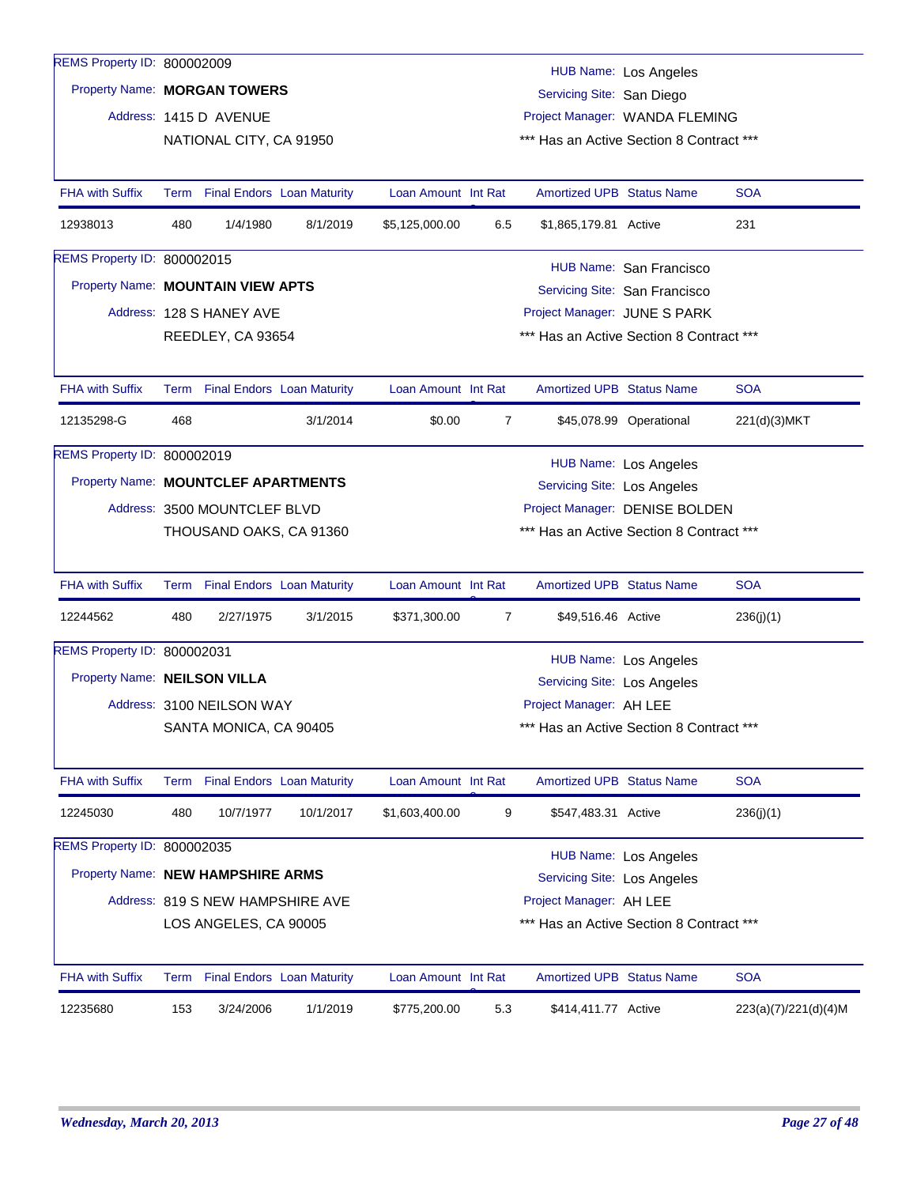REMS Property ID: 800002009

Property Name: **MORGAN TOWERS**

Address: 1415 D AVENUE
NATIONAL CITY, CA 91950

HUB Name: Los Angeles
Servicing Site: San Diego
Project Manager: WANDA FLEMING
*** Has an Active Section 8 Contract ***

| FHA with Suffix | Term | Final Endors | Loan Maturity | Loan Amount | Int Rat | Amortized UPB | Status Name | SOA |
|---|---|---|---|---|---|---|---|---|
| 12938013 | 480 | 1/4/1980 | 8/1/2019 | $5,125,000.00 | 6.5 | $1,865,179.81 | Active | 231 |

REMS Property ID: 800002015

Property Name: **MOUNTAIN VIEW APTS**

Address: 128 S HANEY AVE
REEDLEY, CA 93654

HUB Name: San Francisco
Servicing Site: San Francisco
Project Manager: JUNE S PARK
*** Has an Active Section 8 Contract ***

| FHA with Suffix | Term | Final Endors | Loan Maturity | Loan Amount | Int Rat | Amortized UPB | Status Name | SOA |
|---|---|---|---|---|---|---|---|---|
| 12135298-G | 468 | | 3/1/2014 | $0.00 | 7 | $45,078.99 | Operational | 221(d)(3)MKT |

REMS Property ID: 800002019

Property Name: **MOUNTCLEF APARTMENTS**

Address: 3500 MOUNTCLEF BLVD
THOUSAND OAKS, CA 91360

HUB Name: Los Angeles
Servicing Site: Los Angeles
Project Manager: DENISE BOLDEN
*** Has an Active Section 8 Contract ***

| FHA with Suffix | Term | Final Endors | Loan Maturity | Loan Amount | Int Rat | Amortized UPB | Status Name | SOA |
|---|---|---|---|---|---|---|---|---|
| 12244562 | 480 | 2/27/1975 | 3/1/2015 | $371,300.00 | 7 | $49,516.46 | Active | 236(j)(1) |

REMS Property ID: 800002031

Property Name: **NEILSON VILLA**

Address: 3100 NEILSON WAY
SANTA MONICA, CA 90405

HUB Name: Los Angeles
Servicing Site: Los Angeles
Project Manager: AH LEE
*** Has an Active Section 8 Contract ***

| FHA with Suffix | Term | Final Endors | Loan Maturity | Loan Amount | Int Rat | Amortized UPB | Status Name | SOA |
|---|---|---|---|---|---|---|---|---|
| 12245030 | 480 | 10/7/1977 | 10/1/2017 | $1,603,400.00 | 9 | $547,483.31 | Active | 236(j)(1) |

REMS Property ID: 800002035

Property Name: **NEW HAMPSHIRE ARMS**

Address: 819 S NEW HAMPSHIRE AVE
LOS ANGELES, CA 90005

HUB Name: Los Angeles
Servicing Site: Los Angeles
Project Manager: AH LEE
*** Has an Active Section 8 Contract ***

| FHA with Suffix | Term | Final Endors | Loan Maturity | Loan Amount | Int Rat | Amortized UPB | Status Name | SOA |
|---|---|---|---|---|---|---|---|---|
| 12235680 | 153 | 3/24/2006 | 1/1/2019 | $775,200.00 | 5.3 | $414,411.77 | Active | 223(a)(7)/221(d)(4)M |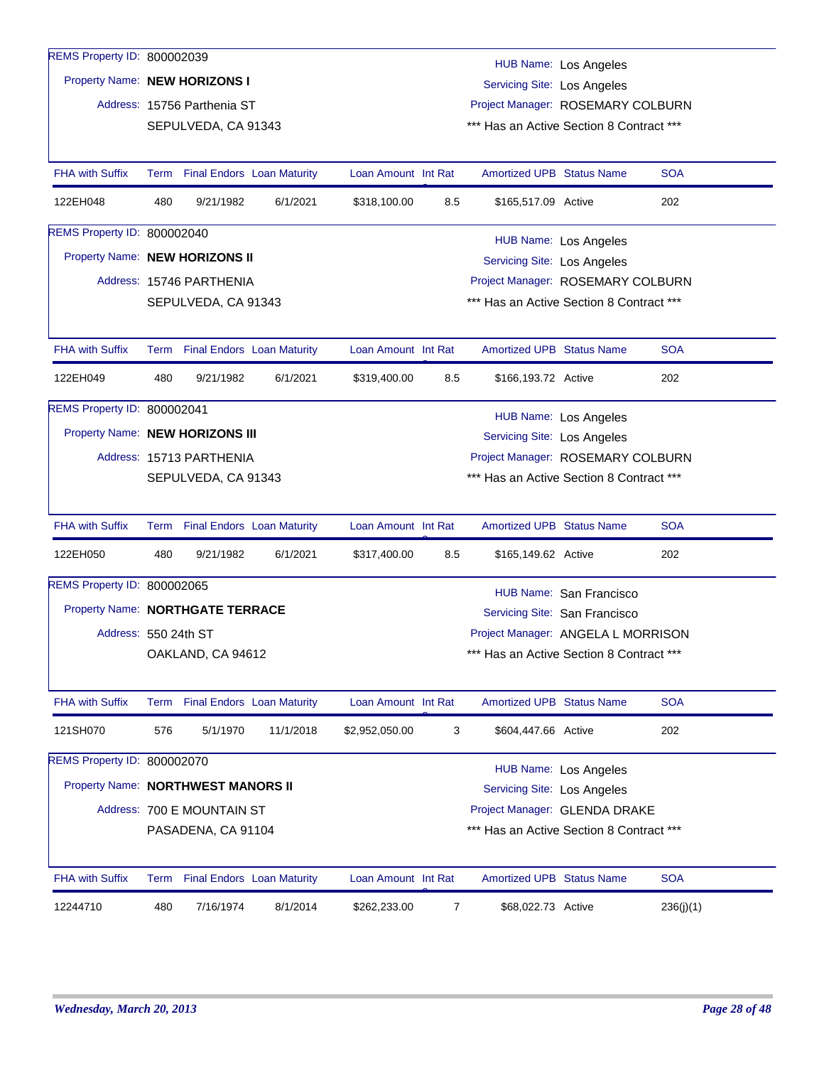REMS Property ID: 800002039

Property Name: **NEW HORIZONS I**

Address: 15756 Parthenia ST
SEPULVEDA, CA 91343

HUB Name: Los Angeles
Servicing Site: Los Angeles
Project Manager: ROSEMARY COLBURN
*** Has an Active Section 8 Contract ***

| FHA with Suffix | Term | Final Endors | Loan Maturity | Loan Amount | Int Rate | Amortized UPB | Status Name | SOA |
|---|---|---|---|---|---|---|---|---|
| 122EH048 | 480 | 9/21/1982 | 6/1/2021 | $318,100.00 | 8.5 | $165,517.09 | Active | 202 |

REMS Property ID: 800002040

Property Name: **NEW HORIZONS II**

Address: 15746 PARTHENIA
SEPULVEDA, CA 91343

HUB Name: Los Angeles
Servicing Site: Los Angeles
Project Manager: ROSEMARY COLBURN
*** Has an Active Section 8 Contract ***

| FHA with Suffix | Term | Final Endors | Loan Maturity | Loan Amount | Int Rate | Amortized UPB | Status Name | SOA |
|---|---|---|---|---|---|---|---|---|
| 122EH049 | 480 | 9/21/1982 | 6/1/2021 | $319,400.00 | 8.5 | $166,193.72 | Active | 202 |

REMS Property ID: 800002041

Property Name: **NEW HORIZONS III**

Address: 15713 PARTHENIA
SEPULVEDA, CA 91343

HUB Name: Los Angeles
Servicing Site: Los Angeles
Project Manager: ROSEMARY COLBURN
*** Has an Active Section 8 Contract ***

| FHA with Suffix | Term | Final Endors | Loan Maturity | Loan Amount | Int Rate | Amortized UPB | Status Name | SOA |
|---|---|---|---|---|---|---|---|---|
| 122EH050 | 480 | 9/21/1982 | 6/1/2021 | $317,400.00 | 8.5 | $165,149.62 | Active | 202 |

REMS Property ID: 800002065

Property Name: **NORTHGATE TERRACE**

Address: 550 24th ST
OAKLAND, CA 94612

HUB Name: San Francisco
Servicing Site: San Francisco
Project Manager: ANGELA L MORRISON
*** Has an Active Section 8 Contract ***

| FHA with Suffix | Term | Final Endors | Loan Maturity | Loan Amount | Int Rate | Amortized UPB | Status Name | SOA |
|---|---|---|---|---|---|---|---|---|
| 121SH070 | 576 | 5/1/1970 | 11/1/2018 | $2,952,050.00 | 3 | $604,447.66 | Active | 202 |

REMS Property ID: 800002070

Property Name: **NORTHWEST MANORS II**

Address: 700 E MOUNTAIN ST
PASADENA, CA 91104

HUB Name: Los Angeles
Servicing Site: Los Angeles
Project Manager: GLENDA DRAKE
*** Has an Active Section 8 Contract ***

| FHA with Suffix | Term | Final Endors | Loan Maturity | Loan Amount | Int Rate | Amortized UPB | Status Name | SOA |
|---|---|---|---|---|---|---|---|---|
| 12244710 | 480 | 7/16/1974 | 8/1/2014 | $262,233.00 | 7 | $68,022.73 | Active | 236(j)(1) |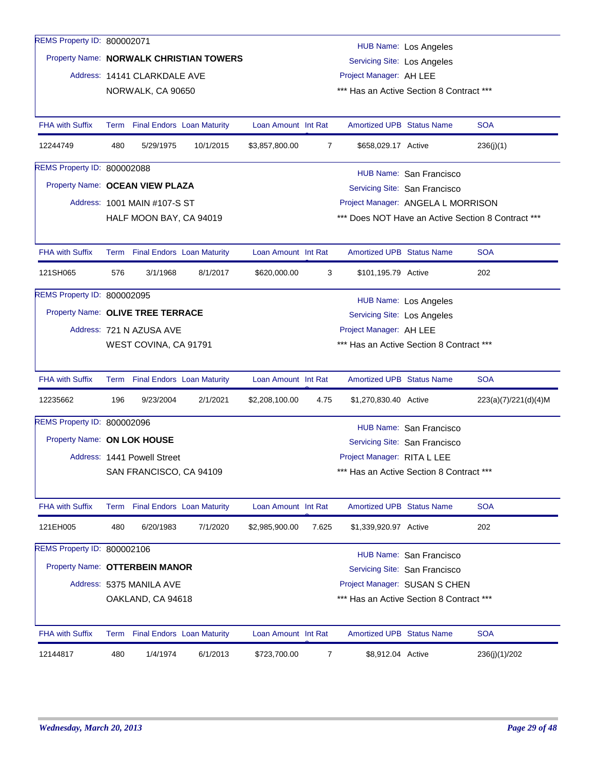REMS Property ID: 800002071

Property Name: **NORWALK CHRISTIAN TOWERS**

Address: 14141 CLARKDALE AVE
NORWALK, CA 90650

HUB Name: Los Angeles
Servicing Site: Los Angeles
Project Manager: AH LEE
*** Has an Active Section 8 Contract ***

| FHA with Suffix | Term | Final Endors | Loan Maturity | Loan Amount | Int Rat | Amortized UPB | Status Name | SOA |
|---|---|---|---|---|---|---|---|---|
| 12244749 | 480 | 5/29/1975 | 10/1/2015 | $3,857,800.00 | 7 | $658,029.17 | Active | 236(j)(1) |

REMS Property ID: 800002088

Property Name: **OCEAN VIEW PLAZA**

Address: 1001 MAIN #107-S ST
HALF MOON BAY, CA 94019

HUB Name: San Francisco
Servicing Site: San Francisco
Project Manager: ANGELA L MORRISON
*** Does NOT Have an Active Section 8 Contract ***

| FHA with Suffix | Term | Final Endors | Loan Maturity | Loan Amount | Int Rat | Amortized UPB | Status Name | SOA |
|---|---|---|---|---|---|---|---|---|
| 121SH065 | 576 | 3/1/1968 | 8/1/2017 | $620,000.00 | 3 | $101,195.79 | Active | 202 |

REMS Property ID: 800002095

Property Name: **OLIVE TREE TERRACE**

Address: 721 N AZUSA AVE
WEST COVINA, CA 91791

HUB Name: Los Angeles
Servicing Site: Los Angeles
Project Manager: AH LEE
*** Has an Active Section 8 Contract ***

| FHA with Suffix | Term | Final Endors | Loan Maturity | Loan Amount | Int Rat | Amortized UPB | Status Name | SOA |
|---|---|---|---|---|---|---|---|---|
| 12235662 | 196 | 9/23/2004 | 2/1/2021 | $2,208,100.00 | 4.75 | $1,270,830.40 | Active | 223(a)(7)/221(d)(4)M |

REMS Property ID: 800002096

Property Name: **ON LOK HOUSE**

Address: 1441 Powell Street
SAN FRANCISCO, CA 94109

HUB Name: San Francisco
Servicing Site: San Francisco
Project Manager: RITA L LEE
*** Has an Active Section 8 Contract ***

| FHA with Suffix | Term | Final Endors | Loan Maturity | Loan Amount | Int Rat | Amortized UPB | Status Name | SOA |
|---|---|---|---|---|---|---|---|---|
| 121EH005 | 480 | 6/20/1983 | 7/1/2020 | $2,985,900.00 | 7.625 | $1,339,920.97 | Active | 202 |

REMS Property ID: 800002106

Property Name: **OTTERBEIN MANOR**

Address: 5375 MANILA AVE
OAKLAND, CA 94618

HUB Name: San Francisco
Servicing Site: San Francisco
Project Manager: SUSAN S CHEN
*** Has an Active Section 8 Contract ***

| FHA with Suffix | Term | Final Endors | Loan Maturity | Loan Amount | Int Rat | Amortized UPB | Status Name | SOA |
|---|---|---|---|---|---|---|---|---|
| 12144817 | 480 | 1/4/1974 | 6/1/2013 | $723,700.00 | 7 | $8,912.04 | Active | 236(j)(1)/202 |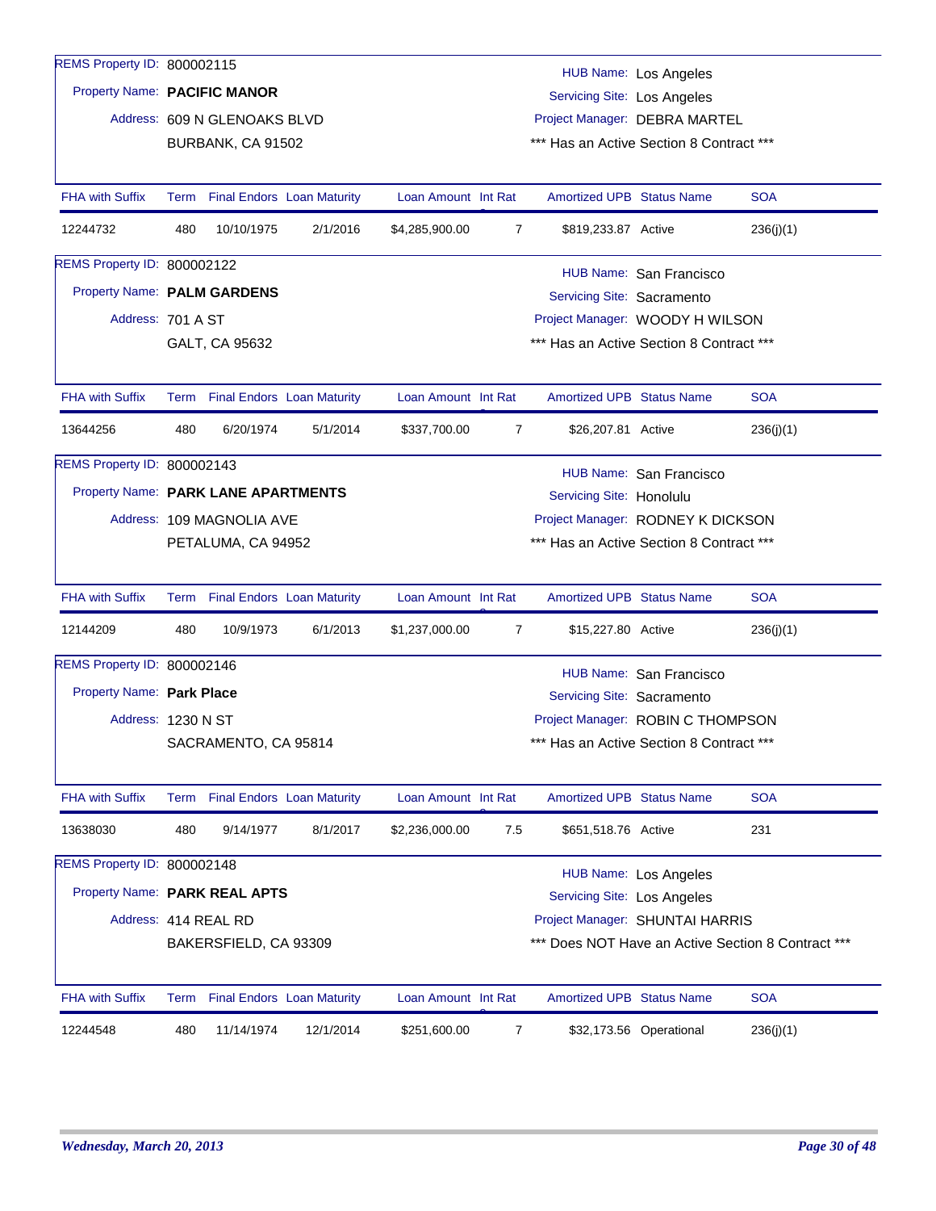REMS Property ID: 800002115

Property Name: **PACIFIC MANOR**

Address: 609 N GLENOAKS BLVD
BURBANK, CA 91502

HUB Name: Los Angeles
Servicing Site: Los Angeles
Project Manager: DEBRA MARTEL
*** Has an Active Section 8 Contract ***

| FHA with Suffix | Term | Final Endors | Loan Maturity | Loan Amount | Int Rat | Amortized UPB | Status Name | SOA |
|---|---|---|---|---|---|---|---|---|
| 12244732 | 480 | 10/10/1975 | 2/1/2016 | $4,285,900.00 | 7 | $819,233.87 | Active | 236(j)(1) |

REMS Property ID: 800002122

Property Name: **PALM GARDENS**

Address: 701 A ST
GALT, CA 95632

HUB Name: San Francisco
Servicing Site: Sacramento
Project Manager: WOODY H WILSON
*** Has an Active Section 8 Contract ***

| FHA with Suffix | Term | Final Endors | Loan Maturity | Loan Amount | Int Rat | Amortized UPB | Status Name | SOA |
|---|---|---|---|---|---|---|---|---|
| 13644256 | 480 | 6/20/1974 | 5/1/2014 | $337,700.00 | 7 | $26,207.81 | Active | 236(j)(1) |

REMS Property ID: 800002143

Property Name: **PARK LANE APARTMENTS**

Address: 109 MAGNOLIA AVE
PETALUMA, CA 94952

HUB Name: San Francisco
Servicing Site: Honolulu
Project Manager: RODNEY K DICKSON
*** Has an Active Section 8 Contract ***

| FHA with Suffix | Term | Final Endors | Loan Maturity | Loan Amount | Int Rat | Amortized UPB | Status Name | SOA |
|---|---|---|---|---|---|---|---|---|
| 12144209 | 480 | 10/9/1973 | 6/1/2013 | $1,237,000.00 | 7 | $15,227.80 | Active | 236(j)(1) |

REMS Property ID: 800002146

Property Name: **Park Place**

Address: 1230 N ST
SACRAMENTO, CA 95814

HUB Name: San Francisco
Servicing Site: Sacramento
Project Manager: ROBIN C THOMPSON
*** Has an Active Section 8 Contract ***

| FHA with Suffix | Term | Final Endors | Loan Maturity | Loan Amount | Int Rat | Amortized UPB | Status Name | SOA |
|---|---|---|---|---|---|---|---|---|
| 13638030 | 480 | 9/14/1977 | 8/1/2017 | $2,236,000.00 | 7.5 | $651,518.76 | Active | 231 |

REMS Property ID: 800002148

Property Name: **PARK REAL APTS**

Address: 414 REAL RD
BAKERSFIELD, CA 93309

HUB Name: Los Angeles
Servicing Site: Los Angeles
Project Manager: SHUNTAI HARRIS
*** Does NOT Have an Active Section 8 Contract ***

| FHA with Suffix | Term | Final Endors | Loan Maturity | Loan Amount | Int Rat | Amortized UPB | Status Name | SOA |
|---|---|---|---|---|---|---|---|---|
| 12244548 | 480 | 11/14/1974 | 12/1/2014 | $251,600.00 | 7 | $32,173.56 | Operational | 236(j)(1) |

*Wednesday, March 20, 2013*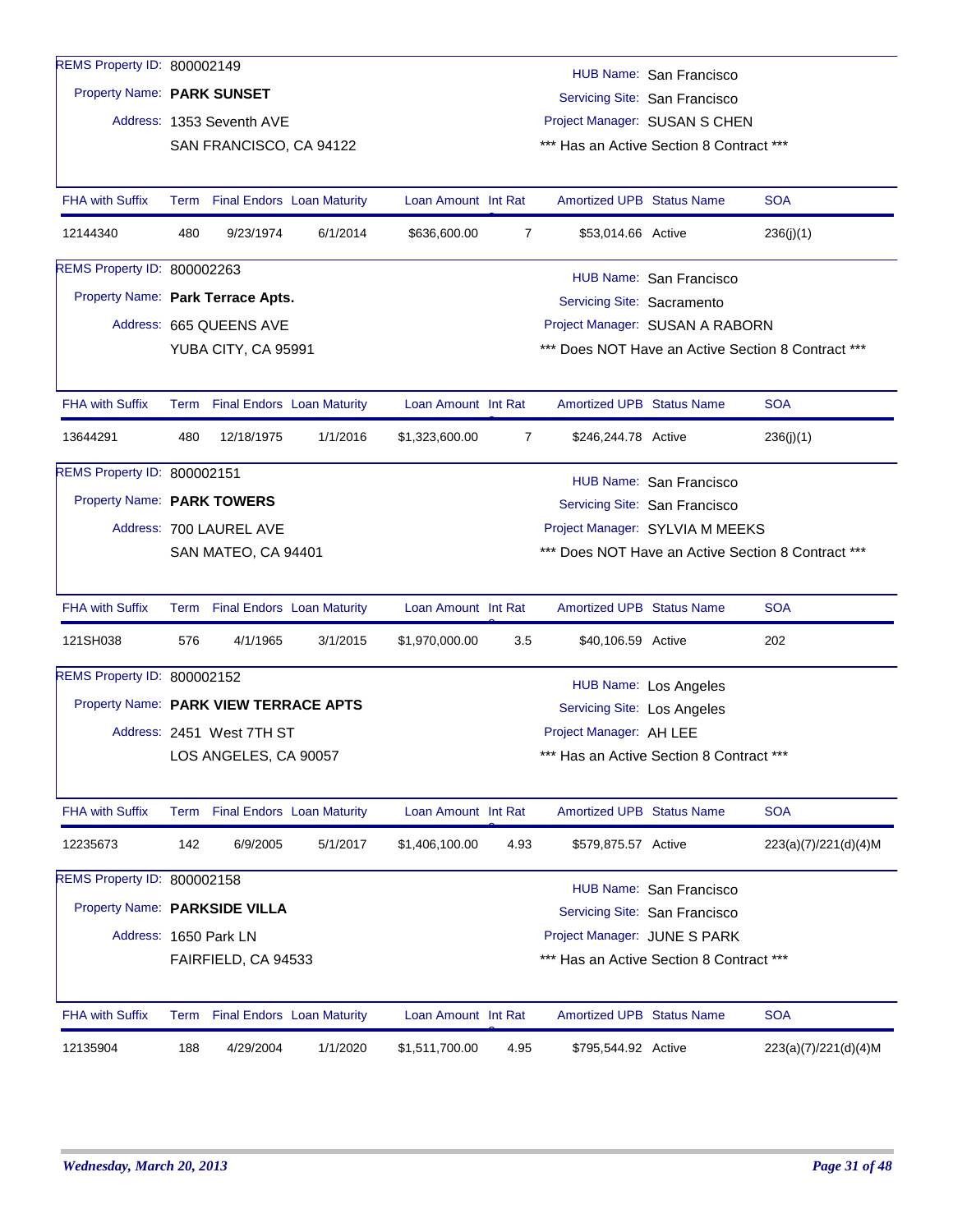REMS Property ID: 800002149
Property Name: **PARK SUNSET**
Address: 1353 Seventh AVE
SAN FRANCISCO, CA 94122

HUB Name: San Francisco
Servicing Site: San Francisco
Project Manager: SUSAN S CHEN
*** Has an Active Section 8 Contract ***

| FHA with Suffix | Term | Final Endors | Loan Maturity | Loan Amount | Int Rat | Amortized UPB | Status Name | SOA |
|---|---|---|---|---|---|---|---|---|
| 12144340 | 480 | 9/23/1974 | 6/1/2014 | $636,600.00 | 7 | $53,014.66 | Active | 236(j)(1) |

REMS Property ID: 800002263
Property Name: **Park Terrace Apts.**
Address: 665 QUEENS AVE
YUBA CITY, CA 95991

HUB Name: San Francisco
Servicing Site: Sacramento
Project Manager: SUSAN A RABORN
*** Does NOT Have an Active Section 8 Contract ***

| FHA with Suffix | Term | Final Endors | Loan Maturity | Loan Amount | Int Rat | Amortized UPB | Status Name | SOA |
|---|---|---|---|---|---|---|---|---|
| 13644291 | 480 | 12/18/1975 | 1/1/2016 | $1,323,600.00 | 7 | $246,244.78 | Active | 236(j)(1) |

REMS Property ID: 800002151
Property Name: **PARK TOWERS**
Address: 700 LAUREL AVE
SAN MATEO, CA 94401

HUB Name: San Francisco
Servicing Site: San Francisco
Project Manager: SYLVIA M MEEKS
*** Does NOT Have an Active Section 8 Contract ***

| FHA with Suffix | Term | Final Endors | Loan Maturity | Loan Amount | Int Rat | Amortized UPB | Status Name | SOA |
|---|---|---|---|---|---|---|---|---|
| 121SH038 | 576 | 4/1/1965 | 3/1/2015 | $1,970,000.00 | 3.5 | $40,106.59 | Active | 202 |

REMS Property ID: 800002152
Property Name: **PARK VIEW TERRACE APTS**
Address: 2451 West 7TH ST
LOS ANGELES, CA 90057

HUB Name: Los Angeles
Servicing Site: Los Angeles
Project Manager: AH LEE
*** Has an Active Section 8 Contract ***

| FHA with Suffix | Term | Final Endors | Loan Maturity | Loan Amount | Int Rat | Amortized UPB | Status Name | SOA |
|---|---|---|---|---|---|---|---|---|
| 12235673 | 142 | 6/9/2005 | 5/1/2017 | $1,406,100.00 | 4.93 | $579,875.57 | Active | 223(a)(7)/221(d)(4)M |

REMS Property ID: 800002158
Property Name: **PARKSIDE VILLA**
Address: 1650 Park LN
FAIRFIELD, CA 94533

HUB Name: San Francisco
Servicing Site: San Francisco
Project Manager: JUNE S PARK
*** Has an Active Section 8 Contract ***

| FHA with Suffix | Term | Final Endors | Loan Maturity | Loan Amount | Int Rat | Amortized UPB | Status Name | SOA |
|---|---|---|---|---|---|---|---|---|
| 12135904 | 188 | 4/29/2004 | 1/1/2020 | $1,511,700.00 | 4.95 | $795,544.92 | Active | 223(a)(7)/221(d)(4)M |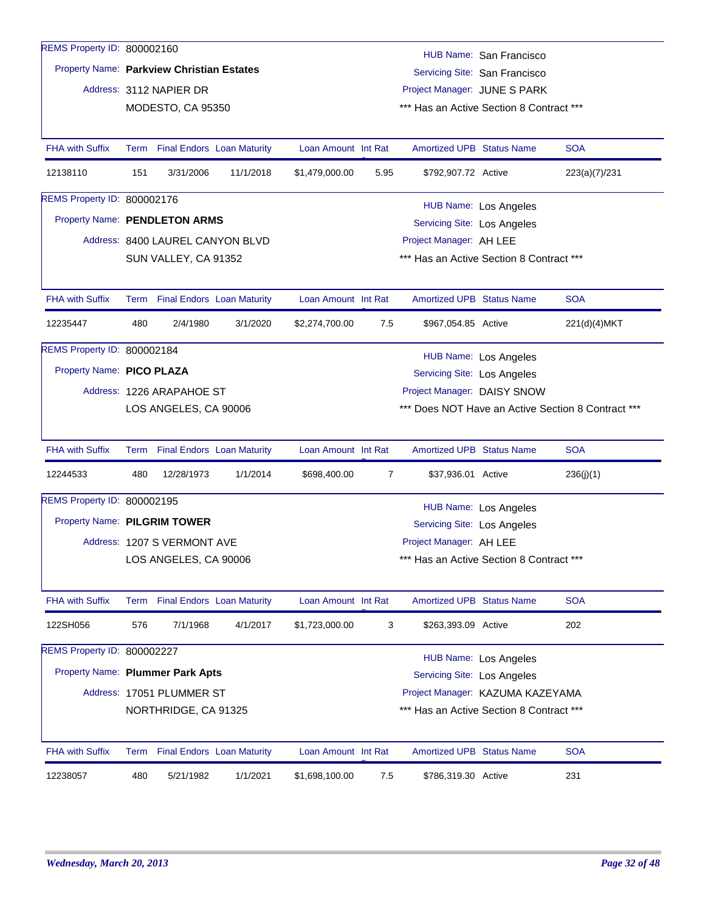REMS Property ID: 800002160

Property Name: **Parkview Christian Estates**

Address: 3112 NAPIER DR
MODESTO, CA 95350

HUB Name: San Francisco
Servicing Site: San Francisco
Project Manager: JUNE S PARK
*** Has an Active Section 8 Contract ***

| FHA with Suffix | Term | Final Endors | Loan Maturity | Loan Amount | Int Rat | Amortized UPB | Status Name | SOA |
|---|---|---|---|---|---|---|---|---|
| 12138110 | 151 | 3/31/2006 | 11/1/2018 | $1,479,000.00 | 5.95 | $792,907.72 | Active | 223(a)(7)/231 |

REMS Property ID: 800002176

Property Name: **PENDLETON ARMS**

Address: 8400 LAUREL CANYON BLVD
SUN VALLEY, CA 91352

HUB Name: Los Angeles
Servicing Site: Los Angeles
Project Manager: AH LEE
*** Has an Active Section 8 Contract ***

| FHA with Suffix | Term | Final Endors | Loan Maturity | Loan Amount | Int Rat | Amortized UPB | Status Name | SOA |
|---|---|---|---|---|---|---|---|---|
| 12235447 | 480 | 2/4/1980 | 3/1/2020 | $2,274,700.00 | 7.5 | $967,054.85 | Active | 221(d)(4)MKT |

REMS Property ID: 800002184

Property Name: **PICO PLAZA**

Address: 1226 ARAPAHOE ST
LOS ANGELES, CA 90006

HUB Name: Los Angeles
Servicing Site: Los Angeles
Project Manager: DAISY SNOW
*** Does NOT Have an Active Section 8 Contract ***

| FHA with Suffix | Term | Final Endors | Loan Maturity | Loan Amount | Int Rat | Amortized UPB | Status Name | SOA |
|---|---|---|---|---|---|---|---|---|
| 12244533 | 480 | 12/28/1973 | 1/1/2014 | $698,400.00 | 7 | $37,936.01 | Active | 236(j)(1) |

REMS Property ID: 800002195

Property Name: **PILGRIM TOWER**

Address: 1207 S VERMONT AVE
LOS ANGELES, CA 90006

HUB Name: Los Angeles
Servicing Site: Los Angeles
Project Manager: AH LEE
*** Has an Active Section 8 Contract ***

| FHA with Suffix | Term | Final Endors | Loan Maturity | Loan Amount | Int Rat | Amortized UPB | Status Name | SOA |
|---|---|---|---|---|---|---|---|---|
| 122SH056 | 576 | 7/1/1968 | 4/1/2017 | $1,723,000.00 | 3 | $263,393.09 | Active | 202 |

REMS Property ID: 800002227

Property Name: **Plummer Park Apts**

Address: 17051 PLUMMER ST
NORTHRIDGE, CA 91325

HUB Name: Los Angeles
Servicing Site: Los Angeles
Project Manager: KAZUMA KAZEYAMA
*** Has an Active Section 8 Contract ***

| FHA with Suffix | Term | Final Endors | Loan Maturity | Loan Amount | Int Rat | Amortized UPB | Status Name | SOA |
|---|---|---|---|---|---|---|---|---|
| 12238057 | 480 | 5/21/1982 | 1/1/2021 | $1,698,100.00 | 7.5 | $786,319.30 | Active | 231 |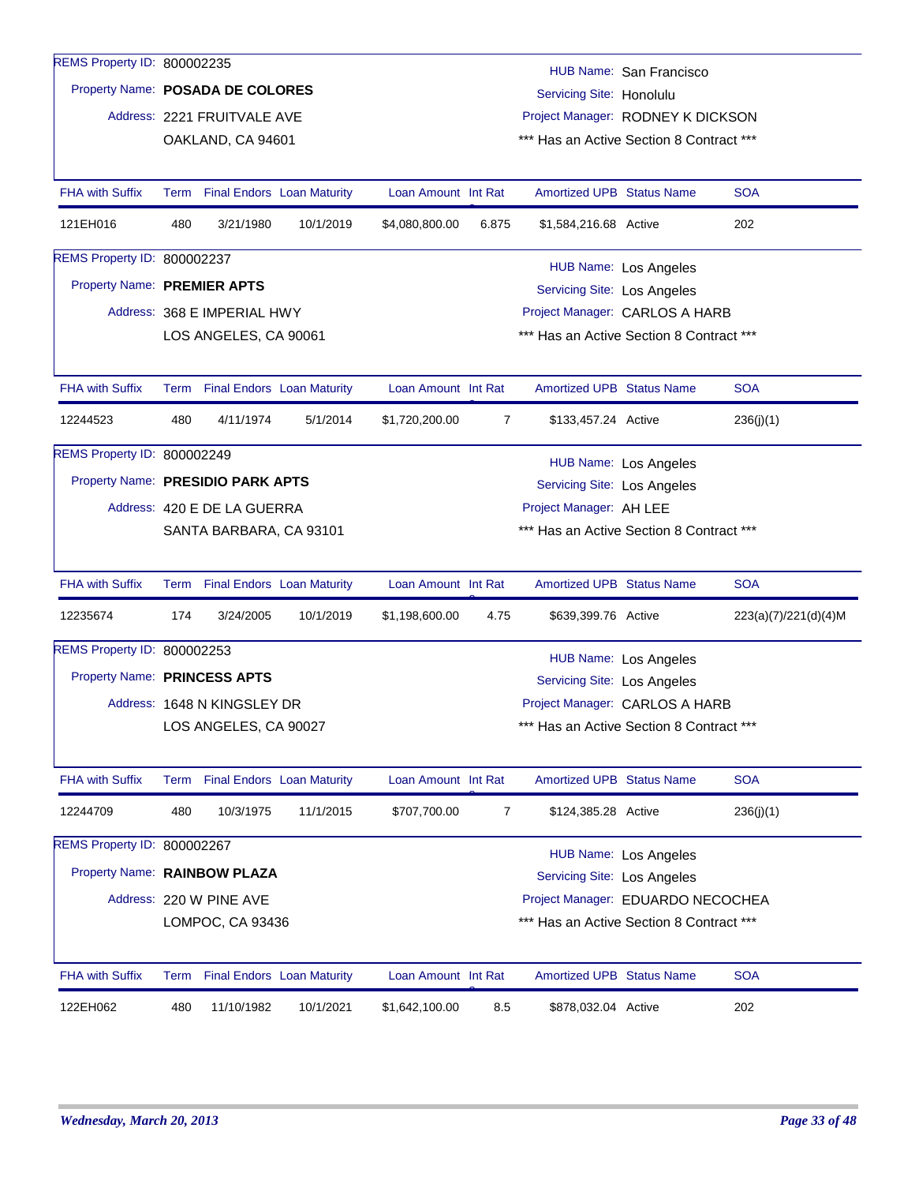REMS Property ID: 800002235

Property Name: **POSADA DE COLORES**

Address: 2221 FRUITVALE AVE
OAKLAND, CA 94601

HUB Name: San Francisco
Servicing Site: Honolulu
Project Manager: RODNEY K DICKSON
*** Has an Active Section 8 Contract ***

| FHA with Suffix | Term | Final Endors | Loan Maturity | Loan Amount | Int Rat | Amortized UPB | Status Name | SOA |
|---|---|---|---|---|---|---|---|---|
| 121EH016 | 480 | 3/21/1980 | 10/1/2019 | $4,080,800.00 | 6.875 | $1,584,216.68 | Active | 202 |

REMS Property ID: 800002237

Property Name: **PREMIER APTS**

Address: 368 E IMPERIAL HWY
LOS ANGELES, CA 90061

HUB Name: Los Angeles
Servicing Site: Los Angeles
Project Manager: CARLOS A HARB
*** Has an Active Section 8 Contract ***

| FHA with Suffix | Term | Final Endors | Loan Maturity | Loan Amount | Int Rat | Amortized UPB | Status Name | SOA |
|---|---|---|---|---|---|---|---|---|
| 12244523 | 480 | 4/11/1974 | 5/1/2014 | $1,720,200.00 | 7 | $133,457.24 | Active | 236(j)(1) |

REMS Property ID: 800002249

Property Name: **PRESIDIO PARK APTS**

Address: 420 E DE LA GUERRA
SANTA BARBARA, CA 93101

HUB Name: Los Angeles
Servicing Site: Los Angeles
Project Manager: AH LEE
*** Has an Active Section 8 Contract ***

| FHA with Suffix | Term | Final Endors | Loan Maturity | Loan Amount | Int Rat | Amortized UPB | Status Name | SOA |
|---|---|---|---|---|---|---|---|---|
| 12235674 | 174 | 3/24/2005 | 10/1/2019 | $1,198,600.00 | 4.75 | $639,399.76 | Active | 223(a)(7)/221(d)(4)M |

REMS Property ID: 800002253

Property Name: **PRINCESS APTS**

Address: 1648 N KINGSLEY DR
LOS ANGELES, CA 90027

HUB Name: Los Angeles
Servicing Site: Los Angeles
Project Manager: CARLOS A HARB
*** Has an Active Section 8 Contract ***

| FHA with Suffix | Term | Final Endors | Loan Maturity | Loan Amount | Int Rat | Amortized UPB | Status Name | SOA |
|---|---|---|---|---|---|---|---|---|
| 12244709 | 480 | 10/3/1975 | 11/1/2015 | $707,700.00 | 7 | $124,385.28 | Active | 236(j)(1) |

REMS Property ID: 800002267

Property Name: **RAINBOW PLAZA**

Address: 220 W PINE AVE
LOMPOC, CA 93436

HUB Name: Los Angeles
Servicing Site: Los Angeles
Project Manager: EDUARDO NECOCHEA
*** Has an Active Section 8 Contract ***

| FHA with Suffix | Term | Final Endors | Loan Maturity | Loan Amount | Int Rat | Amortized UPB | Status Name | SOA |
|---|---|---|---|---|---|---|---|---|
| 122EH062 | 480 | 11/10/1982 | 10/1/2021 | $1,642,100.00 | 8.5 | $878,032.04 | Active | 202 |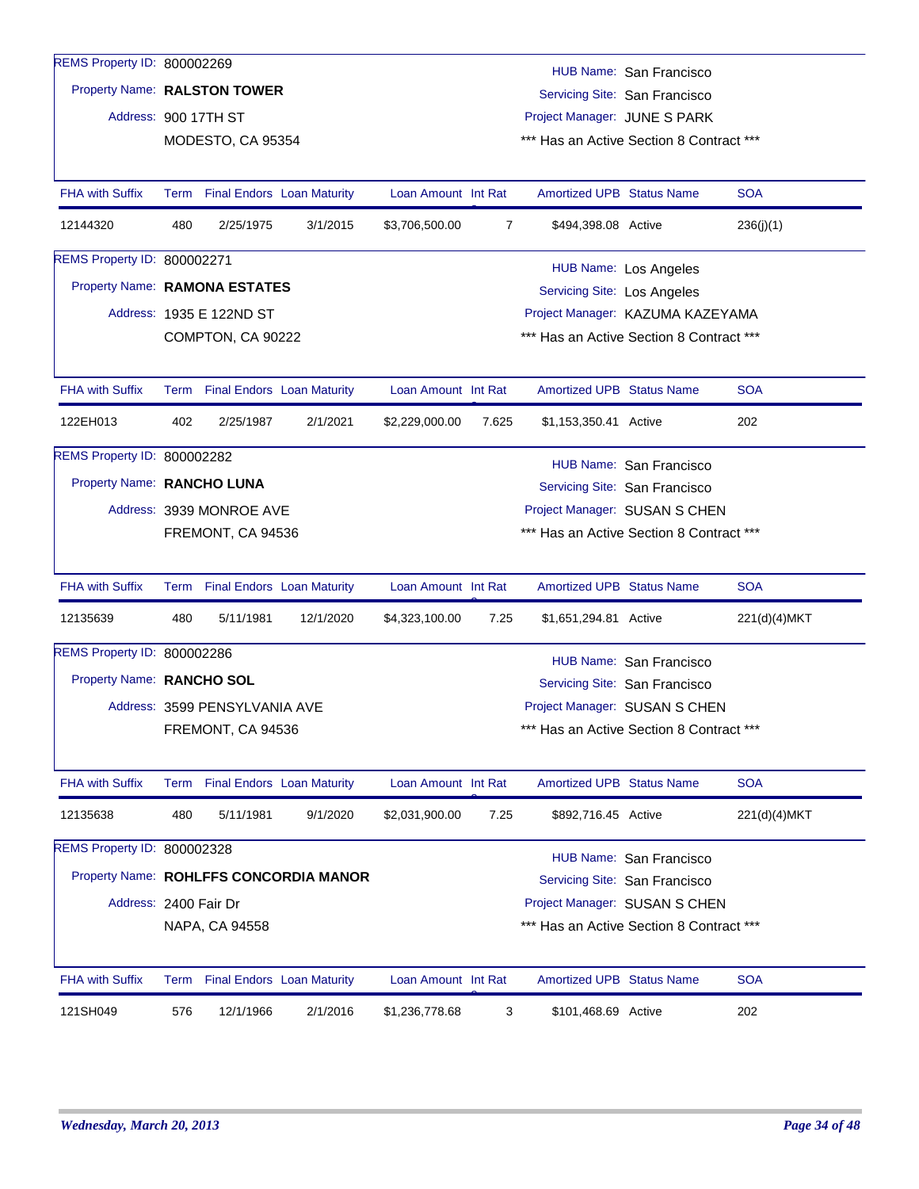REMS Property ID: 800002269

Property Name: **RALSTON TOWER**

Address: 900 17TH ST
MODESTO, CA 95354

HUB Name: San Francisco
Servicing Site: San Francisco
Project Manager: JUNE S PARK
*** Has an Active Section 8 Contract ***

| FHA with Suffix | Term | Final Endors | Loan Maturity | Loan Amount | Int Rat | Amortized UPB | Status Name | SOA |
|---|---|---|---|---|---|---|---|---|
| 12144320 | 480 | 2/25/1975 | 3/1/2015 | $3,706,500.00 | 7 | $494,398.08 | Active | 236(j)(1) |

REMS Property ID: 800002271

Property Name: **RAMONA ESTATES**

Address: 1935 E 122ND ST
COMPTON, CA 90222

HUB Name: Los Angeles
Servicing Site: Los Angeles
Project Manager: KAZUMA KAZEYAMA
*** Has an Active Section 8 Contract ***

| FHA with Suffix | Term | Final Endors | Loan Maturity | Loan Amount | Int Rat | Amortized UPB | Status Name | SOA |
|---|---|---|---|---|---|---|---|---|
| 122EH013 | 402 | 2/25/1987 | 2/1/2021 | $2,229,000.00 | 7.625 | $1,153,350.41 | Active | 202 |

REMS Property ID: 800002282

Property Name: **RANCHO LUNA**

Address: 3939 MONROE AVE
FREMONT, CA 94536

HUB Name: San Francisco
Servicing Site: San Francisco
Project Manager: SUSAN S CHEN
*** Has an Active Section 8 Contract ***

| FHA with Suffix | Term | Final Endors | Loan Maturity | Loan Amount | Int Rat | Amortized UPB | Status Name | SOA |
|---|---|---|---|---|---|---|---|---|
| 12135639 | 480 | 5/11/1981 | 12/1/2020 | $4,323,100.00 | 7.25 | $1,651,294.81 | Active | 221(d)(4)MKT |

REMS Property ID: 800002286

Property Name: **RANCHO SOL**

Address: 3599 PENSYLVANIA AVE
FREMONT, CA 94536

HUB Name: San Francisco
Servicing Site: San Francisco
Project Manager: SUSAN S CHEN
*** Has an Active Section 8 Contract ***

| FHA with Suffix | Term | Final Endors | Loan Maturity | Loan Amount | Int Rat | Amortized UPB | Status Name | SOA |
|---|---|---|---|---|---|---|---|---|
| 12135638 | 480 | 5/11/1981 | 9/1/2020 | $2,031,900.00 | 7.25 | $892,716.45 | Active | 221(d)(4)MKT |

REMS Property ID: 800002328

Property Name: **ROHLFFS CONCORDIA MANOR**

Address: 2400 Fair Dr
NAPA, CA 94558

HUB Name: San Francisco
Servicing Site: San Francisco
Project Manager: SUSAN S CHEN
*** Has an Active Section 8 Contract ***

| FHA with Suffix | Term | Final Endors | Loan Maturity | Loan Amount | Int Rat | Amortized UPB | Status Name | SOA |
|---|---|---|---|---|---|---|---|---|
| 121SH049 | 576 | 12/1/1966 | 2/1/2016 | $1,236,778.68 | 3 | $101,468.69 | Active | 202 |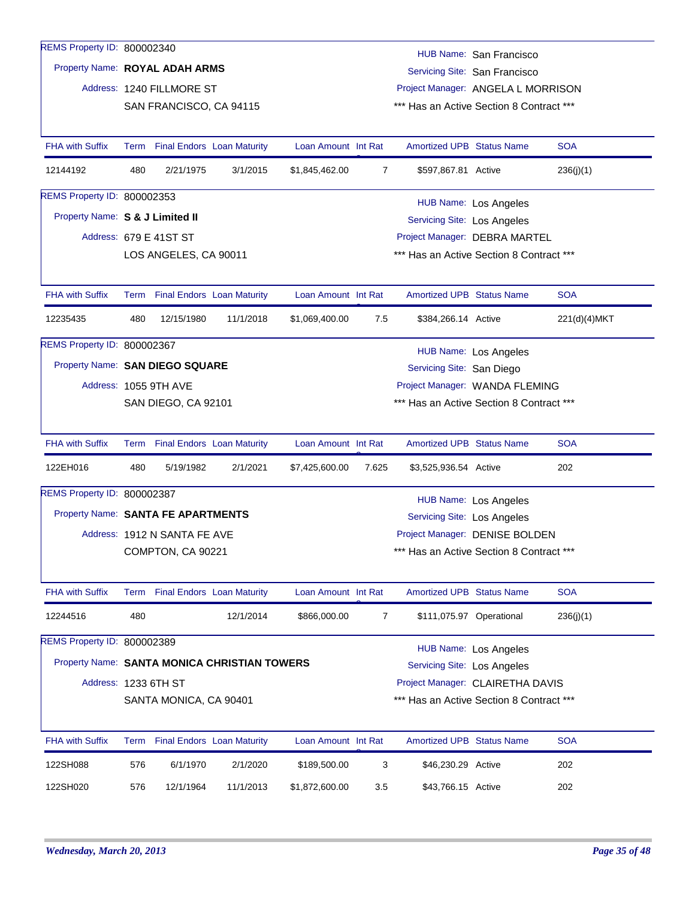REMS Property ID: 800002340

Property Name: **ROYAL ADAH ARMS**

Address: 1240 FILLMORE ST
SAN FRANCISCO, CA 94115

HUB Name: San Francisco
Servicing Site: San Francisco
Project Manager: ANGELA L MORRISON
\*\*\* Has an Active Section 8 Contract \*\*\*

| FHA with Suffix | Term | Final Endors | Loan Maturity | Loan Amount | Int Rate | Amortized UPB | Status Name | SOA |
|---|---|---|---|---|---|---|---|---|
| 12144192 | 480 | 2/21/1975 | 3/1/2015 | $1,845,462.00 | 7 | $597,867.81 | Active | 236(j)(1) |

REMS Property ID: 800002353

Property Name: **S & J Limited II**

Address: 679 E 41ST ST
LOS ANGELES, CA 90011

HUB Name: Los Angeles
Servicing Site: Los Angeles
Project Manager: DEBRA MARTEL
\*\*\* Has an Active Section 8 Contract \*\*\*

| FHA with Suffix | Term | Final Endors | Loan Maturity | Loan Amount | Int Rate | Amortized UPB | Status Name | SOA |
|---|---|---|---|---|---|---|---|---|
| 12235435 | 480 | 12/15/1980 | 11/1/2018 | $1,069,400.00 | 7.5 | $384,266.14 | Active | 221(d)(4)MKT |

REMS Property ID: 800002367

Property Name: **SAN DIEGO SQUARE**

Address: 1055 9TH AVE
SAN DIEGO, CA 92101

HUB Name: Los Angeles
Servicing Site: San Diego
Project Manager: WANDA FLEMING
\*\*\* Has an Active Section 8 Contract \*\*\*

| FHA with Suffix | Term | Final Endors | Loan Maturity | Loan Amount | Int Rate | Amortized UPB | Status Name | SOA |
|---|---|---|---|---|---|---|---|---|
| 122EH016 | 480 | 5/19/1982 | 2/1/2021 | $7,425,600.00 | 7.625 | $3,525,936.54 | Active | 202 |

REMS Property ID: 800002387

Property Name: **SANTA FE APARTMENTS**

Address: 1912 N SANTA FE AVE
COMPTON, CA 90221

HUB Name: Los Angeles
Servicing Site: Los Angeles
Project Manager: DENISE BOLDEN
\*\*\* Has an Active Section 8 Contract \*\*\*

| FHA with Suffix | Term | Final Endors | Loan Maturity | Loan Amount | Int Rate | Amortized UPB | Status Name | SOA |
|---|---|---|---|---|---|---|---|---|
| 12244516 | 480 | | 12/1/2014 | $866,000.00 | 7 | $111,075.97 | Operational | 236(j)(1) |

REMS Property ID: 800002389

Property Name: **SANTA MONICA CHRISTIAN TOWERS**

Address: 1233 6TH ST
SANTA MONICA, CA 90401

HUB Name: Los Angeles
Servicing Site: Los Angeles
Project Manager: CLAIRETHA DAVIS
\*\*\* Has an Active Section 8 Contract \*\*\*

| FHA with Suffix | Term | Final Endors | Loan Maturity | Loan Amount | Int Rate | Amortized UPB | Status Name | SOA |
|---|---|---|---|---|---|---|---|---|
| 122SH088 | 576 | 6/1/1970 | 2/1/2020 | $189,500.00 | 3 | $46,230.29 | Active | 202 |
| 122SH020 | 576 | 12/1/1964 | 11/1/2013 | $1,872,600.00 | 3.5 | $43,766.15 | Active | 202 |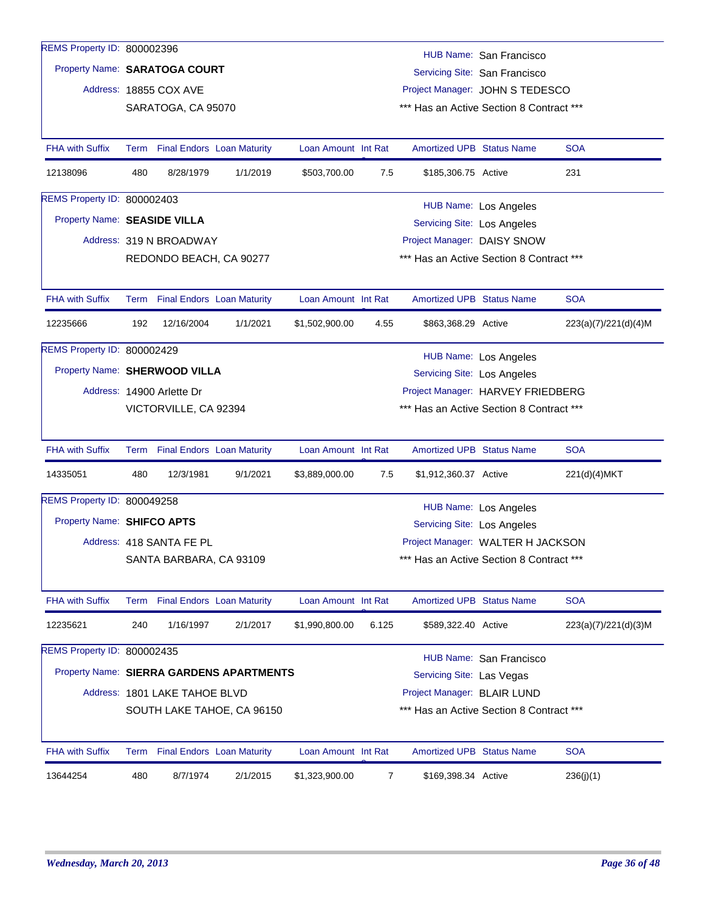REMS Property ID: 800002396

Property Name: **SARATOGA COURT**

Address: 18855 COX AVE
SARATOGA, CA 95070

HUB Name: San Francisco
Servicing Site: San Francisco
Project Manager: JOHN S TEDESCO
*** Has an Active Section 8 Contract ***

| FHA with Suffix | Term | Final Endors | Loan Maturity | Loan Amount | Int Rat | Amortized UPB | Status Name | SOA |
|---|---|---|---|---|---|---|---|---|
| 12138096 | 480 | 8/28/1979 | 1/1/2019 | $503,700.00 | 7.5 | $185,306.75 | Active | 231 |

REMS Property ID: 800002403

Property Name: **SEASIDE VILLA**

Address: 319 N BROADWAY
REDONDO BEACH, CA 90277

HUB Name: Los Angeles
Servicing Site: Los Angeles
Project Manager: DAISY SNOW
*** Has an Active Section 8 Contract ***

| FHA with Suffix | Term | Final Endors | Loan Maturity | Loan Amount | Int Rat | Amortized UPB | Status Name | SOA |
|---|---|---|---|---|---|---|---|---|
| 12235666 | 192 | 12/16/2004 | 1/1/2021 | $1,502,900.00 | 4.55 | $863,368.29 | Active | 223(a)(7)/221(d)(4)M |

REMS Property ID: 800002429

Property Name: **SHERWOOD VILLA**

Address: 14900 Arlette Dr
VICTORVILLE, CA 92394

HUB Name: Los Angeles
Servicing Site: Los Angeles
Project Manager: HARVEY FRIEDBERG
*** Has an Active Section 8 Contract ***

| FHA with Suffix | Term | Final Endors | Loan Maturity | Loan Amount | Int Rat | Amortized UPB | Status Name | SOA |
|---|---|---|---|---|---|---|---|---|
| 14335051 | 480 | 12/3/1981 | 9/1/2021 | $3,889,000.00 | 7.5 | $1,912,360.37 | Active | 221(d)(4)MKT |

REMS Property ID: 800049258

Property Name: **SHIFCO APTS**

Address: 418 SANTA FE PL
SANTA BARBARA, CA 93109

HUB Name: Los Angeles
Servicing Site: Los Angeles
Project Manager: WALTER H JACKSON
*** Has an Active Section 8 Contract ***

| FHA with Suffix | Term | Final Endors | Loan Maturity | Loan Amount | Int Rat | Amortized UPB | Status Name | SOA |
|---|---|---|---|---|---|---|---|---|
| 12235621 | 240 | 1/16/1997 | 2/1/2017 | $1,990,800.00 | 6.125 | $589,322.40 | Active | 223(a)(7)/221(d)(3)M |

REMS Property ID: 800002435

Property Name: **SIERRA GARDENS APARTMENTS**

Address: 1801 LAKE TAHOE BLVD
SOUTH LAKE TAHOE, CA 96150

HUB Name: San Francisco
Servicing Site: Las Vegas
Project Manager: BLAIR LUND
*** Has an Active Section 8 Contract ***

| FHA with Suffix | Term | Final Endors | Loan Maturity | Loan Amount | Int Rat | Amortized UPB | Status Name | SOA |
|---|---|---|---|---|---|---|---|---|
| 13644254 | 480 | 8/7/1974 | 2/1/2015 | $1,323,900.00 | 7 | $169,398.34 | Active | 236(j)(1) |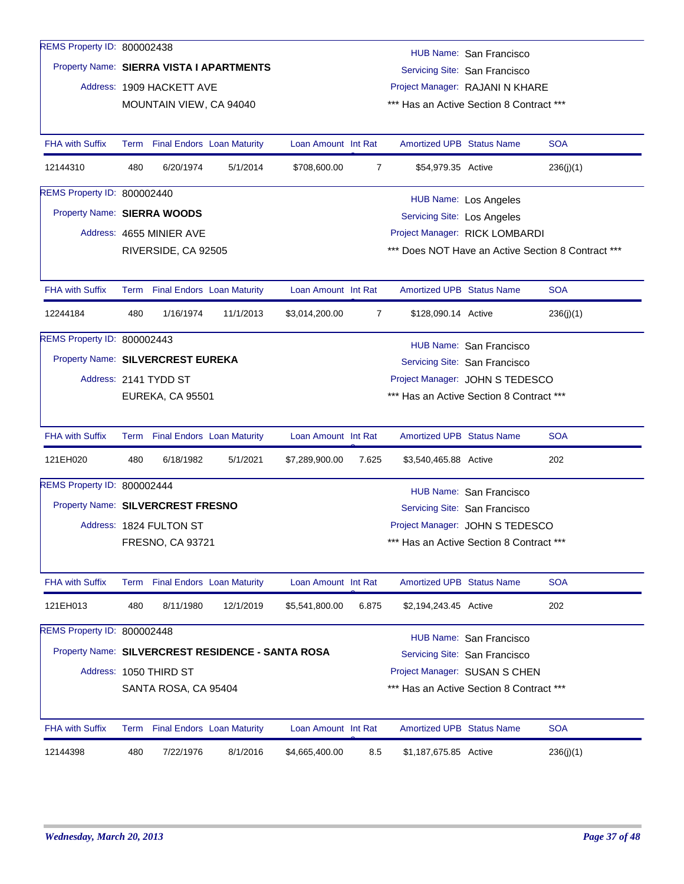REMS Property ID: 800002438

Property Name: **SIERRA VISTA I APARTMENTS**

Address: 1909 HACKETT AVE
MOUNTAIN VIEW, CA 94040

HUB Name: San Francisco
Servicing Site: San Francisco
Project Manager: RAJANI N KHARE
*** Has an Active Section 8 Contract ***

| FHA with Suffix | Term | Final Endors | Loan Maturity | Loan Amount | Int Rate | Amortized UPB | Status Name | SOA |
|---|---|---|---|---|---|---|---|---|
| 12144310 | 480 | 6/20/1974 | 5/1/2014 | $708,600.00 | 7 | $54,979.35 | Active | 236(j)(1) |

REMS Property ID: 800002440

Property Name: **SIERRA WOODS**

Address: 4655 MINIER AVE
RIVERSIDE, CA 92505

HUB Name: Los Angeles
Servicing Site: Los Angeles
Project Manager: RICK LOMBARDI
*** Does NOT Have an Active Section 8 Contract ***

| FHA with Suffix | Term | Final Endors | Loan Maturity | Loan Amount | Int Rate | Amortized UPB | Status Name | SOA |
|---|---|---|---|---|---|---|---|---|
| 12244184 | 480 | 1/16/1974 | 11/1/2013 | $3,014,200.00 | 7 | $128,090.14 | Active | 236(j)(1) |

REMS Property ID: 800002443

Property Name: **SILVERCREST EUREKA**

Address: 2141 TYDD ST
EUREKA, CA 95501

HUB Name: San Francisco
Servicing Site: San Francisco
Project Manager: JOHN S TEDESCO
*** Has an Active Section 8 Contract ***

| FHA with Suffix | Term | Final Endors | Loan Maturity | Loan Amount | Int Rate | Amortized UPB | Status Name | SOA |
|---|---|---|---|---|---|---|---|---|
| 121EH020 | 480 | 6/18/1982 | 5/1/2021 | $7,289,900.00 | 7.625 | $3,540,465.88 | Active | 202 |

REMS Property ID: 800002444

Property Name: **SILVERCREST FRESNO**

Address: 1824 FULTON ST
FRESNO, CA 93721

HUB Name: San Francisco
Servicing Site: San Francisco
Project Manager: JOHN S TEDESCO
*** Has an Active Section 8 Contract ***

| FHA with Suffix | Term | Final Endors | Loan Maturity | Loan Amount | Int Rate | Amortized UPB | Status Name | SOA |
|---|---|---|---|---|---|---|---|---|
| 121EH013 | 480 | 8/11/1980 | 12/1/2019 | $5,541,800.00 | 6.875 | $2,194,243.45 | Active | 202 |

REMS Property ID: 800002448

Property Name: **SILVERCREST RESIDENCE - SANTA ROSA**

Address: 1050 THIRD ST
SANTA ROSA, CA 95404

HUB Name: San Francisco
Servicing Site: San Francisco
Project Manager: SUSAN S CHEN
*** Has an Active Section 8 Contract ***

| FHA with Suffix | Term | Final Endors | Loan Maturity | Loan Amount | Int Rate | Amortized UPB | Status Name | SOA |
|---|---|---|---|---|---|---|---|---|
| 12144398 | 480 | 7/22/1976 | 8/1/2016 | $4,665,400.00 | 8.5 | $1,187,675.85 | Active | 236(j)(1) |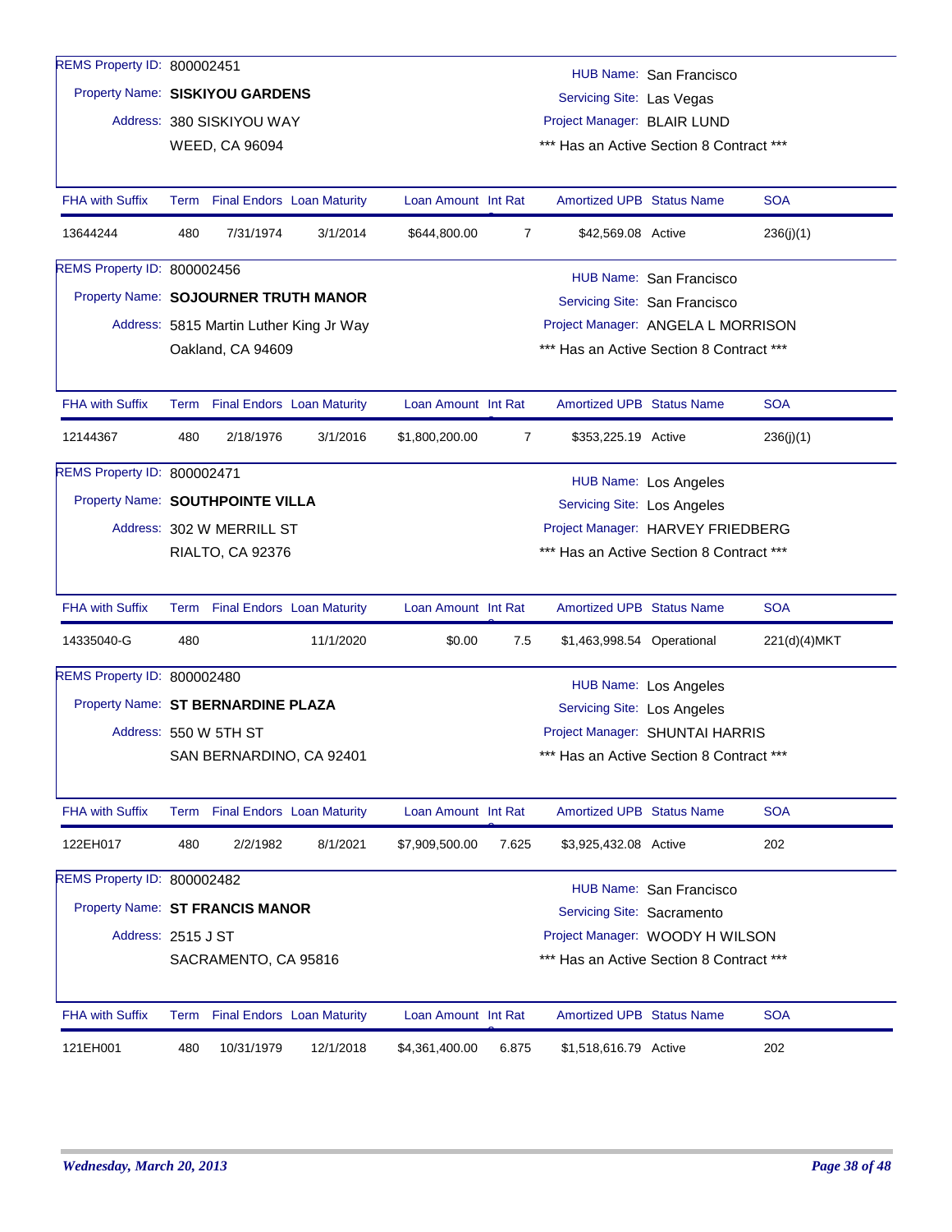REMS Property ID: 800002451

Property Name: **SISKIYOU GARDENS**

Address: 380 SISKIYOU WAY
WEED, CA 96094

HUB Name: San Francisco
Servicing Site: Las Vegas
Project Manager: BLAIR LUND
*** Has an Active Section 8 Contract ***

| FHA with Suffix | Term | Final Endors | Loan Maturity | Loan Amount | Int Rat | Amortized UPB | Status Name | SOA |
|---|---|---|---|---|---|---|---|---|
| 13644244 | 480 | 7/31/1974 | 3/1/2014 | $644,800.00 | 7 | $42,569.08 | Active | 236(j)(1) |

REMS Property ID: 800002456

Property Name: **SOJOURNER TRUTH MANOR**

Address: 5815 Martin Luther King Jr Way
Oakland, CA 94609

HUB Name: San Francisco
Servicing Site: San Francisco
Project Manager: ANGELA L MORRISON
*** Has an Active Section 8 Contract ***

| FHA with Suffix | Term | Final Endors | Loan Maturity | Loan Amount | Int Rat | Amortized UPB | Status Name | SOA |
|---|---|---|---|---|---|---|---|---|
| 12144367 | 480 | 2/18/1976 | 3/1/2016 | $1,800,200.00 | 7 | $353,225.19 | Active | 236(j)(1) |

REMS Property ID: 800002471

Property Name: **SOUTHPOINTE VILLA**

Address: 302 W MERRILL ST
RIALTO, CA 92376

HUB Name: Los Angeles
Servicing Site: Los Angeles
Project Manager: HARVEY FRIEDBERG
*** Has an Active Section 8 Contract ***

| FHA with Suffix | Term | Final Endors | Loan Maturity | Loan Amount | Int Rat | Amortized UPB | Status Name | SOA |
|---|---|---|---|---|---|---|---|---|
| 14335040-G | 480 | | 11/1/2020 | $0.00 | 7.5 | $1,463,998.54 | Operational | 221(d)(4)MKT |

REMS Property ID: 800002480

Property Name: **ST BERNARDINE PLAZA**

Address: 550 W 5TH ST
SAN BERNARDINO, CA 92401

HUB Name: Los Angeles
Servicing Site: Los Angeles
Project Manager: SHUNTAI HARRIS
*** Has an Active Section 8 Contract ***

| FHA with Suffix | Term | Final Endors | Loan Maturity | Loan Amount | Int Rat | Amortized UPB | Status Name | SOA |
|---|---|---|---|---|---|---|---|---|
| 122EH017 | 480 | 2/2/1982 | 8/1/2021 | $7,909,500.00 | 7.625 | $3,925,432.08 | Active | 202 |

REMS Property ID: 800002482

Property Name: **ST FRANCIS MANOR**

Address: 2515 J ST
SACRAMENTO, CA 95816

HUB Name: San Francisco
Servicing Site: Sacramento
Project Manager: WOODY H WILSON
*** Has an Active Section 8 Contract ***

| FHA with Suffix | Term | Final Endors | Loan Maturity | Loan Amount | Int Rat | Amortized UPB | Status Name | SOA |
|---|---|---|---|---|---|---|---|---|
| 121EH001 | 480 | 10/31/1979 | 12/1/2018 | $4,361,400.00 | 6.875 | $1,518,616.79 | Active | 202 |

*Wednesday, March 20, 2013*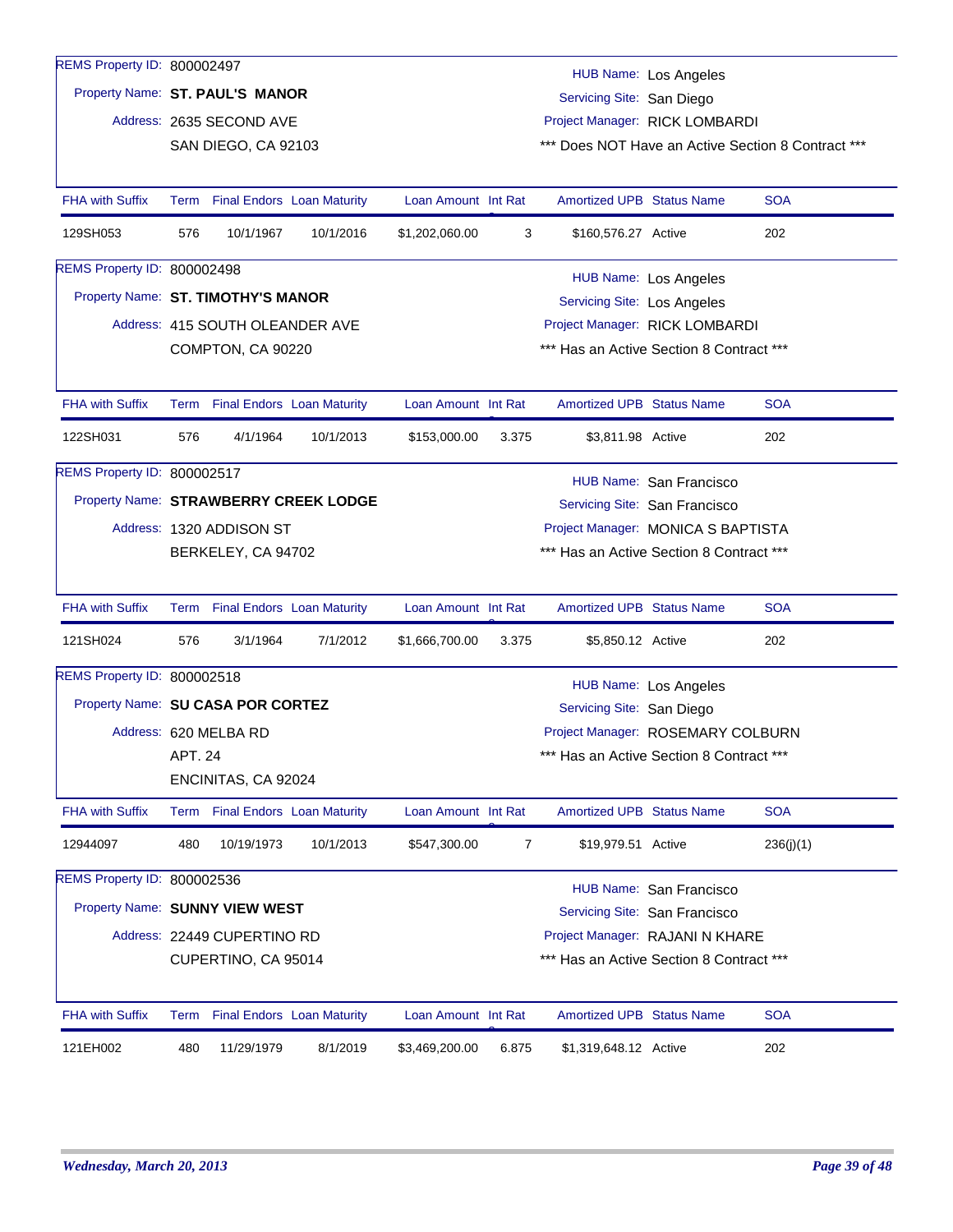REMS Property ID: 800002497

Property Name: **ST. PAUL'S MANOR**

Address: 2635 SECOND AVE
SAN DIEGO, CA 92103

HUB Name: Los Angeles
Servicing Site: San Diego
Project Manager: RICK LOMBARDI
*** Does NOT Have an Active Section 8 Contract ***

| FHA with Suffix | Term | Final Endors | Loan Maturity | Loan Amount | Int Rat | Amortized UPB | Status Name | SOA |
|---|---|---|---|---|---|---|---|---|
| 129SH053 | 576 | 10/1/1967 | 10/1/2016 | $1,202,060.00 | 3 | $160,576.27 | Active | 202 |

REMS Property ID: 800002498

Property Name: **ST. TIMOTHY'S MANOR**

Address: 415 SOUTH OLEANDER AVE
COMPTON, CA 90220

HUB Name: Los Angeles
Servicing Site: Los Angeles
Project Manager: RICK LOMBARDI
*** Has an Active Section 8 Contract ***

| FHA with Suffix | Term | Final Endors | Loan Maturity | Loan Amount | Int Rat | Amortized UPB | Status Name | SOA |
|---|---|---|---|---|---|---|---|---|
| 122SH031 | 576 | 4/1/1964 | 10/1/2013 | $153,000.00 | 3.375 | $3,811.98 | Active | 202 |

REMS Property ID: 800002517

Property Name: **STRAWBERRY CREEK LODGE**

Address: 1320 ADDISON ST
BERKELEY, CA 94702

HUB Name: San Francisco
Servicing Site: San Francisco
Project Manager: MONICA S BAPTISTA
*** Has an Active Section 8 Contract ***

| FHA with Suffix | Term | Final Endors | Loan Maturity | Loan Amount | Int Rat | Amortized UPB | Status Name | SOA |
|---|---|---|---|---|---|---|---|---|
| 121SH024 | 576 | 3/1/1964 | 7/1/2012 | $1,666,700.00 | 3.375 | $5,850.12 | Active | 202 |

REMS Property ID: 800002518

Property Name: **SU CASA POR CORTEZ**

Address: 620 MELBA RD
APT. 24
ENCINITAS, CA 92024

HUB Name: Los Angeles
Servicing Site: San Diego
Project Manager: ROSEMARY COLBURN
*** Has an Active Section 8 Contract ***

| FHA with Suffix | Term | Final Endors | Loan Maturity | Loan Amount | Int Rat | Amortized UPB | Status Name | SOA |
|---|---|---|---|---|---|---|---|---|
| 12944097 | 480 | 10/19/1973 | 10/1/2013 | $547,300.00 | 7 | $19,979.51 | Active | 236(j)(1) |

REMS Property ID: 800002536

Property Name: **SUNNY VIEW WEST**

Address: 22449 CUPERTINO RD
CUPERTINO, CA 95014

HUB Name: San Francisco
Servicing Site: San Francisco
Project Manager: RAJANI N KHARE
*** Has an Active Section 8 Contract ***

| FHA with Suffix | Term | Final Endors | Loan Maturity | Loan Amount | Int Rat | Amortized UPB | Status Name | SOA |
|---|---|---|---|---|---|---|---|---|
| 121EH002 | 480 | 11/29/1979 | 8/1/2019 | $3,469,200.00 | 6.875 | $1,319,648.12 | Active | 202 |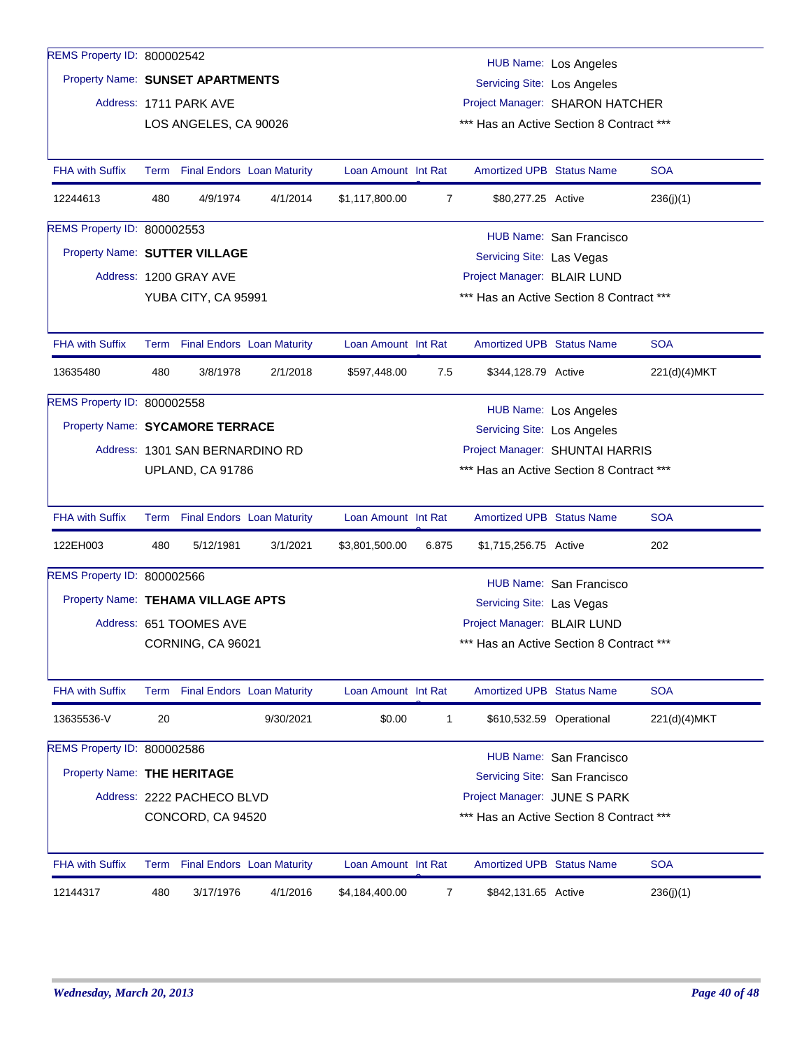REMS Property ID: 800002542

Property Name: **SUNSET APARTMENTS**

Address: 1711 PARK AVE
LOS ANGELES, CA 90026

HUB Name: Los Angeles
Servicing Site: Los Angeles
Project Manager: SHARON HATCHER
*** Has an Active Section 8 Contract ***

| FHA with Suffix | Term | Final Endors | Loan Maturity | Loan Amount | Int Rate | Amortized UPB | Status Name | SOA |
|---|---|---|---|---|---|---|---|---|
| 12244613 | 480 | 4/9/1974 | 4/1/2014 | $1,117,800.00 | 7 | $80,277.25 | Active | 236(j)(1) |

REMS Property ID: 800002553

Property Name: **SUTTER VILLAGE**

Address: 1200 GRAY AVE
YUBA CITY, CA 95991

HUB Name: San Francisco
Servicing Site: Las Vegas
Project Manager: BLAIR LUND
*** Has an Active Section 8 Contract ***

| FHA with Suffix | Term | Final Endors | Loan Maturity | Loan Amount | Int Rate | Amortized UPB | Status Name | SOA |
|---|---|---|---|---|---|---|---|---|
| 13635480 | 480 | 3/8/1978 | 2/1/2018 | $597,448.00 | 7.5 | $344,128.79 | Active | 221(d)(4)MKT |

REMS Property ID: 800002558

Property Name: **SYCAMORE TERRACE**

Address: 1301 SAN BERNARDINO RD
UPLAND, CA 91786

HUB Name: Los Angeles
Servicing Site: Los Angeles
Project Manager: SHUNTAI HARRIS
*** Has an Active Section 8 Contract ***

| FHA with Suffix | Term | Final Endors | Loan Maturity | Loan Amount | Int Rate | Amortized UPB | Status Name | SOA |
|---|---|---|---|---|---|---|---|---|
| 122EH003 | 480 | 5/12/1981 | 3/1/2021 | $3,801,500.00 | 6.875 | $1,715,256.75 | Active | 202 |

REMS Property ID: 800002566

Property Name: **TEHAMA VILLAGE APTS**

Address: 651 TOOMES AVE
CORNING, CA 96021

HUB Name: San Francisco
Servicing Site: Las Vegas
Project Manager: BLAIR LUND
*** Has an Active Section 8 Contract ***

| FHA with Suffix | Term | Final Endors | Loan Maturity | Loan Amount | Int Rate | Amortized UPB | Status Name | SOA |
|---|---|---|---|---|---|---|---|---|
| 13635536-V | 20 | | 9/30/2021 | $0.00 | 1 | $610,532.59 | Operational | 221(d)(4)MKT |

REMS Property ID: 800002586

Property Name: **THE HERITAGE**

Address: 2222 PACHECO BLVD
CONCORD, CA 94520

HUB Name: San Francisco
Servicing Site: San Francisco
Project Manager: JUNE S PARK
*** Has an Active Section 8 Contract ***

| FHA with Suffix | Term | Final Endors | Loan Maturity | Loan Amount | Int Rate | Amortized UPB | Status Name | SOA |
|---|---|---|---|---|---|---|---|---|
| 12144317 | 480 | 3/17/1976 | 4/1/2016 | $4,184,400.00 | 7 | $842,131.65 | Active | 236(j)(1) |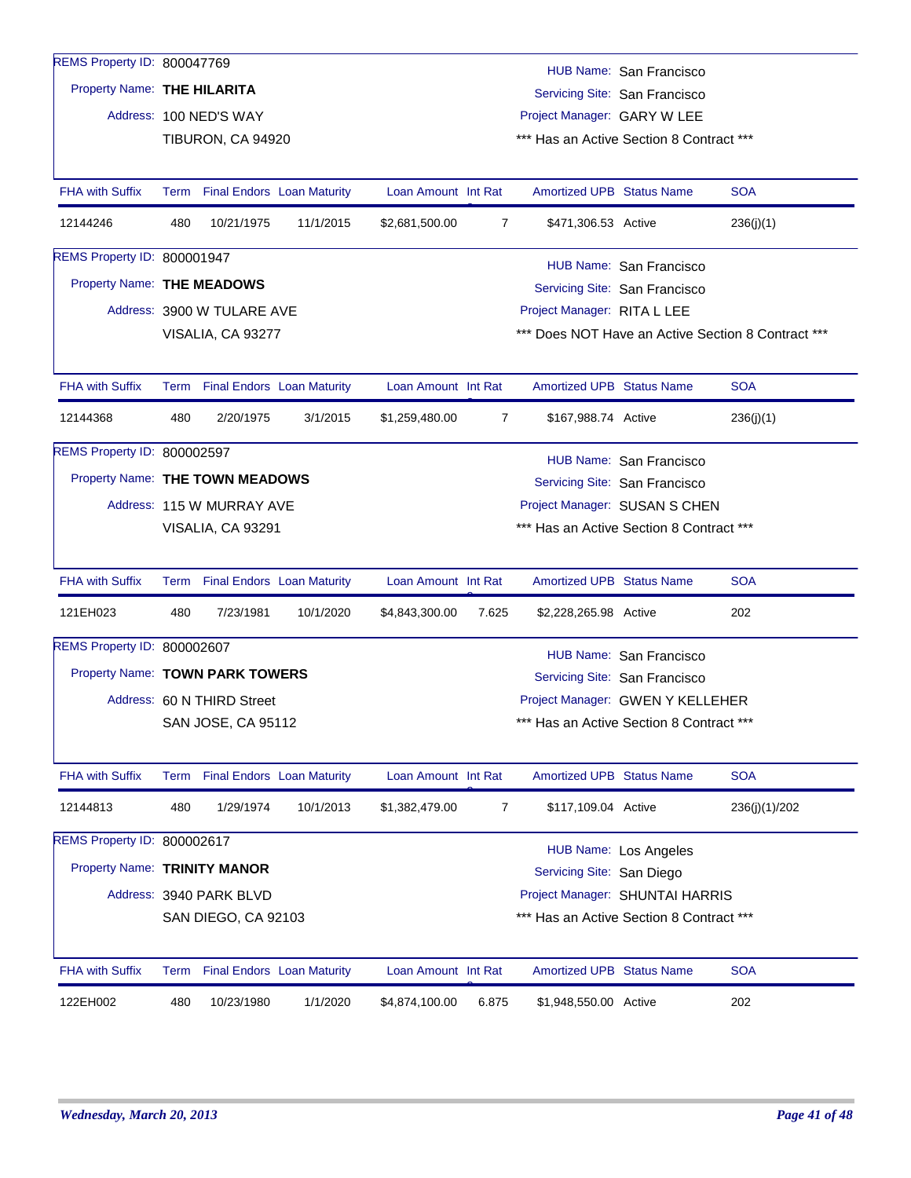REMS Property ID: 800047769
Property Name: **THE HILARITA**
Address: 100 NED'S WAY
TIBURON, CA 94920

HUB Name: San Francisco
Servicing Site: San Francisco
Project Manager: GARY W LEE
*** Has an Active Section 8 Contract ***

| FHA with Suffix | Term | Final Endors | Loan Maturity | Loan Amount | Int Rate | Amortized UPB | Status Name | SOA |
|---|---|---|---|---|---|---|---|---|
| 12144246 | 480 | 10/21/1975 | 11/1/2015 | $2,681,500.00 | 7 | $471,306.53 | Active | 236(j)(1) |

REMS Property ID: 800001947
Property Name: **THE MEADOWS**
Address: 3900 W TULARE AVE
VISALIA, CA 93277

HUB Name: San Francisco
Servicing Site: San Francisco
Project Manager: RITA L LEE
*** Does NOT Have an Active Section 8 Contract ***

| FHA with Suffix | Term | Final Endors | Loan Maturity | Loan Amount | Int Rate | Amortized UPB | Status Name | SOA |
|---|---|---|---|---|---|---|---|---|
| 12144368 | 480 | 2/20/1975 | 3/1/2015 | $1,259,480.00 | 7 | $167,988.74 | Active | 236(j)(1) |

REMS Property ID: 800002597
Property Name: **THE TOWN MEADOWS**
Address: 115 W MURRAY AVE
VISALIA, CA 93291

HUB Name: San Francisco
Servicing Site: San Francisco
Project Manager: SUSAN S CHEN
*** Has an Active Section 8 Contract ***

| FHA with Suffix | Term | Final Endors | Loan Maturity | Loan Amount | Int Rate | Amortized UPB | Status Name | SOA |
|---|---|---|---|---|---|---|---|---|
| 121EH023 | 480 | 7/23/1981 | 10/1/2020 | $4,843,300.00 | 7.625 | $2,228,265.98 | Active | 202 |

REMS Property ID: 800002607
Property Name: **TOWN PARK TOWERS**
Address: 60 N THIRD Street
SAN JOSE, CA 95112

HUB Name: San Francisco
Servicing Site: San Francisco
Project Manager: GWEN Y KELLEHER
*** Has an Active Section 8 Contract ***

| FHA with Suffix | Term | Final Endors | Loan Maturity | Loan Amount | Int Rate | Amortized UPB | Status Name | SOA |
|---|---|---|---|---|---|---|---|---|
| 12144813 | 480 | 1/29/1974 | 10/1/2013 | $1,382,479.00 | 7 | $117,109.04 | Active | 236(j)(1)/202 |

REMS Property ID: 800002617
Property Name: **TRINITY MANOR**
Address: 3940 PARK BLVD
SAN DIEGO, CA 92103

HUB Name: Los Angeles
Servicing Site: San Diego
Project Manager: SHUNTAI HARRIS
*** Has an Active Section 8 Contract ***

| FHA with Suffix | Term | Final Endors | Loan Maturity | Loan Amount | Int Rate | Amortized UPB | Status Name | SOA |
|---|---|---|---|---|---|---|---|---|
| 122EH002 | 480 | 10/23/1980 | 1/1/2020 | $4,874,100.00 | 6.875 | $1,948,550.00 | Active | 202 |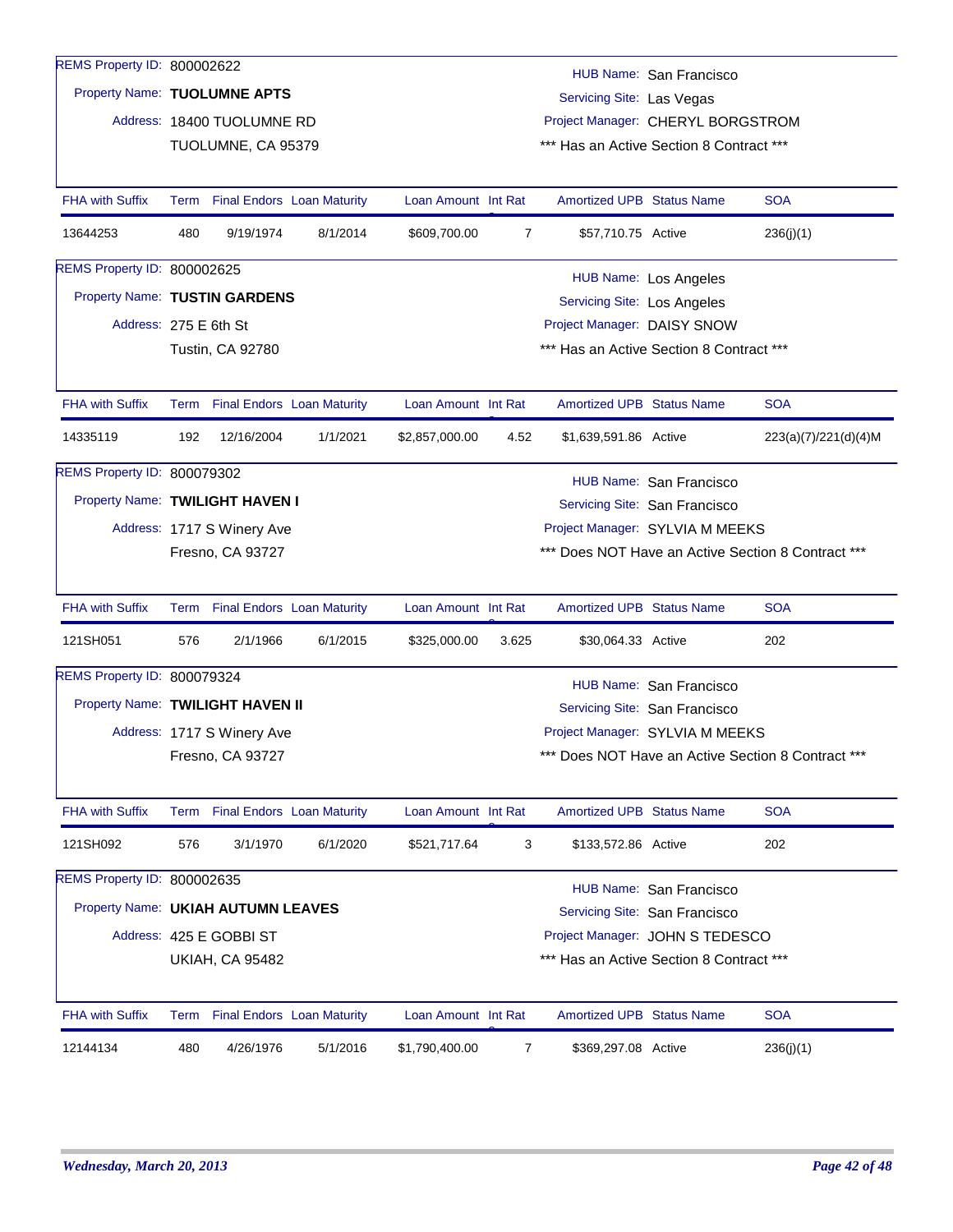REMS Property ID: 800002622

Property Name: **TUOLUMNE APTS**

Address: 18400 TUOLUMNE RD
TUOLUMNE, CA 95379

HUB Name: San Francisco
Servicing Site: Las Vegas
Project Manager: CHERYL BORGSTROM
*** Has an Active Section 8 Contract ***

| FHA with Suffix | Term | Final Endors | Loan Maturity | Loan Amount | Int Rat | Amortized UPB | Status Name | SOA |
|---|---|---|---|---|---|---|---|---|
| 13644253 | 480 | 9/19/1974 | 8/1/2014 | $609,700.00 | 7 | $57,710.75 | Active | 236(j)(1) |

REMS Property ID: 800002625

Property Name: **TUSTIN GARDENS**

Address: 275 E 6th St
Tustin, CA 92780

HUB Name: Los Angeles
Servicing Site: Los Angeles
Project Manager: DAISY SNOW
*** Has an Active Section 8 Contract ***

| FHA with Suffix | Term | Final Endors | Loan Maturity | Loan Amount | Int Rat | Amortized UPB | Status Name | SOA |
|---|---|---|---|---|---|---|---|---|
| 14335119 | 192 | 12/16/2004 | 1/1/2021 | $2,857,000.00 | 4.52 | $1,639,591.86 | Active | 223(a)(7)/221(d)(4)M |

REMS Property ID: 800079302

Property Name: **TWILIGHT HAVEN I**

Address: 1717 S Winery Ave
Fresno, CA 93727

HUB Name: San Francisco
Servicing Site: San Francisco
Project Manager: SYLVIA M MEEKS
*** Does NOT Have an Active Section 8 Contract ***

| FHA with Suffix | Term | Final Endors | Loan Maturity | Loan Amount | Int Rat | Amortized UPB | Status Name | SOA |
|---|---|---|---|---|---|---|---|---|
| 121SH051 | 576 | 2/1/1966 | 6/1/2015 | $325,000.00 | 3.625 | $30,064.33 | Active | 202 |

REMS Property ID: 800079324

Property Name: **TWILIGHT HAVEN II**

Address: 1717 S Winery Ave
Fresno, CA 93727

HUB Name: San Francisco
Servicing Site: San Francisco
Project Manager: SYLVIA M MEEKS
*** Does NOT Have an Active Section 8 Contract ***

| FHA with Suffix | Term | Final Endors | Loan Maturity | Loan Amount | Int Rat | Amortized UPB | Status Name | SOA |
|---|---|---|---|---|---|---|---|---|
| 121SH092 | 576 | 3/1/1970 | 6/1/2020 | $521,717.64 | 3 | $133,572.86 | Active | 202 |

REMS Property ID: 800002635

Property Name: **UKIAH AUTUMN LEAVES**

Address: 425 E GOBBI ST
UKIAH, CA 95482

HUB Name: San Francisco
Servicing Site: San Francisco
Project Manager: JOHN S TEDESCO
*** Has an Active Section 8 Contract ***

| FHA with Suffix | Term | Final Endors | Loan Maturity | Loan Amount | Int Rat | Amortized UPB | Status Name | SOA |
|---|---|---|---|---|---|---|---|---|
| 12144134 | 480 | 4/26/1976 | 5/1/2016 | $1,790,400.00 | 7 | $369,297.08 | Active | 236(j)(1) |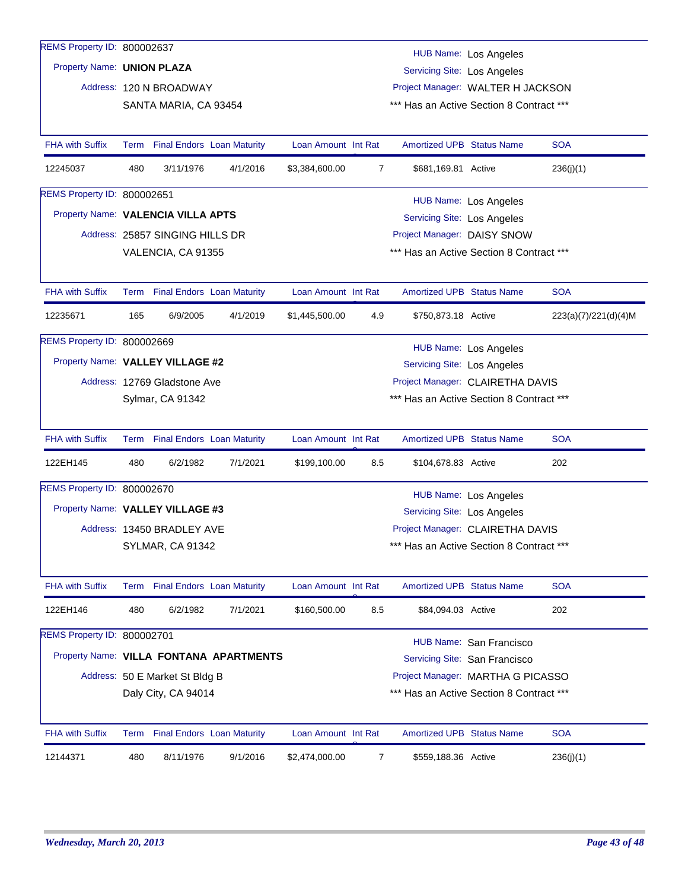REMS Property ID: 800002637

Property Name: **UNION PLAZA**

Address: 120 N BROADWAY
SANTA MARIA, CA 93454

HUB Name: Los Angeles
Servicing Site: Los Angeles
Project Manager: WALTER H JACKSON
*** Has an Active Section 8 Contract ***

| FHA with Suffix | Term | Final Endors | Loan Maturity | Loan Amount | Int Rat | Amortized UPB | Status Name | SOA |
|---|---|---|---|---|---|---|---|---|
| 12245037 | 480 | 3/11/1976 | 4/1/2016 | $3,384,600.00 | 7 | $681,169.81 | Active | 236(j)(1) |

REMS Property ID: 800002651

Property Name: **VALENCIA VILLA APTS**

Address: 25857 SINGING HILLS DR
VALENCIA, CA 91355

HUB Name: Los Angeles
Servicing Site: Los Angeles
Project Manager: DAISY SNOW
*** Has an Active Section 8 Contract ***

| FHA with Suffix | Term | Final Endors | Loan Maturity | Loan Amount | Int Rat | Amortized UPB | Status Name | SOA |
|---|---|---|---|---|---|---|---|---|
| 12235671 | 165 | 6/9/2005 | 4/1/2019 | $1,445,500.00 | 4.9 | $750,873.18 | Active | 223(a)(7)/221(d)(4)M |

REMS Property ID: 800002669

Property Name: **VALLEY VILLAGE #2**

Address: 12769 Gladstone Ave
Sylmar, CA 91342

HUB Name: Los Angeles
Servicing Site: Los Angeles
Project Manager: CLAIRETHA DAVIS
*** Has an Active Section 8 Contract ***

| FHA with Suffix | Term | Final Endors | Loan Maturity | Loan Amount | Int Rat | Amortized UPB | Status Name | SOA |
|---|---|---|---|---|---|---|---|---|
| 122EH145 | 480 | 6/2/1982 | 7/1/2021 | $199,100.00 | 8.5 | $104,678.83 | Active | 202 |

REMS Property ID: 800002670

Property Name: **VALLEY VILLAGE #3**

Address: 13450 BRADLEY AVE
SYLMAR, CA 91342

HUB Name: Los Angeles
Servicing Site: Los Angeles
Project Manager: CLAIRETHA DAVIS
*** Has an Active Section 8 Contract ***

| FHA with Suffix | Term | Final Endors | Loan Maturity | Loan Amount | Int Rat | Amortized UPB | Status Name | SOA |
|---|---|---|---|---|---|---|---|---|
| 122EH146 | 480 | 6/2/1982 | 7/1/2021 | $160,500.00 | 8.5 | $84,094.03 | Active | 202 |

REMS Property ID: 800002701

Property Name: **VILLA FONTANA APARTMENTS**

Address: 50 E Market St Bldg B
Daly City, CA 94014

HUB Name: San Francisco
Servicing Site: San Francisco
Project Manager: MARTHA G PICASSO
*** Has an Active Section 8 Contract ***

| FHA with Suffix | Term | Final Endors | Loan Maturity | Loan Amount | Int Rat | Amortized UPB | Status Name | SOA |
|---|---|---|---|---|---|---|---|---|
| 12144371 | 480 | 8/11/1976 | 9/1/2016 | $2,474,000.00 | 7 | $559,188.36 | Active | 236(j)(1) |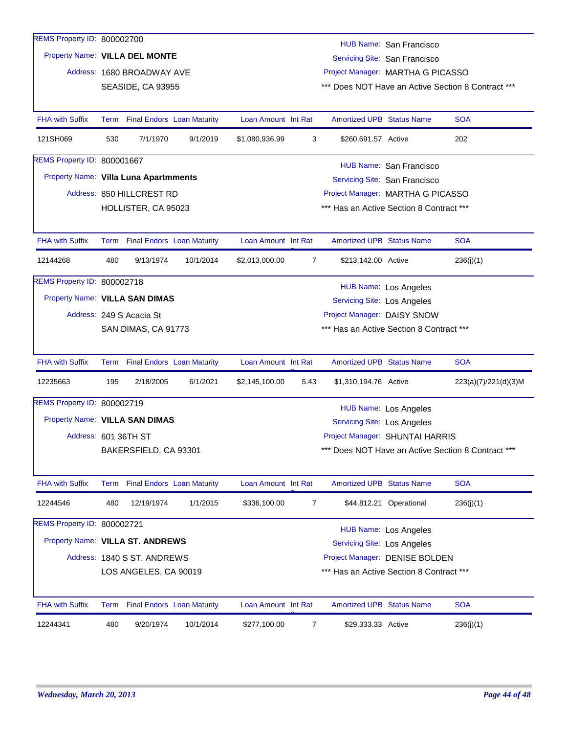REMS Property ID: 800002700

Property Name: **VILLA DEL MONTE**

Address: 1680 BROADWAY AVE

SEASIDE, CA 93955

HUB Name: San Francisco

Servicing Site: San Francisco

Project Manager: MARTHA G PICASSO

*** Does NOT Have an Active Section 8 Contract ***

| FHA with Suffix | Term | Final Endors | Loan Maturity | Loan Amount | Int Rat | Amortized UPB | Status Name | SOA |
|---|---|---|---|---|---|---|---|---|
| 121SH069 | 530 | 7/1/1970 | 9/1/2019 | $1,080,936.99 | 3 | $260,691.57 | Active | 202 |

REMS Property ID: 800001667

Property Name: **Villa Luna Apartmments**

Address: 850 HILLCREST RD

HOLLISTER, CA 95023

HUB Name: San Francisco

Servicing Site: San Francisco

Project Manager: MARTHA G PICASSO

*** Has an Active Section 8 Contract ***

| FHA with Suffix | Term | Final Endors | Loan Maturity | Loan Amount | Int Rat | Amortized UPB | Status Name | SOA |
|---|---|---|---|---|---|---|---|---|
| 12144268 | 480 | 9/13/1974 | 10/1/2014 | $2,013,000.00 | 7 | $213,142.00 | Active | 236(j)(1) |

REMS Property ID: 800002718

Property Name: **VILLA SAN DIMAS**

Address: 249 S Acacia St

SAN DIMAS, CA 91773

HUB Name: Los Angeles

Servicing Site: Los Angeles

Project Manager: DAISY SNOW

*** Has an Active Section 8 Contract ***

| FHA with Suffix | Term | Final Endors | Loan Maturity | Loan Amount | Int Rat | Amortized UPB | Status Name | SOA |
|---|---|---|---|---|---|---|---|---|
| 12235663 | 195 | 2/18/2005 | 6/1/2021 | $2,145,100.00 | 5.43 | $1,310,194.76 | Active | 223(a)(7)/221(d)(3)M |

REMS Property ID: 800002719

Property Name: **VILLA SAN DIMAS**

Address: 601 36TH ST

BAKERSFIELD, CA 93301

HUB Name: Los Angeles

Servicing Site: Los Angeles

Project Manager: SHUNTAI HARRIS

*** Does NOT Have an Active Section 8 Contract ***

| FHA with Suffix | Term | Final Endors | Loan Maturity | Loan Amount | Int Rat | Amortized UPB | Status Name | SOA |
|---|---|---|---|---|---|---|---|---|
| 12244546 | 480 | 12/19/1974 | 1/1/2015 | $336,100.00 | 7 | $44,812.21 | Operational | 236(j)(1) |

REMS Property ID: 800002721

Property Name: **VILLA ST. ANDREWS**

Address: 1840 S ST. ANDREWS

LOS ANGELES, CA 90019

HUB Name: Los Angeles

Servicing Site: Los Angeles

Project Manager: DENISE BOLDEN

*** Has an Active Section 8 Contract ***

| FHA with Suffix | Term | Final Endors | Loan Maturity | Loan Amount | Int Rat | Amortized UPB | Status Name | SOA |
|---|---|---|---|---|---|---|---|---|
| 12244341 | 480 | 9/20/1974 | 10/1/2014 | $277,100.00 | 7 | $29,333.33 | Active | 236(j)(1) |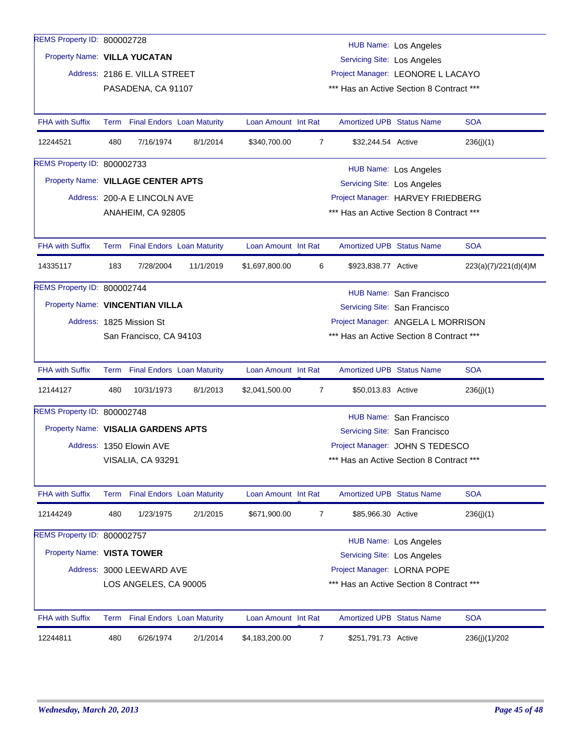REMS Property ID: 800002728

Property Name: **VILLA YUCATAN**

Address: 2186 E. VILLA STREET
PASADENA, CA 91107

HUB Name: Los Angeles
Servicing Site: Los Angeles
Project Manager: LEONORE L LACAYO
*** Has an Active Section 8 Contract ***

| FHA with Suffix | Term | Final Endors | Loan Maturity | Loan Amount | Int Rate | Amortized UPB | Status Name | SOA |
|---|---|---|---|---|---|---|---|---|
| 12244521 | 480 | 7/16/1974 | 8/1/2014 | $340,700.00 | 7 | $32,244.54 | Active | 236(j)(1) |

REMS Property ID: 800002733

Property Name: **VILLAGE CENTER APTS**

Address: 200-A E LINCOLN AVE
ANAHEIM, CA 92805

HUB Name: Los Angeles
Servicing Site: Los Angeles
Project Manager: HARVEY FRIEDBERG
*** Has an Active Section 8 Contract ***

| FHA with Suffix | Term | Final Endors | Loan Maturity | Loan Amount | Int Rate | Amortized UPB | Status Name | SOA |
|---|---|---|---|---|---|---|---|---|
| 14335117 | 183 | 7/28/2004 | 11/1/2019 | $1,697,800.00 | 6 | $923,838.77 | Active | 223(a)(7)/221(d)(4)M |

REMS Property ID: 800002744

Property Name: **VINCENTIAN VILLA**

Address: 1825 Mission St
San Francisco, CA 94103

HUB Name: San Francisco
Servicing Site: San Francisco
Project Manager: ANGELA L MORRISON
*** Has an Active Section 8 Contract ***

| FHA with Suffix | Term | Final Endors | Loan Maturity | Loan Amount | Int Rate | Amortized UPB | Status Name | SOA |
|---|---|---|---|---|---|---|---|---|
| 12144127 | 480 | 10/31/1973 | 8/1/2013 | $2,041,500.00 | 7 | $50,013.83 | Active | 236(j)(1) |

REMS Property ID: 800002748

Property Name: **VISALIA GARDENS APTS**

Address: 1350 Elowin AVE
VISALIA, CA 93291

HUB Name: San Francisco
Servicing Site: San Francisco
Project Manager: JOHN S TEDESCO
*** Has an Active Section 8 Contract ***

| FHA with Suffix | Term | Final Endors | Loan Maturity | Loan Amount | Int Rate | Amortized UPB | Status Name | SOA |
|---|---|---|---|---|---|---|---|---|
| 12144249 | 480 | 1/23/1975 | 2/1/2015 | $671,900.00 | 7 | $85,966.30 | Active | 236(j)(1) |

REMS Property ID: 800002757

Property Name: **VISTA TOWER**

Address: 3000 LEEWARD AVE
LOS ANGELES, CA 90005

HUB Name: Los Angeles
Servicing Site: Los Angeles
Project Manager: LORNA POPE
*** Has an Active Section 8 Contract ***

| FHA with Suffix | Term | Final Endors | Loan Maturity | Loan Amount | Int Rate | Amortized UPB | Status Name | SOA |
|---|---|---|---|---|---|---|---|---|
| 12244811 | 480 | 6/26/1974 | 2/1/2014 | $4,183,200.00 | 7 | $251,791.73 | Active | 236(j)(1)/202 |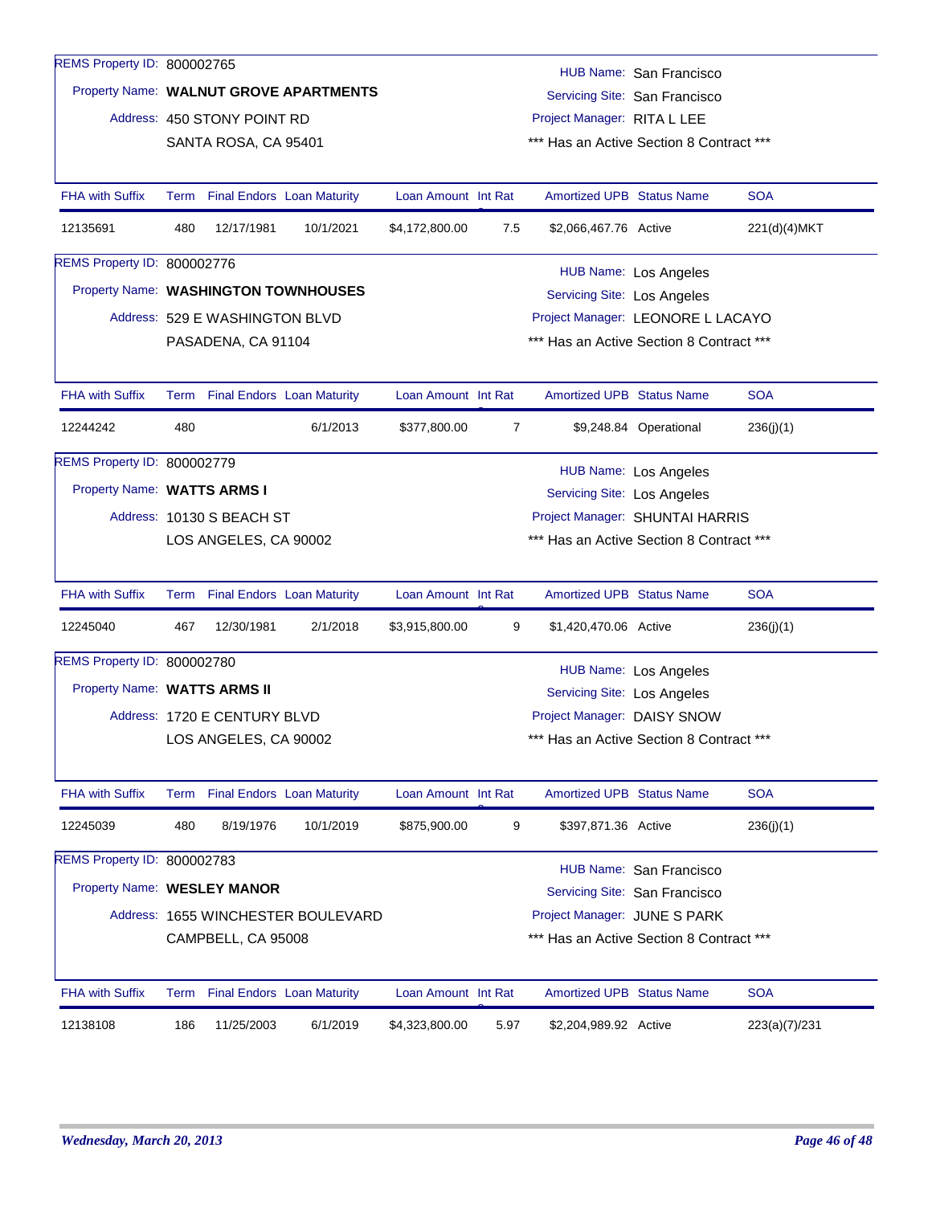REMS Property ID: 800002765

Property Name: **WALNUT GROVE APARTMENTS**

Address: 450 STONY POINT RD
SANTA ROSA, CA 95401

HUB Name: San Francisco
Servicing Site: San Francisco
Project Manager: RITA L LEE
*** Has an Active Section 8 Contract ***

| FHA with Suffix | Term | Final Endors | Loan Maturity | Loan Amount | Int Rate | Amortized UPB | Status Name | SOA |
|---|---|---|---|---|---|---|---|---|
| 12135691 | 480 | 12/17/1981 | 10/1/2021 | $4,172,800.00 | 7.5 | $2,066,467.76 | Active | 221(d)(4)MKT |

REMS Property ID: 800002776

Property Name: **WASHINGTON TOWNHOUSES**

Address: 529 E WASHINGTON BLVD
PASADENA, CA 91104

HUB Name: Los Angeles
Servicing Site: Los Angeles
Project Manager: LEONORE L LACAYO
*** Has an Active Section 8 Contract ***

| FHA with Suffix | Term | Final Endors | Loan Maturity | Loan Amount | Int Rate | Amortized UPB | Status Name | SOA |
|---|---|---|---|---|---|---|---|---|
| 12244242 | 480 | | 6/1/2013 | $377,800.00 | 7 | $9,248.84 | Operational | 236(j)(1) |

REMS Property ID: 800002779

Property Name: **WATTS ARMS I**

Address: 10130 S BEACH ST
LOS ANGELES, CA 90002

HUB Name: Los Angeles
Servicing Site: Los Angeles
Project Manager: SHUNTAI HARRIS
*** Has an Active Section 8 Contract ***

| FHA with Suffix | Term | Final Endors | Loan Maturity | Loan Amount | Int Rate | Amortized UPB | Status Name | SOA |
|---|---|---|---|---|---|---|---|---|
| 12245040 | 467 | 12/30/1981 | 2/1/2018 | $3,915,800.00 | 9 | $1,420,470.06 | Active | 236(j)(1) |

REMS Property ID: 800002780

Property Name: **WATTS ARMS II**

Address: 1720 E CENTURY BLVD
LOS ANGELES, CA 90002

HUB Name: Los Angeles
Servicing Site: Los Angeles
Project Manager: DAISY SNOW
*** Has an Active Section 8 Contract ***

| FHA with Suffix | Term | Final Endors | Loan Maturity | Loan Amount | Int Rate | Amortized UPB | Status Name | SOA |
|---|---|---|---|---|---|---|---|---|
| 12245039 | 480 | 8/19/1976 | 10/1/2019 | $875,900.00 | 9 | $397,871.36 | Active | 236(j)(1) |

REMS Property ID: 800002783

Property Name: **WESLEY MANOR**

Address: 1655 WINCHESTER BOULEVARD
CAMPBELL, CA 95008

HUB Name: San Francisco
Servicing Site: San Francisco
Project Manager: JUNE S PARK
*** Has an Active Section 8 Contract ***

| FHA with Suffix | Term | Final Endors | Loan Maturity | Loan Amount | Int Rate | Amortized UPB | Status Name | SOA |
|---|---|---|---|---|---|---|---|---|
| 12138108 | 186 | 11/25/2003 | 6/1/2019 | $4,323,800.00 | 5.97 | $2,204,989.92 | Active | 223(a)(7)/231 |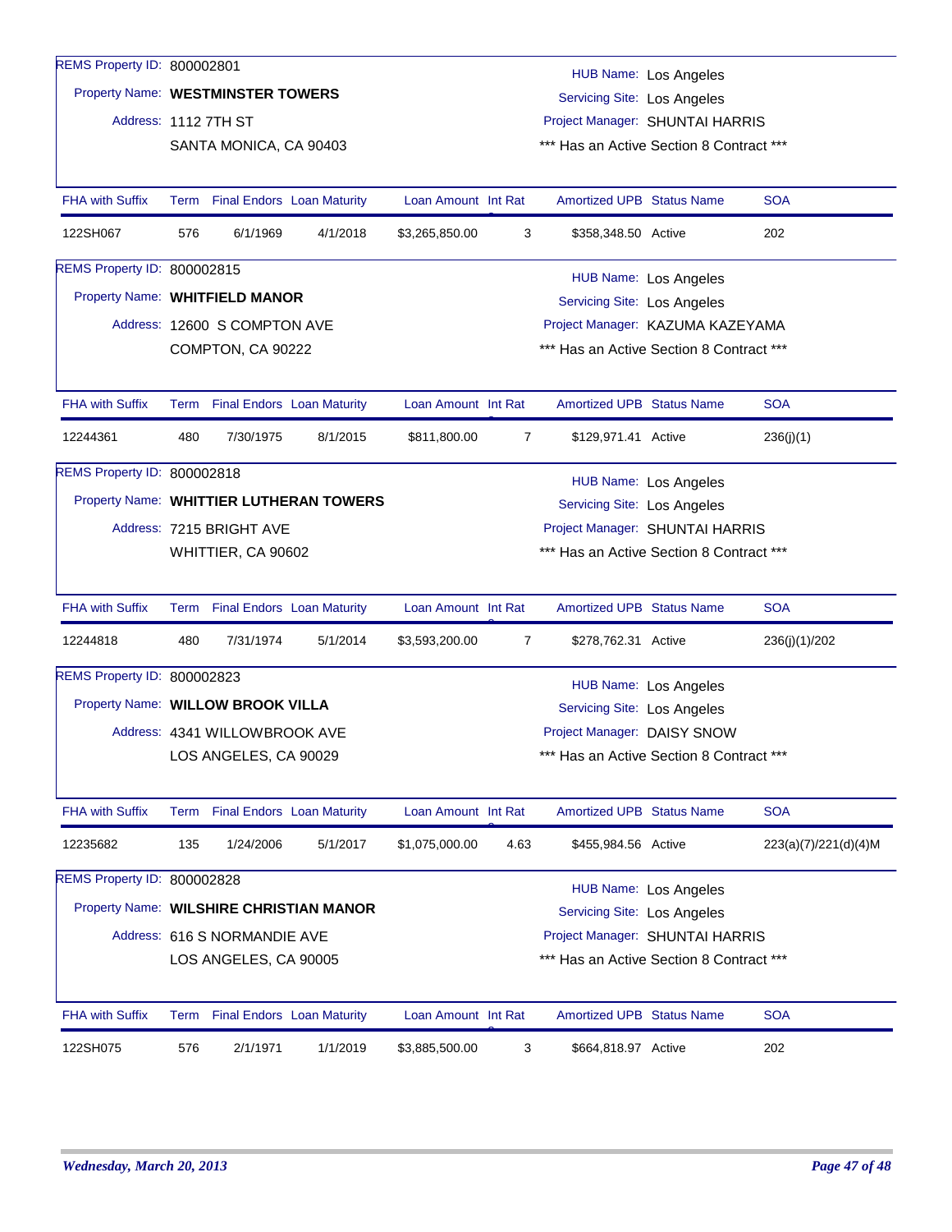REMS Property ID: 800002801

Property Name: **WESTMINSTER TOWERS**

Address: 1112 7TH ST
SANTA MONICA, CA 90403

HUB Name: Los Angeles
Servicing Site: Los Angeles
Project Manager: SHUNTAI HARRIS
*** Has an Active Section 8 Contract ***

| FHA with Suffix | Term | Final Endors | Loan Maturity | Loan Amount | Int Rate | Amortized UPB | Status Name | SOA |
|---|---|---|---|---|---|---|---|---|
| 122SH067 | 576 | 6/1/1969 | 4/1/2018 | $3,265,850.00 | 3 | $358,348.50 | Active | 202 |

REMS Property ID: 800002815

Property Name: **WHITFIELD MANOR**

Address: 12600 S COMPTON AVE
COMPTON, CA 90222

HUB Name: Los Angeles
Servicing Site: Los Angeles
Project Manager: KAZUMA KAZEYAMA
*** Has an Active Section 8 Contract ***

| FHA with Suffix | Term | Final Endors | Loan Maturity | Loan Amount | Int Rate | Amortized UPB | Status Name | SOA |
|---|---|---|---|---|---|---|---|---|
| 12244361 | 480 | 7/30/1975 | 8/1/2015 | $811,800.00 | 7 | $129,971.41 | Active | 236(j)(1) |

REMS Property ID: 800002818

Property Name: **WHITTIER LUTHERAN TOWERS**

Address: 7215 BRIGHT AVE
WHITTIER, CA 90602

HUB Name: Los Angeles
Servicing Site: Los Angeles
Project Manager: SHUNTAI HARRIS
*** Has an Active Section 8 Contract ***

| FHA with Suffix | Term | Final Endors | Loan Maturity | Loan Amount | Int Rate | Amortized UPB | Status Name | SOA |
|---|---|---|---|---|---|---|---|---|
| 12244818 | 480 | 7/31/1974 | 5/1/2014 | $3,593,200.00 | 7 | $278,762.31 | Active | 236(j)(1)/202 |

REMS Property ID: 800002823

Property Name: **WILLOW BROOK VILLA**

Address: 4341 WILLOWBROOK AVE
LOS ANGELES, CA 90029

HUB Name: Los Angeles
Servicing Site: Los Angeles
Project Manager: DAISY SNOW
*** Has an Active Section 8 Contract ***

| FHA with Suffix | Term | Final Endors | Loan Maturity | Loan Amount | Int Rate | Amortized UPB | Status Name | SOA |
|---|---|---|---|---|---|---|---|---|
| 12235682 | 135 | 1/24/2006 | 5/1/2017 | $1,075,000.00 | 4.63 | $455,984.56 | Active | 223(a)(7)/221(d)(4)M |

REMS Property ID: 800002828

Property Name: **WILSHIRE CHRISTIAN MANOR**

Address: 616 S NORMANDIE AVE
LOS ANGELES, CA 90005

HUB Name: Los Angeles
Servicing Site: Los Angeles
Project Manager: SHUNTAI HARRIS
*** Has an Active Section 8 Contract ***

| FHA with Suffix | Term | Final Endors | Loan Maturity | Loan Amount | Int Rate | Amortized UPB | Status Name | SOA |
|---|---|---|---|---|---|---|---|---|
| 122SH075 | 576 | 2/1/1971 | 1/1/2019 | $3,885,500.00 | 3 | $664,818.97 | Active | 202 |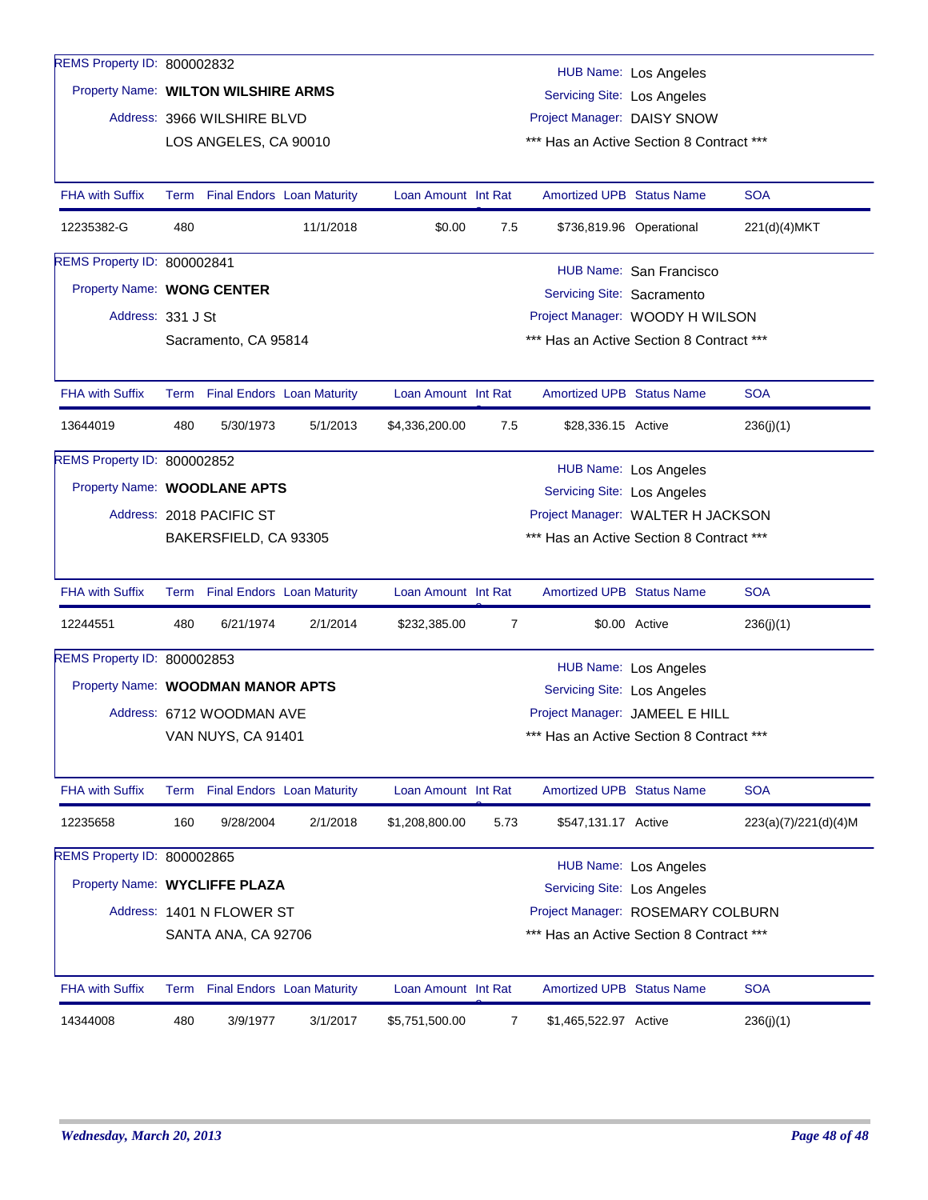REMS Property ID: 800002832

Property Name: **WILTON WILSHIRE ARMS**

Address: 3966 WILSHIRE BLVD
LOS ANGELES, CA 90010

HUB Name: Los Angeles
Servicing Site: Los Angeles
Project Manager: DAISY SNOW
*** Has an Active Section 8 Contract ***

| FHA with Suffix | Term | Final Endors | Loan Maturity | Loan Amount | Int Rat | Amortized UPB | Status Name | SOA |
|---|---|---|---|---|---|---|---|---|
| 12235382-G | 480 | | 11/1/2018 | $0.00 | 7.5 | $736,819.96 | Operational | 221(d)(4)MKT |

REMS Property ID: 800002841

Property Name: **WONG CENTER**

Address: 331 J St
Sacramento, CA 95814

HUB Name: San Francisco
Servicing Site: Sacramento
Project Manager: WOODY H WILSON
*** Has an Active Section 8 Contract ***

| FHA with Suffix | Term | Final Endors | Loan Maturity | Loan Amount | Int Rat | Amortized UPB | Status Name | SOA |
|---|---|---|---|---|---|---|---|---|
| 13644019 | 480 | 5/30/1973 | 5/1/2013 | $4,336,200.00 | 7.5 | $28,336.15 | Active | 236(j)(1) |

REMS Property ID: 800002852

Property Name: **WOODLANE APTS**

Address: 2018 PACIFIC ST
BAKERSFIELD, CA 93305

HUB Name: Los Angeles
Servicing Site: Los Angeles
Project Manager: WALTER H JACKSON
*** Has an Active Section 8 Contract ***

| FHA with Suffix | Term | Final Endors | Loan Maturity | Loan Amount | Int Rat | Amortized UPB | Status Name | SOA |
|---|---|---|---|---|---|---|---|---|
| 12244551 | 480 | 6/21/1974 | 2/1/2014 | $232,385.00 | 7 | $0.00 | Active | 236(j)(1) |

REMS Property ID: 800002853

Property Name: **WOODMAN MANOR APTS**

Address: 6712 WOODMAN AVE
VAN NUYS, CA 91401

HUB Name: Los Angeles
Servicing Site: Los Angeles
Project Manager: JAMEEL E HILL
*** Has an Active Section 8 Contract ***

| FHA with Suffix | Term | Final Endors | Loan Maturity | Loan Amount | Int Rat | Amortized UPB | Status Name | SOA |
|---|---|---|---|---|---|---|---|---|
| 12235658 | 160 | 9/28/2004 | 2/1/2018 | $1,208,800.00 | 5.73 | $547,131.17 | Active | 223(a)(7)/221(d)(4)M |

REMS Property ID: 800002865

Property Name: **WYCLIFFE PLAZA**

Address: 1401 N FLOWER ST
SANTA ANA, CA 92706

HUB Name: Los Angeles
Servicing Site: Los Angeles
Project Manager: ROSEMARY COLBURN
*** Has an Active Section 8 Contract ***

| FHA with Suffix | Term | Final Endors | Loan Maturity | Loan Amount | Int Rat | Amortized UPB | Status Name | SOA |
|---|---|---|---|---|---|---|---|---|
| 14344008 | 480 | 3/9/1977 | 3/1/2017 | $5,751,500.00 | 7 | $1,465,522.97 | Active | 236(j)(1) |